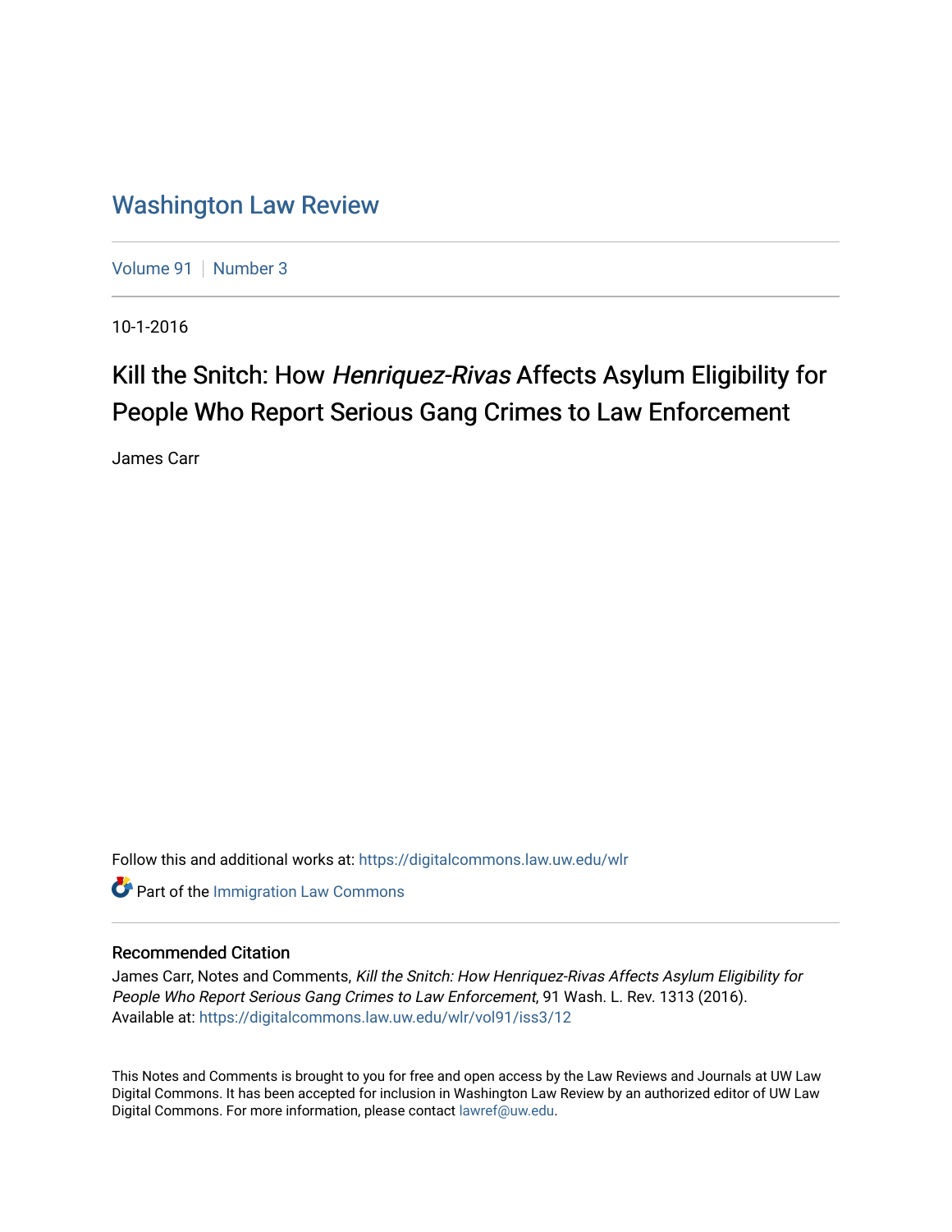# Washington Law Review

Volume 91 | Number 3

10-1-2016

## Kill the Snitch: How *Henriquez-Rivas* Affects Asylum Eligibility for People Who Report Serious Gang Crimes to Law Enforcement

James Carr

Follow this and additional works at: https://digitalcommons.law.uw.edu/wlr

Part of the Immigration Law Commons

### Recommended Citation

James Carr, Notes and Comments, *Kill the Snitch: How Henriquez-Rivas Affects Asylum Eligibility for People Who Report Serious Gang Crimes to Law Enforcement*, 91 Wash. L. Rev. 1313 (2016).
Available at: https://digitalcommons.law.uw.edu/wlr/vol91/iss3/12

This Notes and Comments is brought to you for free and open access by the Law Reviews and Journals at UW Law Digital Commons. It has been accepted for inclusion in Washington Law Review by an authorized editor of UW Law Digital Commons. For more information, please contact lawref@uw.edu.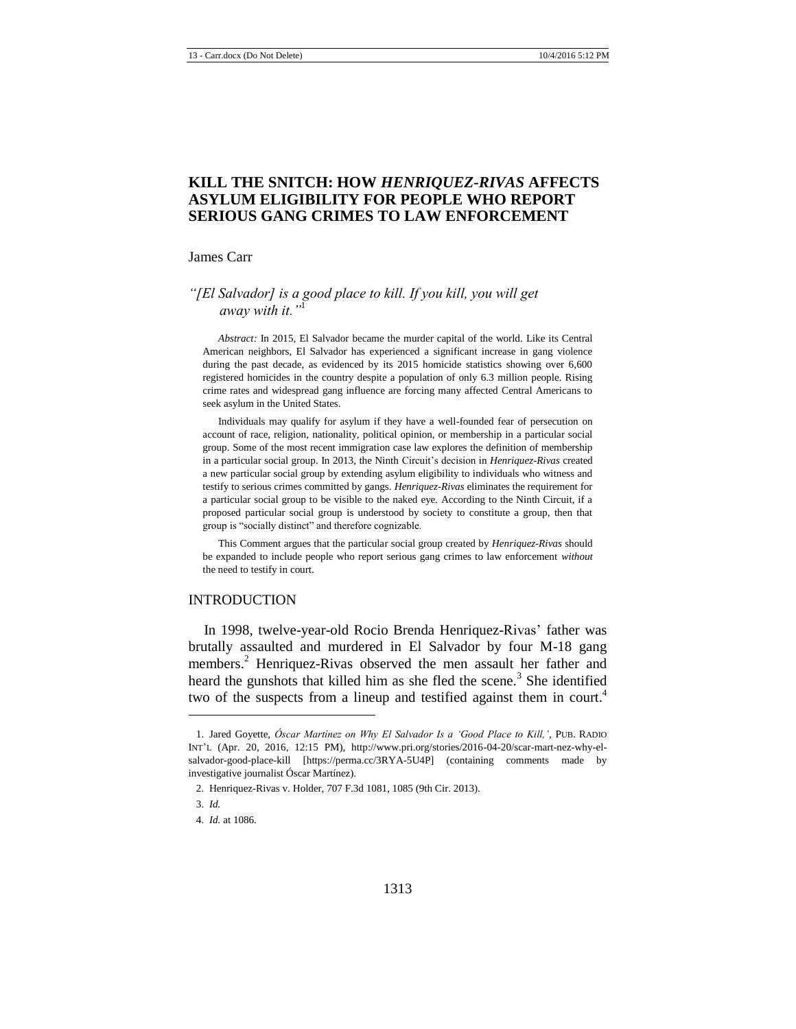# KILL THE SNITCH: HOW *HENRIQUEZ-RIVAS* AFFECTS ASYLUM ELIGIBILITY FOR PEOPLE WHO REPORT SERIOUS GANG CRIMES TO LAW ENFORCEMENT

James Carr

*"[El Salvador] is a good place to kill. If you kill, you will get away with it."*[1]

*Abstract:* In 2015, El Salvador became the murder capital of the world. Like its Central American neighbors, El Salvador has experienced a significant increase in gang violence during the past decade, as evidenced by its 2015 homicide statistics showing over 6,600 registered homicides in the country despite a population of only 6.3 million people. Rising crime rates and widespread gang influence are forcing many affected Central Americans to seek asylum in the United States.

Individuals may qualify for asylum if they have a well-founded fear of persecution on account of race, religion, nationality, political opinion, or membership in a particular social group. Some of the most recent immigration case law explores the definition of membership in a particular social group. In 2013, the Ninth Circuit's decision in *Henriquez-Rivas* created a new particular social group by extending asylum eligibility to individuals who witness and testify to serious crimes committed by gangs. *Henriquez-Rivas* eliminates the requirement for a particular social group to be visible to the naked eye. According to the Ninth Circuit, if a proposed particular social group is understood by society to constitute a group, then that group is "socially distinct" and therefore cognizable.

This Comment argues that the particular social group created by *Henriquez-Rivas* should be expanded to include people who report serious gang crimes to law enforcement *without* the need to testify in court.

## INTRODUCTION

In 1998, twelve-year-old Rocio Brenda Henriquez-Rivas' father was brutally assaulted and murdered in El Salvador by four M-18 gang members.[2] Henriquez-Rivas observed the men assault her father and heard the gunshots that killed him as she fled the scene.[3] She identified two of the suspects from a lineup and testified against them in court.[4]

---

1. Jared Goyette, *Óscar Martínez on Why El Salvador Is a 'Good Place to Kill,'*, PUB. RADIO INT'L (Apr. 20, 2016, 12:15 PM), http://www.pri.org/stories/2016-04-20/scar-mart-nez-why-el-salvador-good-place-kill [https://perma.cc/3RYA-5U4P] (containing comments made by investigative journalist Óscar Martínez).

2. Henriquez-Rivas v. Holder, 707 F.3d 1081, 1085 (9th Cir. 2013).

3. *Id.*

4. *Id.* at 1086.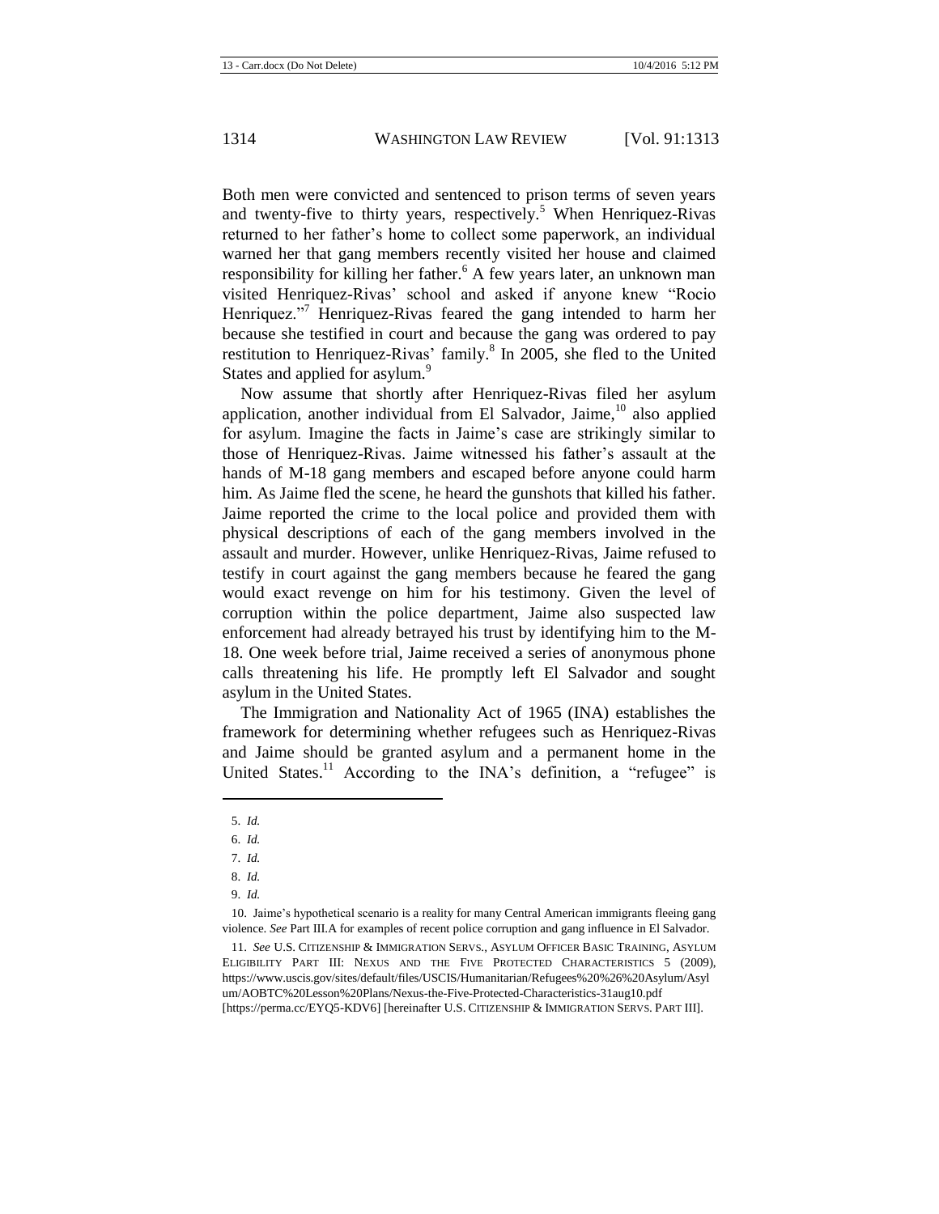Both men were convicted and sentenced to prison terms of seven years and twenty-five to thirty years, respectively.[5] When Henriquez-Rivas returned to her father's home to collect some paperwork, an individual warned her that gang members recently visited her house and claimed responsibility for killing her father.[6] A few years later, an unknown man visited Henriquez-Rivas' school and asked if anyone knew "Rocio Henriquez."[7] Henriquez-Rivas feared the gang intended to harm her because she testified in court and because the gang was ordered to pay restitution to Henriquez-Rivas' family.[8] In 2005, she fled to the United States and applied for asylum.[9]

Now assume that shortly after Henriquez-Rivas filed her asylum application, another individual from El Salvador, Jaime,[10] also applied for asylum. Imagine the facts in Jaime's case are strikingly similar to those of Henriquez-Rivas. Jaime witnessed his father's assault at the hands of M-18 gang members and escaped before anyone could harm him. As Jaime fled the scene, he heard the gunshots that killed his father. Jaime reported the crime to the local police and provided them with physical descriptions of each of the gang members involved in the assault and murder. However, unlike Henriquez-Rivas, Jaime refused to testify in court against the gang members because he feared the gang would exact revenge on him for his testimony. Given the level of corruption within the police department, Jaime also suspected law enforcement had already betrayed his trust by identifying him to the M-18. One week before trial, Jaime received a series of anonymous phone calls threatening his life. He promptly left El Salvador and sought asylum in the United States.

The Immigration and Nationality Act of 1965 (INA) establishes the framework for determining whether refugees such as Henriquez-Rivas and Jaime should be granted asylum and a permanent home in the United States.[11] According to the INA's definition, a "refugee" is

---

5. *Id.*

6. *Id.*

7. *Id.*

8. *Id.*

9. *Id.*

10. Jaime's hypothetical scenario is a reality for many Central American immigrants fleeing gang violence. *See* Part III.A for examples of recent police corruption and gang influence in El Salvador.

11. *See* U.S. CITIZENSHIP & IMMIGRATION SERVS., ASYLUM OFFICER BASIC TRAINING, ASYLUM ELIGIBILITY PART III: NEXUS AND THE FIVE PROTECTED CHARACTERISTICS 5 (2009), https://www.uscis.gov/sites/default/files/USCIS/Humanitarian/Refugees%20%26%20Asylum/Asylum/AOBTC%20Lesson%20Plans/Nexus-the-Five-Protected-Characteristics-31aug10.pdf [https://perma.cc/EYQ5-KDV6] [hereinafter U.S. CITIZENSHIP & IMMIGRATION SERVS. PART III].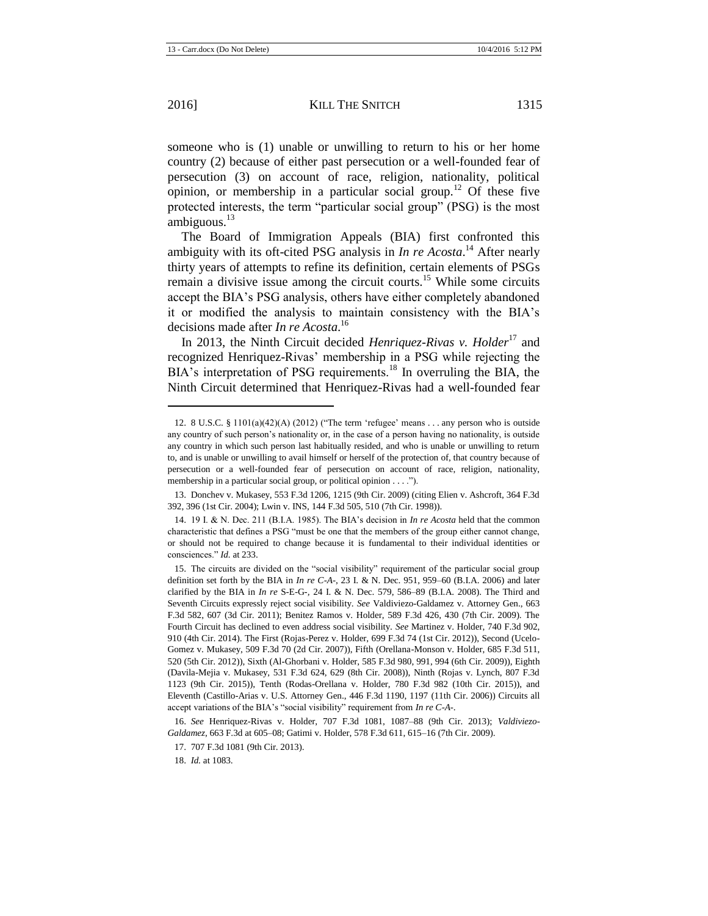someone who is (1) unable or unwilling to return to his or her home country (2) because of either past persecution or a well-founded fear of persecution (3) on account of race, religion, nationality, political opinion, or membership in a particular social group.[12] Of these five protected interests, the term "particular social group" (PSG) is the most ambiguous.[13]

The Board of Immigration Appeals (BIA) first confronted this ambiguity with its oft-cited PSG analysis in *In re Acosta*.[14] After nearly thirty years of attempts to refine its definition, certain elements of PSGs remain a divisive issue among the circuit courts.[15] While some circuits accept the BIA's PSG analysis, others have either completely abandoned it or modified the analysis to maintain consistency with the BIA's decisions made after *In re Acosta*.[16]

In 2013, the Ninth Circuit decided *Henriquez-Rivas v. Holder*[17] and recognized Henriquez-Rivas' membership in a PSG while rejecting the BIA's interpretation of PSG requirements.[18] In overruling the BIA, the Ninth Circuit determined that Henriquez-Rivas had a well-founded fear

---

12. 8 U.S.C. § 1101(a)(42)(A) (2012) ("The term 'refugee' means . . . any person who is outside any country of such person's nationality or, in the case of a person having no nationality, is outside any country in which such person last habitually resided, and who is unable or unwilling to return to, and is unable or unwilling to avail himself or herself of the protection of, that country because of persecution or a well-founded fear of persecution on account of race, religion, nationality, membership in a particular social group, or political opinion . . . .").

13. Donchev v. Mukasey, 553 F.3d 1206, 1215 (9th Cir. 2009) (citing Elien v. Ashcroft, 364 F.3d 392, 396 (1st Cir. 2004); Lwin v. INS, 144 F.3d 505, 510 (7th Cir. 1998)).

14. 19 I. & N. Dec. 211 (B.I.A. 1985). The BIA's decision in *In re Acosta* held that the common characteristic that defines a PSG "must be one that the members of the group either cannot change, or should not be required to change because it is fundamental to their individual identities or consciences." *Id.* at 233.

15. The circuits are divided on the "social visibility" requirement of the particular social group definition set forth by the BIA in *In re C-A-*, 23 I. & N. Dec. 951, 959–60 (B.I.A. 2006) and later clarified by the BIA in *In re* S-E-G-, 24 I. & N. Dec. 579, 586–89 (B.I.A. 2008). The Third and Seventh Circuits expressly reject social visibility. *See* Valdiviezo-Galdamez v. Attorney Gen., 663 F.3d 582, 607 (3d Cir. 2011); Benitez Ramos v. Holder, 589 F.3d 426, 430 (7th Cir. 2009). The Fourth Circuit has declined to even address social visibility. *See* Martinez v. Holder, 740 F.3d 902, 910 (4th Cir. 2014). The First (Rojas-Perez v. Holder, 699 F.3d 74 (1st Cir. 2012)), Second (Ucelo-Gomez v. Mukasey, 509 F.3d 70 (2d Cir. 2007)), Fifth (Orellana-Monson v. Holder, 685 F.3d 511, 520 (5th Cir. 2012)), Sixth (Al-Ghorbani v. Holder, 585 F.3d 980, 991, 994 (6th Cir. 2009)), Eighth (Davila-Mejia v. Mukasey, 531 F.3d 624, 629 (8th Cir. 2008)), Ninth (Rojas v. Lynch, 807 F.3d 1123 (9th Cir. 2015)), Tenth (Rodas-Orellana v. Holder, 780 F.3d 982 (10th Cir. 2015)), and Eleventh (Castillo-Arias v. U.S. Attorney Gen., 446 F.3d 1190, 1197 (11th Cir. 2006)) Circuits all accept variations of the BIA's "social visibility" requirement from *In re C-A-*.

16. *See* Henriquez-Rivas v. Holder, 707 F.3d 1081, 1087–88 (9th Cir. 2013); *Valdiviezo-Galdamez*, 663 F.3d at 605–08; Gatimi v. Holder, 578 F.3d 611, 615–16 (7th Cir. 2009).

17. 707 F.3d 1081 (9th Cir. 2013).

18. *Id.* at 1083.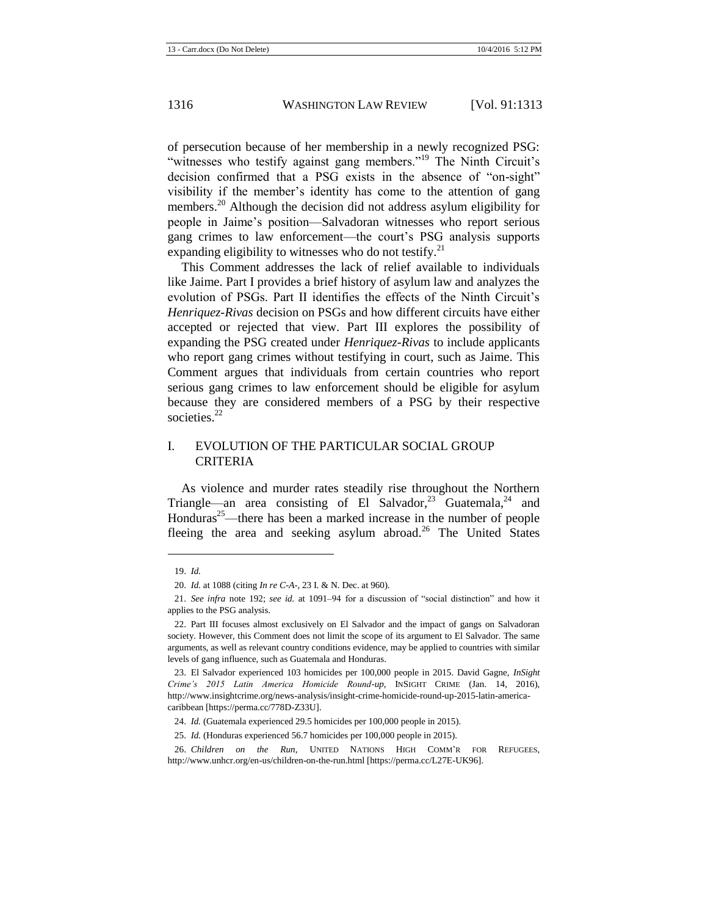of persecution because of her membership in a newly recognized PSG: "witnesses who testify against gang members."[19] The Ninth Circuit's decision confirmed that a PSG exists in the absence of "on-sight" visibility if the member's identity has come to the attention of gang members.[20] Although the decision did not address asylum eligibility for people in Jaime's position—Salvadoran witnesses who report serious gang crimes to law enforcement—the court's PSG analysis supports expanding eligibility to witnesses who do not testify.[21]

This Comment addresses the lack of relief available to individuals like Jaime. Part I provides a brief history of asylum law and analyzes the evolution of PSGs. Part II identifies the effects of the Ninth Circuit's *Henriquez-Rivas* decision on PSGs and how different circuits have either accepted or rejected that view. Part III explores the possibility of expanding the PSG created under *Henriquez-Rivas* to include applicants who report gang crimes without testifying in court, such as Jaime. This Comment argues that individuals from certain countries who report serious gang crimes to law enforcement should be eligible for asylum because they are considered members of a PSG by their respective societies.[22]

## I. EVOLUTION OF THE PARTICULAR SOCIAL GROUP CRITERIA

As violence and murder rates steadily rise throughout the Northern Triangle—an area consisting of El Salvador,[23] Guatemala,[24] and Honduras[25]—there has been a marked increase in the number of people fleeing the area and seeking asylum abroad.[26] The United States

---

19. *Id.*

20. *Id.* at 1088 (citing *In re C-A-*, 23 I. & N. Dec. at 960).

21. *See infra* note 192; *see id.* at 1091–94 for a discussion of "social distinction" and how it applies to the PSG analysis.

22. Part III focuses almost exclusively on El Salvador and the impact of gangs on Salvadoran society. However, this Comment does not limit the scope of its argument to El Salvador. The same arguments, as well as relevant country conditions evidence, may be applied to countries with similar levels of gang influence, such as Guatemala and Honduras.

23. El Salvador experienced 103 homicides per 100,000 people in 2015. David Gagne, *InSight Crime's 2015 Latin America Homicide Round-up*, INSIGHT CRIME (Jan. 14, 2016), http://www.insightcrime.org/news-analysis/insight-crime-homicide-round-up-2015-latin-america-caribbean [https://perma.cc/778D-Z33U].

24. *Id.* (Guatemala experienced 29.5 homicides per 100,000 people in 2015).

25. *Id.* (Honduras experienced 56.7 homicides per 100,000 people in 2015).

26. *Children on the Run*, UNITED NATIONS HIGH COMM'R FOR REFUGEES, http://www.unhcr.org/en-us/children-on-the-run.html [https://perma.cc/L27E-UK96].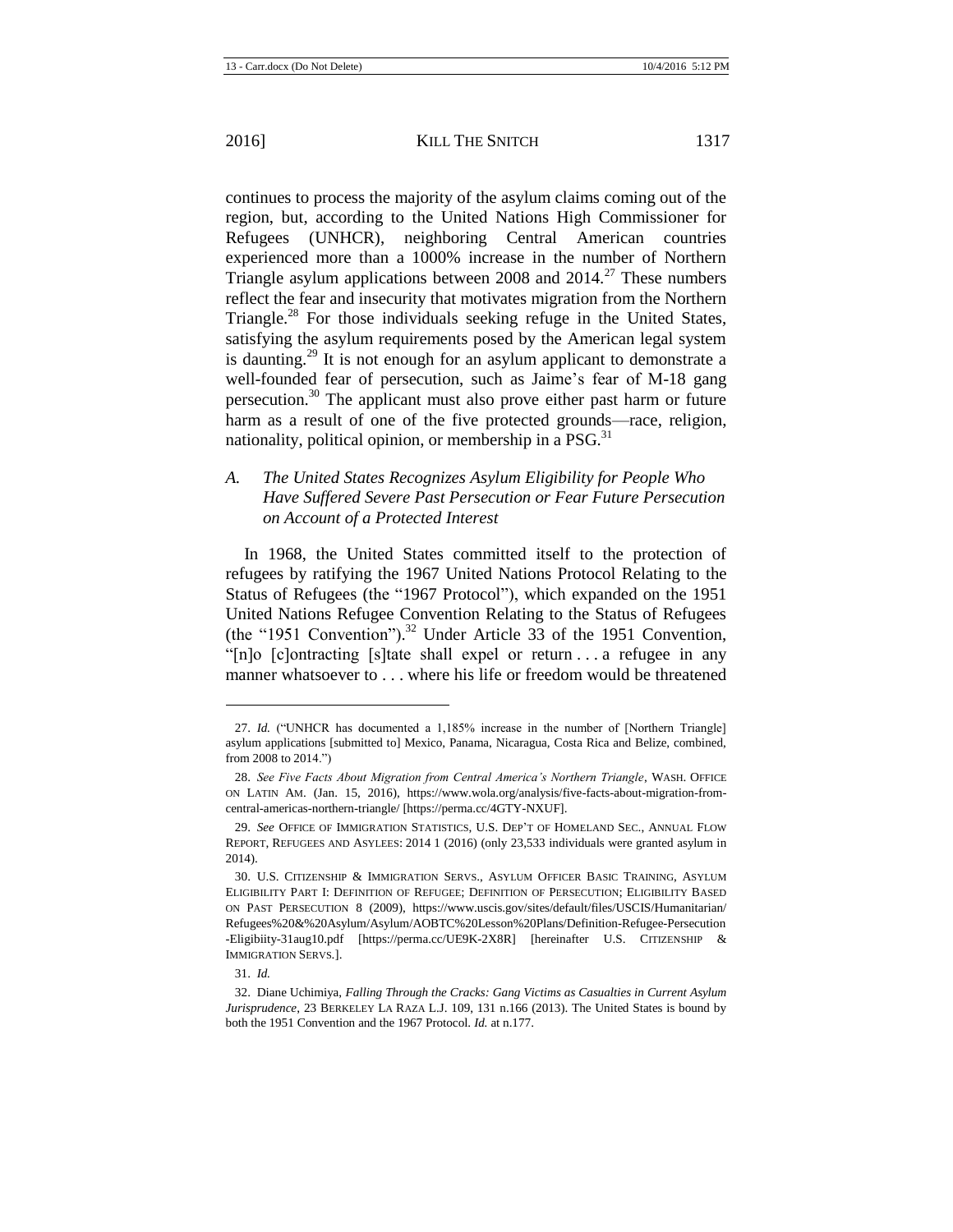continues to process the majority of the asylum claims coming out of the region, but, according to the United Nations High Commissioner for Refugees (UNHCR), neighboring Central American countries experienced more than a 1000% increase in the number of Northern Triangle asylum applications between 2008 and 2014.[27] These numbers reflect the fear and insecurity that motivates migration from the Northern Triangle.[28] For those individuals seeking refuge in the United States, satisfying the asylum requirements posed by the American legal system is daunting.[29] It is not enough for an asylum applicant to demonstrate a well-founded fear of persecution, such as Jaime's fear of M-18 gang persecution.[30] The applicant must also prove either past harm or future harm as a result of one of the five protected grounds—race, religion, nationality, political opinion, or membership in a PSG.[31]

### *A. The United States Recognizes Asylum Eligibility for People Who Have Suffered Severe Past Persecution or Fear Future Persecution on Account of a Protected Interest*

In 1968, the United States committed itself to the protection of refugees by ratifying the 1967 United Nations Protocol Relating to the Status of Refugees (the "1967 Protocol"), which expanded on the 1951 United Nations Refugee Convention Relating to the Status of Refugees (the "1951 Convention").[32] Under Article 33 of the 1951 Convention, "[n]o [c]ontracting [s]tate shall expel or return . . . a refugee in any manner whatsoever to . . . where his life or freedom would be threatened

---

27. *Id.* ("UNHCR has documented a 1,185% increase in the number of [Northern Triangle] asylum applications [submitted to] Mexico, Panama, Nicaragua, Costa Rica and Belize, combined, from 2008 to 2014.")

28. *See Five Facts About Migration from Central America's Northern Triangle*, WASH. OFFICE ON LATIN AM. (Jan. 15, 2016), https://www.wola.org/analysis/five-facts-about-migration-from-central-americas-northern-triangle/ [https://perma.cc/4GTY-NXUF].

29. *See* OFFICE OF IMMIGRATION STATISTICS, U.S. DEP'T OF HOMELAND SEC., ANNUAL FLOW REPORT, REFUGEES AND ASYLEES: 2014 1 (2016) (only 23,533 individuals were granted asylum in 2014).

30. U.S. CITIZENSHIP & IMMIGRATION SERVS., ASYLUM OFFICER BASIC TRAINING, ASYLUM ELIGIBILITY PART I: DEFINITION OF REFUGEE; DEFINITION OF PERSECUTION; ELIGIBILITY BASED ON PAST PERSECUTION 8 (2009), https://www.uscis.gov/sites/default/files/USCIS/Humanitarian/Refugees%20&%20Asylum/Asylum/AOBTC%20Lesson%20Plans/Definition-Refugee-Persecution-Eligibiity-31aug10.pdf [https://perma.cc/UE9K-2X8R] [hereinafter U.S. CITIZENSHIP & IMMIGRATION SERVS.].

31. *Id.*

32. Diane Uchimiya, *Falling Through the Cracks: Gang Victims as Casualties in Current Asylum Jurisprudence*, 23 BERKELEY LA RAZA L.J. 109, 131 n.166 (2013). The United States is bound by both the 1951 Convention and the 1967 Protocol. *Id.* at n.177.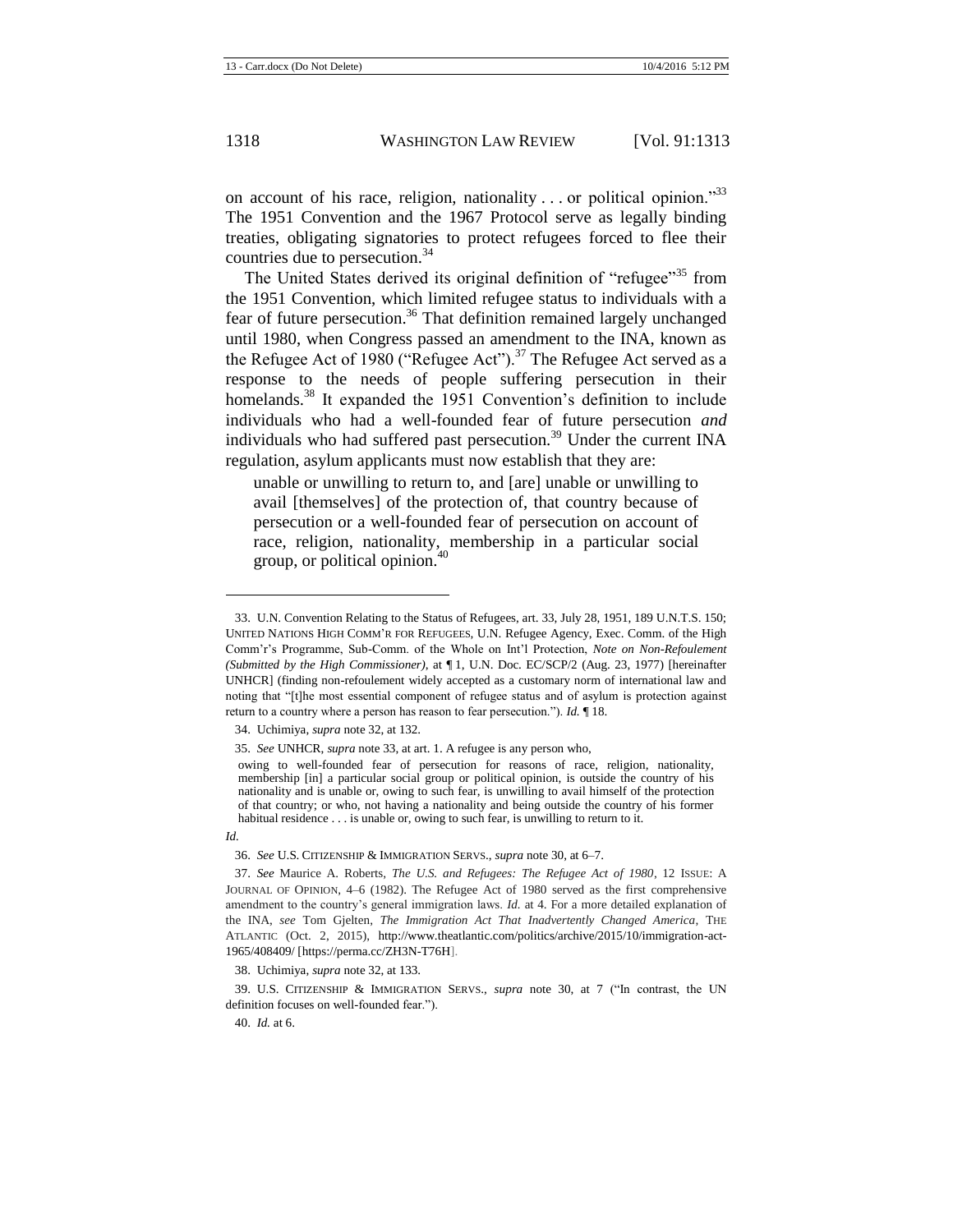on account of his race, religion, nationality . . . or political opinion."[33] The 1951 Convention and the 1967 Protocol serve as legally binding treaties, obligating signatories to protect refugees forced to flee their countries due to persecution.[34]

The United States derived its original definition of "refugee"[35] from the 1951 Convention, which limited refugee status to individuals with a fear of future persecution.[36] That definition remained largely unchanged until 1980, when Congress passed an amendment to the INA, known as the Refugee Act of 1980 ("Refugee Act").[37] The Refugee Act served as a response to the needs of people suffering persecution in their homelands.[38] It expanded the 1951 Convention's definition to include individuals who had a well-founded fear of future persecution *and* individuals who had suffered past persecution.[39] Under the current INA regulation, asylum applicants must now establish that they are:

> unable or unwilling to return to, and [are] unable or unwilling to avail [themselves] of the protection of, that country because of persecution or a well-founded fear of persecution on account of race, religion, nationality, membership in a particular social group, or political opinion.[40]

---

33. U.N. Convention Relating to the Status of Refugees, art. 33, July 28, 1951, 189 U.N.T.S. 150; UNITED NATIONS HIGH COMM'R FOR REFUGEES, U.N. Refugee Agency, Exec. Comm. of the High Comm'r's Programme, Sub-Comm. of the Whole on Int'l Protection, *Note on Non-Refoulement (Submitted by the High Commissioner)*, at ¶ 1, U.N. Doc. EC/SCP/2 (Aug. 23, 1977) [hereinafter UNHCR] (finding non-refoulement widely accepted as a customary norm of international law and noting that "[t]he most essential component of refugee status and of asylum is protection against return to a country where a person has reason to fear persecution."). *Id.* ¶ 18.

34. Uchimiya, *supra* note 32, at 132.

35. *See* UNHCR, *supra* note 33, at art. 1. A refugee is any person who,

> owing to well-founded fear of persecution for reasons of race, religion, nationality, membership [in] a particular social group or political opinion, is outside the country of his nationality and is unable or, owing to such fear, is unwilling to avail himself of the protection of that country; or who, not having a nationality and being outside the country of his former habitual residence . . . is unable or, owing to such fear, is unwilling to return to it.

*Id.*

36. *See* U.S. CITIZENSHIP & IMMIGRATION SERVS., *supra* note 30, at 6–7.

37. *See* Maurice A. Roberts, *The U.S. and Refugees: The Refugee Act of 1980*, 12 ISSUE: A JOURNAL OF OPINION, 4–6 (1982). The Refugee Act of 1980 served as the first comprehensive amendment to the country's general immigration laws. *Id.* at 4. For a more detailed explanation of the INA, *see* Tom Gjelten, *The Immigration Act That Inadvertently Changed America*, THE ATLANTIC (Oct. 2, 2015), http://www.theatlantic.com/politics/archive/2015/10/immigration-act-1965/408409/ [https://perma.cc/ZH3N-T76H].

38. Uchimiya, *supra* note 32, at 133.

39. U.S. CITIZENSHIP & IMMIGRATION SERVS., *supra* note 30, at 7 ("In contrast, the UN definition focuses on well-founded fear.").

40. *Id.* at 6.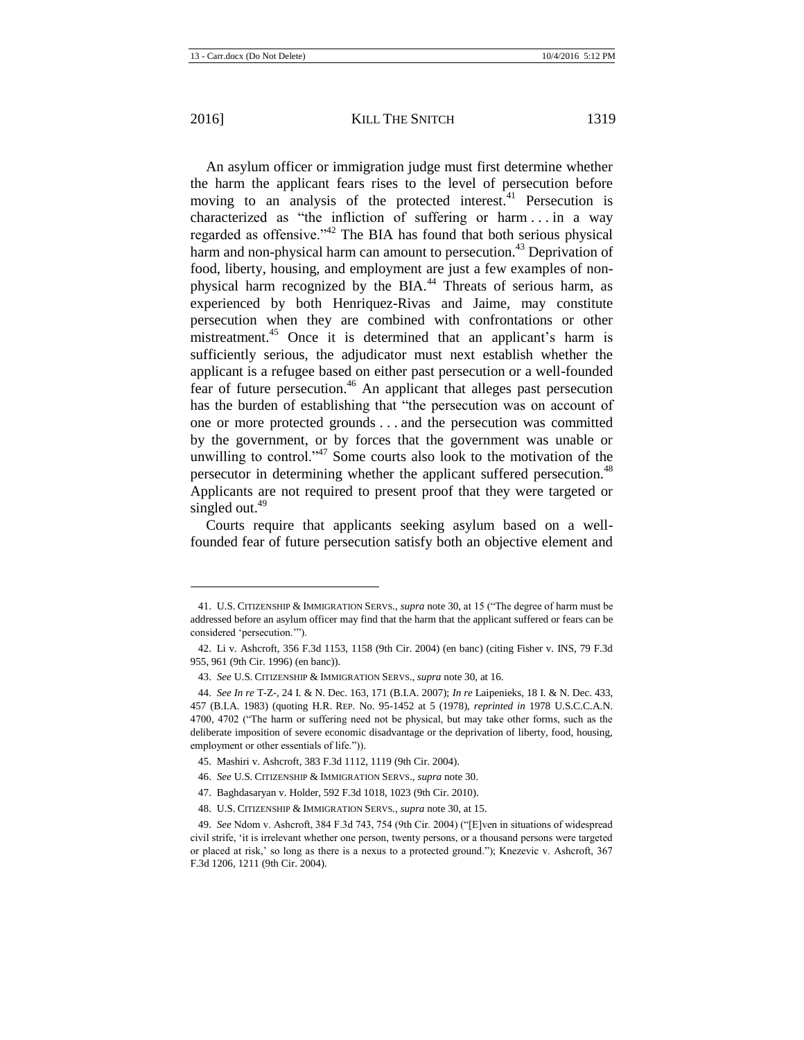An asylum officer or immigration judge must first determine whether the harm the applicant fears rises to the level of persecution before moving to an analysis of the protected interest.[41] Persecution is characterized as "the infliction of suffering or harm . . . in a way regarded as offensive."[42] The BIA has found that both serious physical harm and non-physical harm can amount to persecution.[43] Deprivation of food, liberty, housing, and employment are just a few examples of non-physical harm recognized by the BIA.[44] Threats of serious harm, as experienced by both Henriquez-Rivas and Jaime, may constitute persecution when they are combined with confrontations or other mistreatment.[45] Once it is determined that an applicant's harm is sufficiently serious, the adjudicator must next establish whether the applicant is a refugee based on either past persecution or a well-founded fear of future persecution.[46] An applicant that alleges past persecution has the burden of establishing that "the persecution was on account of one or more protected grounds . . . and the persecution was committed by the government, or by forces that the government was unable or unwilling to control."[47] Some courts also look to the motivation of the persecutor in determining whether the applicant suffered persecution.[48] Applicants are not required to present proof that they were targeted or singled out.[49]

Courts require that applicants seeking asylum based on a well-founded fear of future persecution satisfy both an objective element and

---

41. U.S. CITIZENSHIP & IMMIGRATION SERVS., *supra* note 30, at 15 ("The degree of harm must be addressed before an asylum officer may find that the harm that the applicant suffered or fears can be considered 'persecution.'").

42. Li v. Ashcroft, 356 F.3d 1153, 1158 (9th Cir. 2004) (en banc) (citing Fisher v. INS, 79 F.3d 955, 961 (9th Cir. 1996) (en banc)).

43. *See* U.S. CITIZENSHIP & IMMIGRATION SERVS., *supra* note 30, at 16.

44. *See In re* T-Z-, 24 I. & N. Dec. 163, 171 (B.I.A. 2007); *In re* Laipenieks, 18 I. & N. Dec. 433, 457 (B.I.A. 1983) (quoting H.R. REP. No. 95-1452 at 5 (1978), *reprinted in* 1978 U.S.C.C.A.N. 4700, 4702 ("The harm or suffering need not be physical, but may take other forms, such as the deliberate imposition of severe economic disadvantage or the deprivation of liberty, food, housing, employment or other essentials of life.")).

45. Mashiri v. Ashcroft, 383 F.3d 1112, 1119 (9th Cir. 2004).

46. *See* U.S. CITIZENSHIP & IMMIGRATION SERVS., *supra* note 30.

47. Baghdasaryan v. Holder, 592 F.3d 1018, 1023 (9th Cir. 2010).

48. U.S. CITIZENSHIP & IMMIGRATION SERVS., *supra* note 30, at 15.

49. *See* Ndom v. Ashcroft, 384 F.3d 743, 754 (9th Cir. 2004) ("[E]ven in situations of widespread civil strife, 'it is irrelevant whether one person, twenty persons, or a thousand persons were targeted or placed at risk,' so long as there is a nexus to a protected ground."); Knezevic v. Ashcroft, 367 F.3d 1206, 1211 (9th Cir. 2004).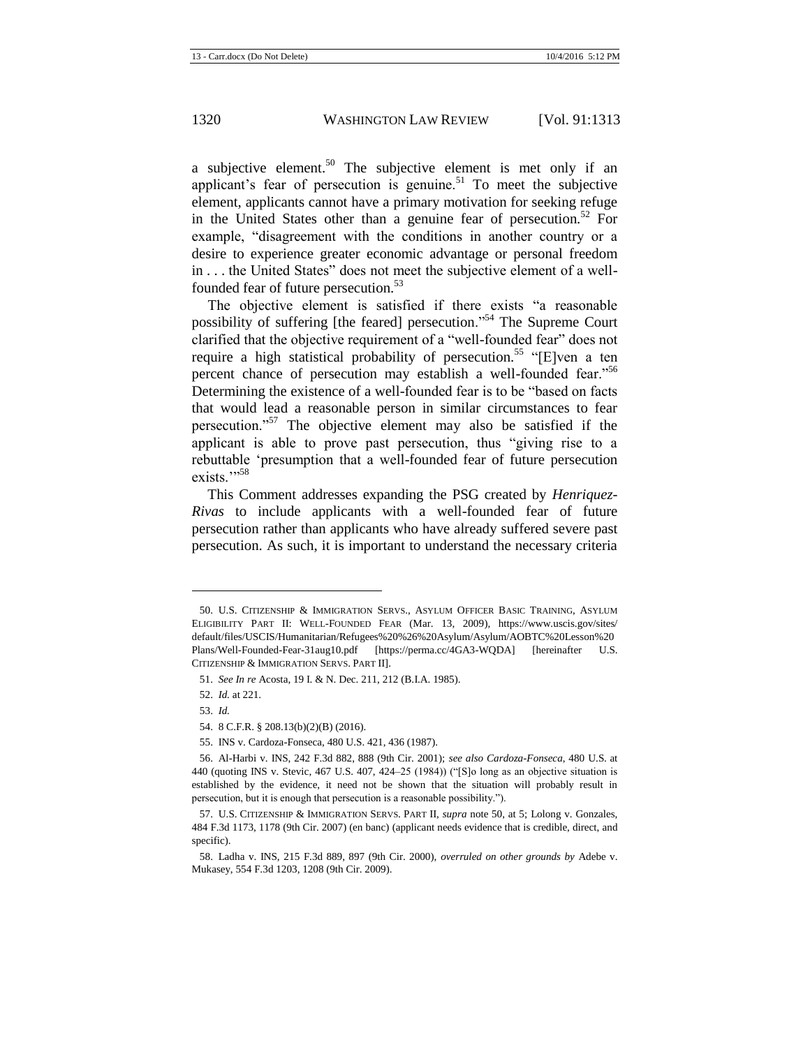a subjective element.[50] The subjective element is met only if an applicant's fear of persecution is genuine.[51] To meet the subjective element, applicants cannot have a primary motivation for seeking refuge in the United States other than a genuine fear of persecution.[52] For example, "disagreement with the conditions in another country or a desire to experience greater economic advantage or personal freedom in . . . the United States" does not meet the subjective element of a well-founded fear of future persecution.[53]

The objective element is satisfied if there exists "a reasonable possibility of suffering [the feared] persecution."[54] The Supreme Court clarified that the objective requirement of a "well-founded fear" does not require a high statistical probability of persecution.[55] "[E]ven a ten percent chance of persecution may establish a well-founded fear."[56] Determining the existence of a well-founded fear is to be "based on facts that would lead a reasonable person in similar circumstances to fear persecution."[57] The objective element may also be satisfied if the applicant is able to prove past persecution, thus "giving rise to a rebuttable 'presumption that a well-founded fear of future persecution exists.'"[58]

This Comment addresses expanding the PSG created by *Henriquez-Rivas* to include applicants with a well-founded fear of future persecution rather than applicants who have already suffered severe past persecution. As such, it is important to understand the necessary criteria

---

50. U.S. CITIZENSHIP & IMMIGRATION SERVS., ASYLUM OFFICER BASIC TRAINING, ASYLUM ELIGIBILITY PART II: WELL-FOUNDED FEAR (Mar. 13, 2009), https://www.uscis.gov/sites/default/files/USCIS/Humanitarian/Refugees%20%26%20Asylum/Asylum/AOBTC%20Lesson%20Plans/Well-Founded-Fear-31aug10.pdf [https://perma.cc/4GA3-WQDA] [hereinafter U.S. CITIZENSHIP & IMMIGRATION SERVS. PART II].

51. *See In re* Acosta, 19 I. & N. Dec. 211, 212 (B.I.A. 1985).

52. *Id.* at 221.

53. *Id.*

54. 8 C.F.R. § 208.13(b)(2)(B) (2016).

55. INS v. Cardoza-Fonseca, 480 U.S. 421, 436 (1987).

56. Al-Harbi v. INS, 242 F.3d 882, 888 (9th Cir. 2001); *see also Cardoza-Fonseca*, 480 U.S. at 440 (quoting INS v. Stevic, 467 U.S. 407, 424–25 (1984)) ("[S]o long as an objective situation is established by the evidence, it need not be shown that the situation will probably result in persecution, but it is enough that persecution is a reasonable possibility.").

57. U.S. CITIZENSHIP & IMMIGRATION SERVS. PART II, *supra* note 50, at 5; Lolong v. Gonzales, 484 F.3d 1173, 1178 (9th Cir. 2007) (en banc) (applicant needs evidence that is credible, direct, and specific).

58. Ladha v. INS, 215 F.3d 889, 897 (9th Cir. 2000), *overruled on other grounds by* Adebe v. Mukasey, 554 F.3d 1203, 1208 (9th Cir. 2009).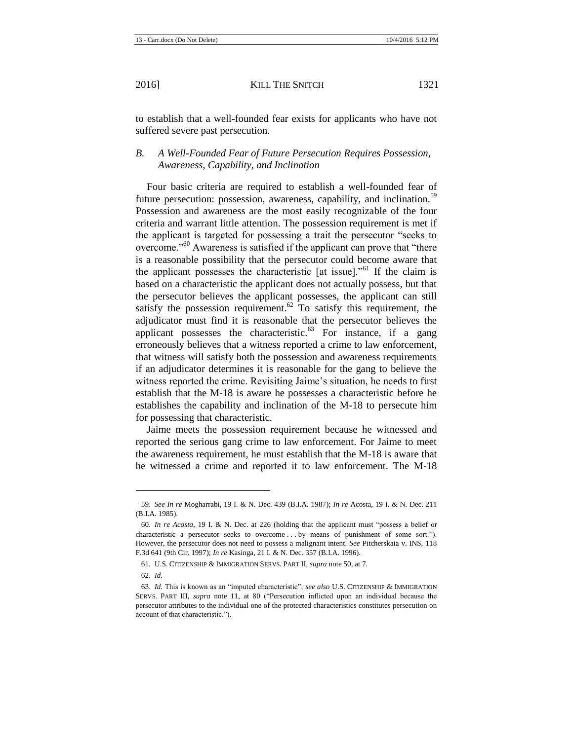to establish that a well-founded fear exists for applicants who have not suffered severe past persecution.

### *B. A Well-Founded Fear of Future Persecution Requires Possession, Awareness, Capability, and Inclination*

Four basic criteria are required to establish a well-founded fear of future persecution: possession, awareness, capability, and inclination.[59] Possession and awareness are the most easily recognizable of the four criteria and warrant little attention. The possession requirement is met if the applicant is targeted for possessing a trait the persecutor "seeks to overcome."[60] Awareness is satisfied if the applicant can prove that "there is a reasonable possibility that the persecutor could become aware that the applicant possesses the characteristic [at issue]."[61] If the claim is based on a characteristic the applicant does not actually possess, but that the persecutor believes the applicant possesses, the applicant can still satisfy the possession requirement.[62] To satisfy this requirement, the adjudicator must find it is reasonable that the persecutor believes the applicant possesses the characteristic.[63] For instance, if a gang erroneously believes that a witness reported a crime to law enforcement, that witness will satisfy both the possession and awareness requirements if an adjudicator determines it is reasonable for the gang to believe the witness reported the crime. Revisiting Jaime's situation, he needs to first establish that the M-18 is aware he possesses a characteristic before he establishes the capability and inclination of the M-18 to persecute him for possessing that characteristic.

Jaime meets the possession requirement because he witnessed and reported the serious gang crime to law enforcement. For Jaime to meet the awareness requirement, he must establish that the M-18 is aware that he witnessed a crime and reported it to law enforcement. The M-18

---

59. *See In re* Mogharrabi, 19 I. & N. Dec. 439 (B.I.A. 1987); *In re* Acosta, 19 I. & N. Dec. 211 (B.I.A. 1985).

60. *In re Acosta*, 19 I. & N. Dec. at 226 (holding that the applicant must "possess a belief or characteristic a persecutor seeks to overcome . . . by means of punishment of some sort."). However, the persecutor does not need to possess a malignant intent. *See* Pitcherskaia v. INS, 118 F.3d 641 (9th Cir. 1997); *In re* Kasinga, 21 I. & N. Dec. 357 (B.I.A. 1996).

61. U.S. CITIZENSHIP & IMMIGRATION SERVS. PART II, *supra* note 50, at 7.

62. *Id.*

63. *Id.* This is known as an "imputed characteristic"; *see also* U.S. CITIZENSHIP & IMMIGRATION SERVS. PART III, *supra* note 11, at 80 ("Persecution inflicted upon an individual because the persecutor attributes to the individual one of the protected characteristics constitutes persecution on account of that characteristic.").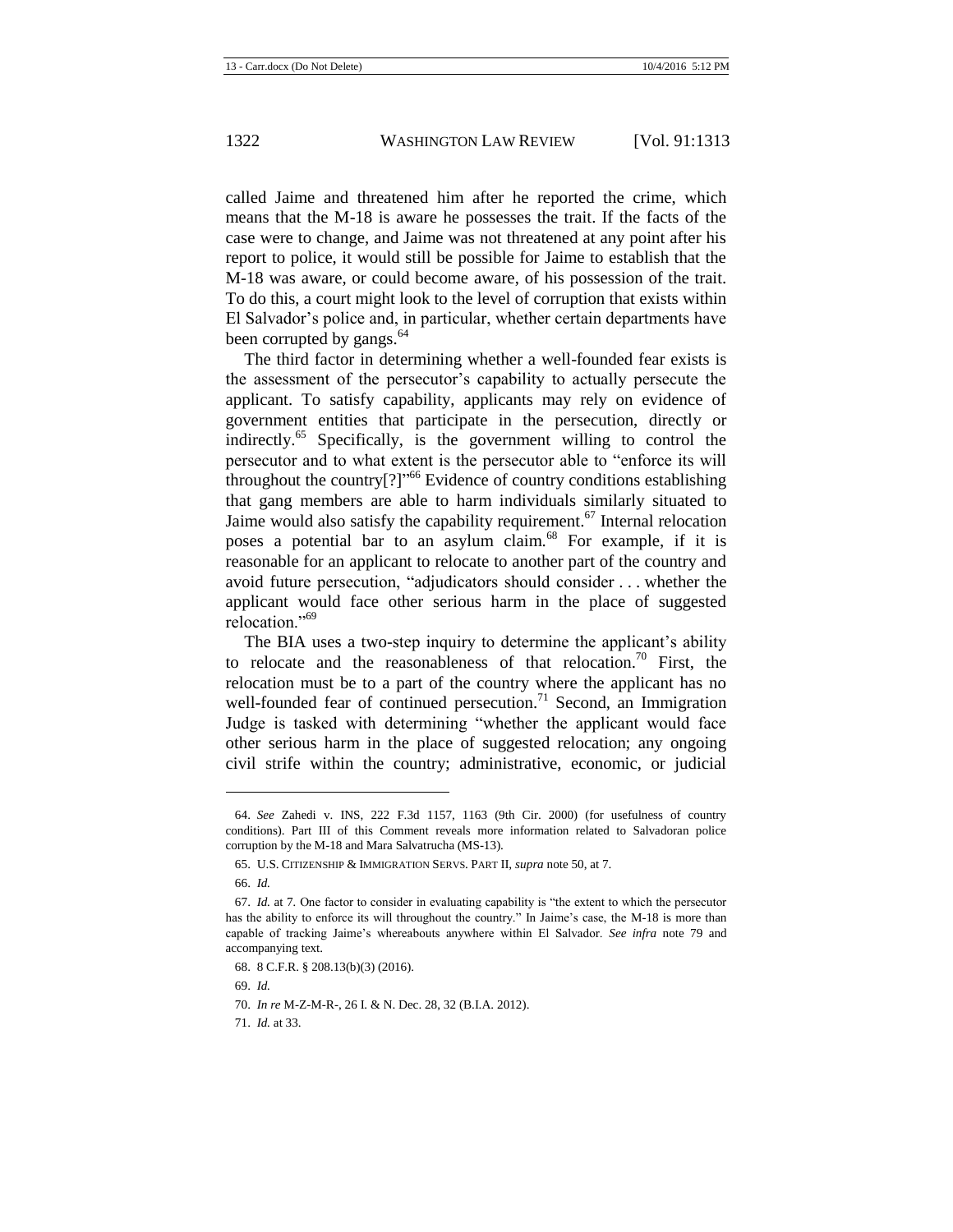called Jaime and threatened him after he reported the crime, which means that the M-18 is aware he possesses the trait. If the facts of the case were to change, and Jaime was not threatened at any point after his report to police, it would still be possible for Jaime to establish that the M-18 was aware, or could become aware, of his possession of the trait. To do this, a court might look to the level of corruption that exists within El Salvador's police and, in particular, whether certain departments have been corrupted by gangs.[64]

The third factor in determining whether a well-founded fear exists is the assessment of the persecutor's capability to actually persecute the applicant. To satisfy capability, applicants may rely on evidence of government entities that participate in the persecution, directly or indirectly.[65] Specifically, is the government willing to control the persecutor and to what extent is the persecutor able to "enforce its will throughout the country[?]"[66] Evidence of country conditions establishing that gang members are able to harm individuals similarly situated to Jaime would also satisfy the capability requirement.[67] Internal relocation poses a potential bar to an asylum claim.[68] For example, if it is reasonable for an applicant to relocate to another part of the country and avoid future persecution, "adjudicators should consider . . . whether the applicant would face other serious harm in the place of suggested relocation."[69]

The BIA uses a two-step inquiry to determine the applicant's ability to relocate and the reasonableness of that relocation.[70] First, the relocation must be to a part of the country where the applicant has no well-founded fear of continued persecution.[71] Second, an Immigration Judge is tasked with determining "whether the applicant would face other serious harm in the place of suggested relocation; any ongoing civil strife within the country; administrative, economic, or judicial

---

64. *See* Zahedi v. INS, 222 F.3d 1157, 1163 (9th Cir. 2000) (for usefulness of country conditions). Part III of this Comment reveals more information related to Salvadoran police corruption by the M-18 and Mara Salvatrucha (MS-13).

65. U.S. CITIZENSHIP & IMMIGRATION SERVS. PART II, *supra* note 50, at 7.

66. *Id.*

67. *Id.* at 7. One factor to consider in evaluating capability is "the extent to which the persecutor has the ability to enforce its will throughout the country." In Jaime's case, the M-18 is more than capable of tracking Jaime's whereabouts anywhere within El Salvador. *See infra* note 79 and accompanying text.

68. 8 C.F.R. § 208.13(b)(3) (2016).

69. *Id.*

70. *In re* M-Z-M-R-, 26 I. & N. Dec. 28, 32 (B.I.A. 2012).

71. *Id.* at 33.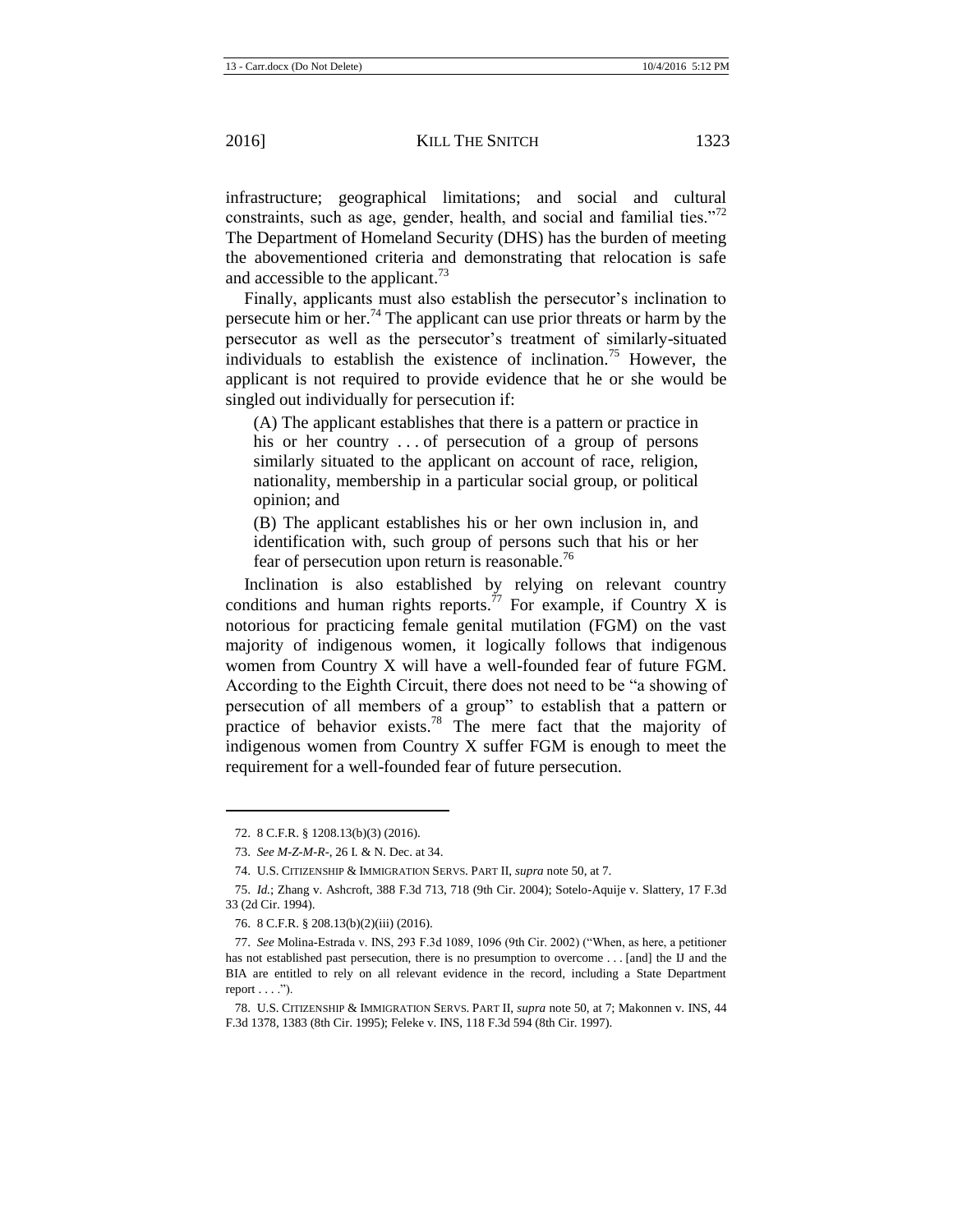infrastructure; geographical limitations; and social and cultural constraints, such as age, gender, health, and social and familial ties."[72] The Department of Homeland Security (DHS) has the burden of meeting the abovementioned criteria and demonstrating that relocation is safe and accessible to the applicant.[73]

Finally, applicants must also establish the persecutor's inclination to persecute him or her.[74] The applicant can use prior threats or harm by the persecutor as well as the persecutor's treatment of similarly-situated individuals to establish the existence of inclination.[75] However, the applicant is not required to provide evidence that he or she would be singled out individually for persecution if:

> (A) The applicant establishes that there is a pattern or practice in his or her country . . . of persecution of a group of persons similarly situated to the applicant on account of race, religion, nationality, membership in a particular social group, or political opinion; and
>
> (B) The applicant establishes his or her own inclusion in, and identification with, such group of persons such that his or her fear of persecution upon return is reasonable.[76]

Inclination is also established by relying on relevant country conditions and human rights reports.[77] For example, if Country X is notorious for practicing female genital mutilation (FGM) on the vast majority of indigenous women, it logically follows that indigenous women from Country X will have a well-founded fear of future FGM. According to the Eighth Circuit, there does not need to be "a showing of persecution of all members of a group" to establish that a pattern or practice of behavior exists.[78] The mere fact that the majority of indigenous women from Country X suffer FGM is enough to meet the requirement for a well-founded fear of future persecution.

---

72. 8 C.F.R. § 1208.13(b)(3) (2016).

73. *See M-Z-M-R-*, 26 I. & N. Dec. at 34.

74. U.S. CITIZENSHIP & IMMIGRATION SERVS. PART II, *supra* note 50, at 7.

75. *Id.*; Zhang v. Ashcroft, 388 F.3d 713, 718 (9th Cir. 2004); Sotelo-Aquije v. Slattery, 17 F.3d 33 (2d Cir. 1994).

76. 8 C.F.R. § 208.13(b)(2)(iii) (2016).

77. *See* Molina-Estrada v. INS, 293 F.3d 1089, 1096 (9th Cir. 2002) ("When, as here, a petitioner has not established past persecution, there is no presumption to overcome . . . [and] the IJ and the BIA are entitled to rely on all relevant evidence in the record, including a State Department report . . . .").

78. U.S. CITIZENSHIP & IMMIGRATION SERVS. PART II, *supra* note 50, at 7; Makonnen v. INS, 44 F.3d 1378, 1383 (8th Cir. 1995); Feleke v. INS, 118 F.3d 594 (8th Cir. 1997).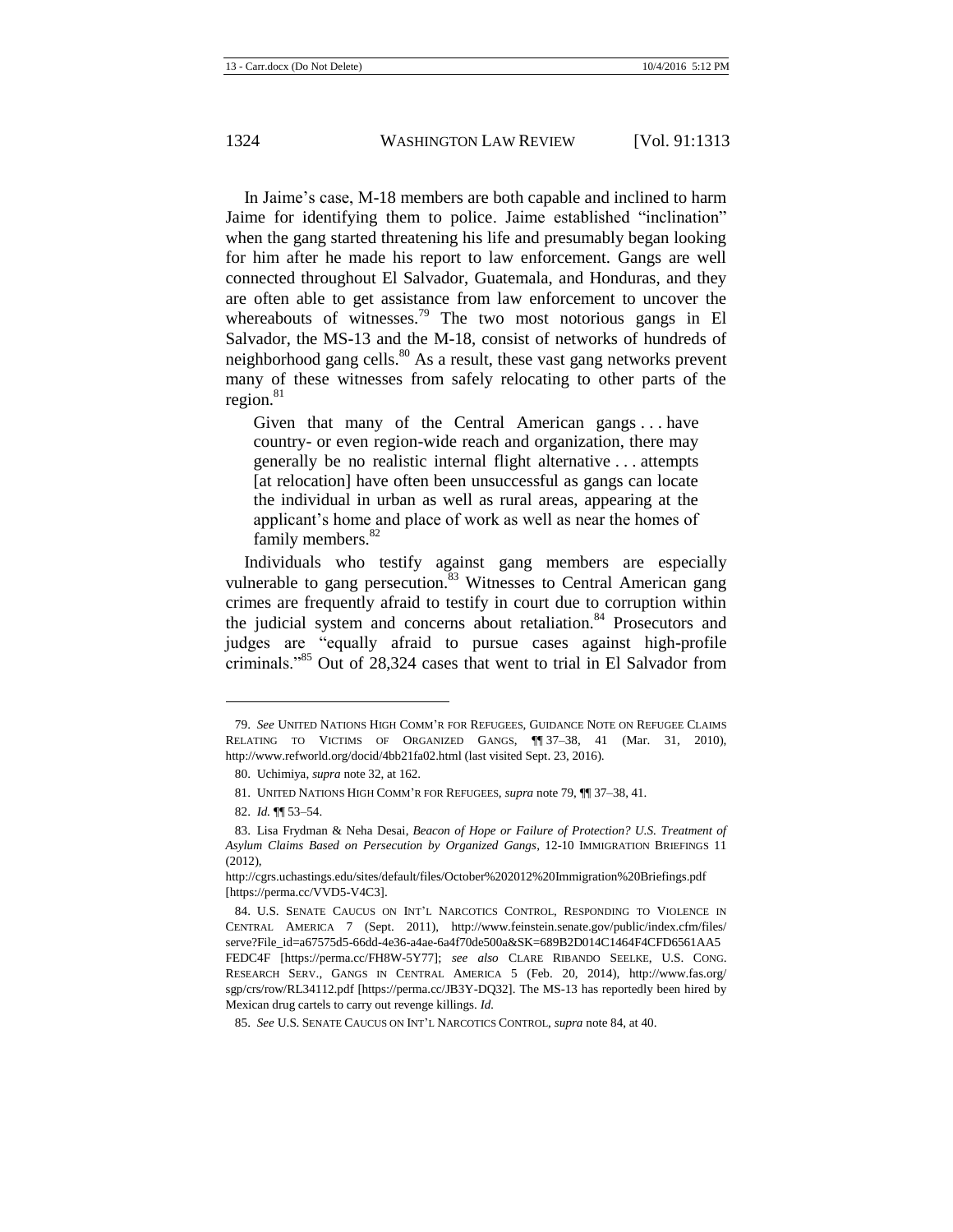In Jaime's case, M-18 members are both capable and inclined to harm Jaime for identifying them to police. Jaime established "inclination" when the gang started threatening his life and presumably began looking for him after he made his report to law enforcement. Gangs are well connected throughout El Salvador, Guatemala, and Honduras, and they are often able to get assistance from law enforcement to uncover the whereabouts of witnesses.[79] The two most notorious gangs in El Salvador, the MS-13 and the M-18, consist of networks of hundreds of neighborhood gang cells.[80] As a result, these vast gang networks prevent many of these witnesses from safely relocating to other parts of the region.[81]

> Given that many of the Central American gangs . . . have country- or even region-wide reach and organization, there may generally be no realistic internal flight alternative . . . attempts [at relocation] have often been unsuccessful as gangs can locate the individual in urban as well as rural areas, appearing at the applicant's home and place of work as well as near the homes of family members.[82]

Individuals who testify against gang members are especially vulnerable to gang persecution.[83] Witnesses to Central American gang crimes are frequently afraid to testify in court due to corruption within the judicial system and concerns about retaliation.[84] Prosecutors and judges are "equally afraid to pursue cases against high-profile criminals."[85] Out of 28,324 cases that went to trial in El Salvador from

---

79. *See* UNITED NATIONS HIGH COMM'R FOR REFUGEES, GUIDANCE NOTE ON REFUGEE CLAIMS RELATING TO VICTIMS OF ORGANIZED GANGS, ¶¶ 37–38, 41 (Mar. 31, 2010), http://www.refworld.org/docid/4bb21fa02.html (last visited Sept. 23, 2016).

80. Uchimiya, *supra* note 32, at 162.

81. UNITED NATIONS HIGH COMM'R FOR REFUGEES, *supra* note 79, ¶¶ 37–38, 41.

82. *Id.* ¶¶ 53–54.

83. Lisa Frydman & Neha Desai, *Beacon of Hope or Failure of Protection? U.S. Treatment of Asylum Claims Based on Persecution by Organized Gangs*, 12-10 IMMIGRATION BRIEFINGS 11 (2012), http://cgrs.uchastings.edu/sites/default/files/October%202012%20Immigration%20Briefings.pdf [https://perma.cc/VVD5-V4C3].

84. U.S. SENATE CAUCUS ON INT'L NARCOTICS CONTROL, RESPONDING TO VIOLENCE IN CENTRAL AMERICA 7 (Sept. 2011), http://www.feinstein.senate.gov/public/index.cfm/files/serve?File_id=a67575d5-66dd-4e36-a4ae-6a4f70de500a&SK=689B2D014C1464F4CFD6561AA5FEDC4F [https://perma.cc/FH8W-5Y77]; *see also* CLARE RIBANDO SEELKE, U.S. CONG. RESEARCH SERV., GANGS IN CENTRAL AMERICA 5 (Feb. 20, 2014), http://www.fas.org/sgp/crs/row/RL34112.pdf [https://perma.cc/JB3Y-DQ32]. The MS-13 has reportedly been hired by Mexican drug cartels to carry out revenge killings. *Id.*

85. *See* U.S. SENATE CAUCUS ON INT'L NARCOTICS CONTROL, *supra* note 84, at 40.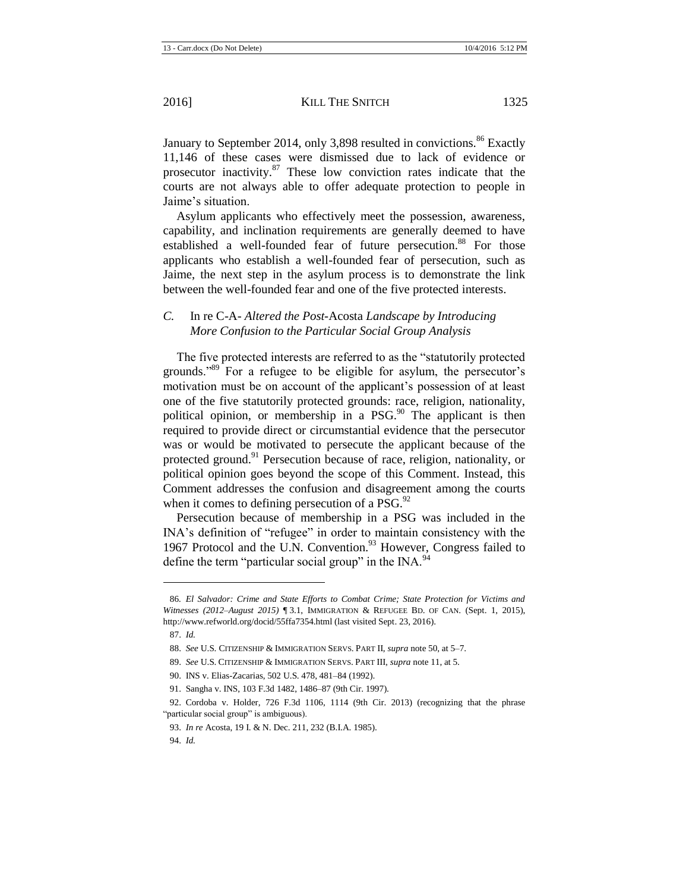January to September 2014, only 3,898 resulted in convictions.[86] Exactly 11,146 of these cases were dismissed due to lack of evidence or prosecutor inactivity.[87] These low conviction rates indicate that the courts are not always able to offer adequate protection to people in Jaime's situation.

Asylum applicants who effectively meet the possession, awareness, capability, and inclination requirements are generally deemed to have established a well-founded fear of future persecution.[88] For those applicants who establish a well-founded fear of persecution, such as Jaime, the next step in the asylum process is to demonstrate the link between the well-founded fear and one of the five protected interests.

### *C.* In re C-A- *Altered the Post-*Acosta *Landscape by Introducing More Confusion to the Particular Social Group Analysis*

The five protected interests are referred to as the "statutorily protected grounds."[89] For a refugee to be eligible for asylum, the persecutor's motivation must be on account of the applicant's possession of at least one of the five statutorily protected grounds: race, religion, nationality, political opinion, or membership in a PSG.[90] The applicant is then required to provide direct or circumstantial evidence that the persecutor was or would be motivated to persecute the applicant because of the protected ground.[91] Persecution because of race, religion, nationality, or political opinion goes beyond the scope of this Comment. Instead, this Comment addresses the confusion and disagreement among the courts when it comes to defining persecution of a PSG.[92]

Persecution because of membership in a PSG was included in the INA's definition of "refugee" in order to maintain consistency with the 1967 Protocol and the U.N. Convention.[93] However, Congress failed to define the term "particular social group" in the INA.[94]

---

86. *El Salvador: Crime and State Efforts to Combat Crime; State Protection for Victims and Witnesses (2012–August 2015)* ¶ 3.1, IMMIGRATION & REFUGEE BD. OF CAN. (Sept. 1, 2015), http://www.refworld.org/docid/55ffa7354.html (last visited Sept. 23, 2016).

87. *Id.*

88. *See* U.S. CITIZENSHIP & IMMIGRATION SERVS. PART II, *supra* note 50, at 5–7.

89. *See* U.S. CITIZENSHIP & IMMIGRATION SERVS. PART III, *supra* note 11, at 5.

90. INS v. Elias-Zacarias, 502 U.S. 478, 481–84 (1992).

91. Sangha v. INS, 103 F.3d 1482, 1486–87 (9th Cir. 1997).

92. Cordoba v. Holder, 726 F.3d 1106, 1114 (9th Cir. 2013) (recognizing that the phrase "particular social group" is ambiguous).

93. *In re* Acosta, 19 I. & N. Dec. 211, 232 (B.I.A. 1985).

94. *Id.*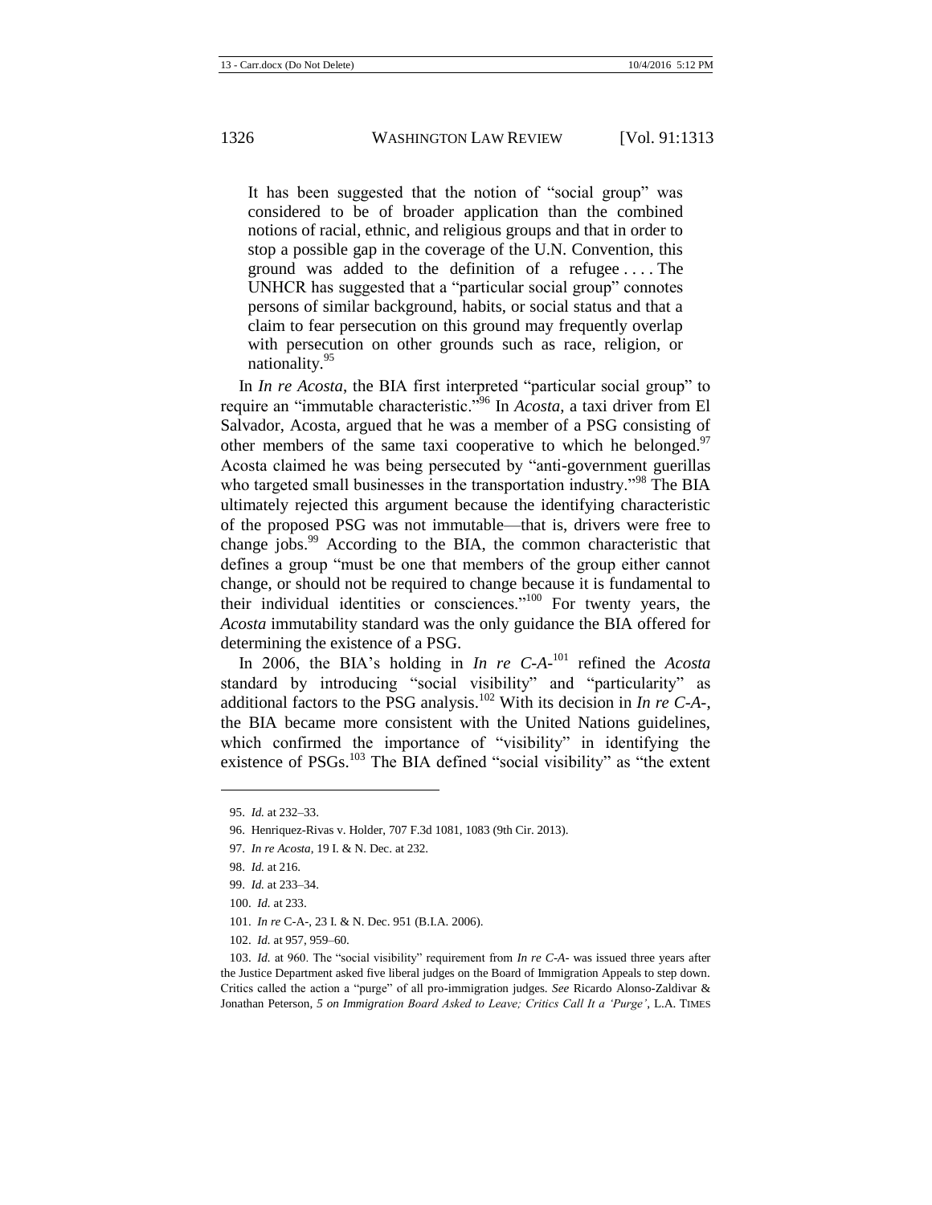> It has been suggested that the notion of "social group" was considered to be of broader application than the combined notions of racial, ethnic, and religious groups and that in order to stop a possible gap in the coverage of the U.N. Convention, this ground was added to the definition of a refugee . . . . The UNHCR has suggested that a "particular social group" connotes persons of similar background, habits, or social status and that a claim to fear persecution on this ground may frequently overlap with persecution on other grounds such as race, religion, or nationality.[95]

In *In re Acosta*, the BIA first interpreted "particular social group" to require an "immutable characteristic."[96] In *Acosta*, a taxi driver from El Salvador, Acosta, argued that he was a member of a PSG consisting of other members of the same taxi cooperative to which he belonged.[97] Acosta claimed he was being persecuted by "anti-government guerillas who targeted small businesses in the transportation industry."[98] The BIA ultimately rejected this argument because the identifying characteristic of the proposed PSG was not immutable—that is, drivers were free to change jobs.[99] According to the BIA, the common characteristic that defines a group "must be one that members of the group either cannot change, or should not be required to change because it is fundamental to their individual identities or consciences."[100] For twenty years, the *Acosta* immutability standard was the only guidance the BIA offered for determining the existence of a PSG.

In 2006, the BIA's holding in *In re C-A-*[101] refined the *Acosta* standard by introducing "social visibility" and "particularity" as additional factors to the PSG analysis.[102] With its decision in *In re C-A-*, the BIA became more consistent with the United Nations guidelines, which confirmed the importance of "visibility" in identifying the existence of PSGs.[103] The BIA defined "social visibility" as "the extent

---

95. *Id.* at 232–33.

96. Henriquez-Rivas v. Holder, 707 F.3d 1081, 1083 (9th Cir. 2013).

97. *In re Acosta*, 19 I. & N. Dec. at 232.

98. *Id.* at 216.

99. *Id.* at 233–34.

100. *Id.* at 233.

101. *In re* C-A-, 23 I. & N. Dec. 951 (B.I.A. 2006).

102. *Id.* at 957, 959–60.

103. *Id.* at 960. The "social visibility" requirement from *In re C-A-* was issued three years after the Justice Department asked five liberal judges on the Board of Immigration Appeals to step down. Critics called the action a "purge" of all pro-immigration judges. *See* Ricardo Alonso-Zaldivar & Jonathan Peterson, *5 on Immigration Board Asked to Leave; Critics Call It a 'Purge'*, L.A. TIMES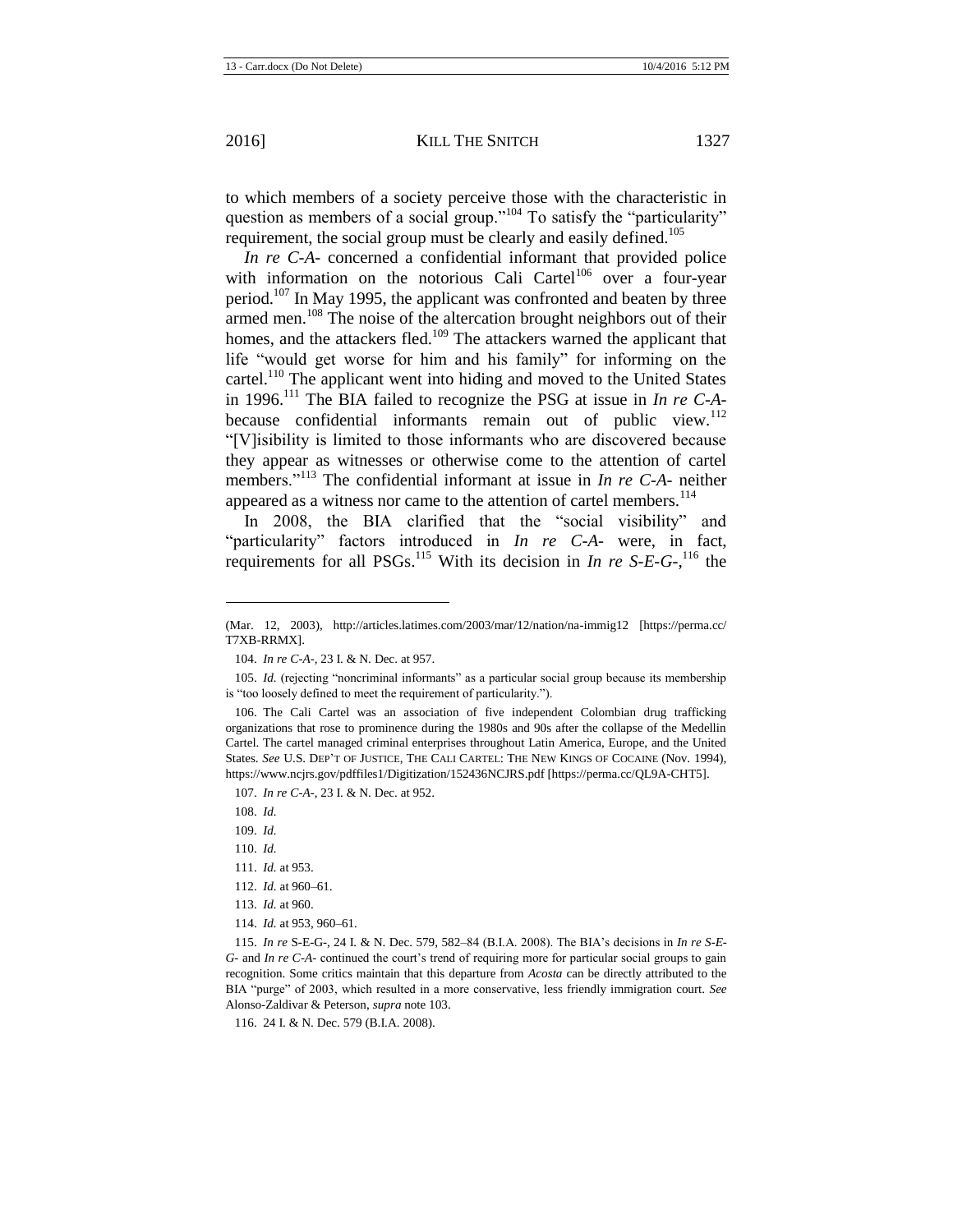to which members of a society perceive those with the characteristic in question as members of a social group."[104] To satisfy the "particularity" requirement, the social group must be clearly and easily defined.[105]

*In re C-A-* concerned a confidential informant that provided police with information on the notorious Cali Cartel[106] over a four-year period.[107] In May 1995, the applicant was confronted and beaten by three armed men.[108] The noise of the altercation brought neighbors out of their homes, and the attackers fled.[109] The attackers warned the applicant that life "would get worse for him and his family" for informing on the cartel.[110] The applicant went into hiding and moved to the United States in 1996.[111] The BIA failed to recognize the PSG at issue in *In re C-A-* because confidential informants remain out of public view.[112] "[V]isibility is limited to those informants who are discovered because they appear as witnesses or otherwise come to the attention of cartel members."[113] The confidential informant at issue in *In re C-A-* neither appeared as a witness nor came to the attention of cartel members.[114]

In 2008, the BIA clarified that the "social visibility" and "particularity" factors introduced in *In re C-A-* were, in fact, requirements for all PSGs.[115] With its decision in *In re S-E-G-*,[116] the

---

(Mar. 12, 2003), http://articles.latimes.com/2003/mar/12/nation/na-immig12 [https://perma.cc/T7XB-RRMX].

104. *In re C-A-*, 23 I. & N. Dec. at 957.

105. *Id.* (rejecting "noncriminal informants" as a particular social group because its membership is "too loosely defined to meet the requirement of particularity.").

106. The Cali Cartel was an association of five independent Colombian drug trafficking organizations that rose to prominence during the 1980s and 90s after the collapse of the Medellin Cartel. The cartel managed criminal enterprises throughout Latin America, Europe, and the United States. *See* U.S. DEP'T OF JUSTICE, THE CALI CARTEL: THE NEW KINGS OF COCAINE (Nov. 1994), https://www.ncjrs.gov/pdffiles1/Digitization/152436NCJRS.pdf [https://perma.cc/QL9A-CHT5].

107. *In re C-A-*, 23 I. & N. Dec. at 952.

108. *Id.*

109. *Id.*

110. *Id.*

111. *Id.* at 953.

112. *Id.* at 960–61.

113. *Id.* at 960.

114. *Id.* at 953, 960–61.

115. *In re* S-E-G-, 24 I. & N. Dec. 579, 582–84 (B.I.A. 2008). The BIA's decisions in *In re S-E-G-* and *In re C-A-* continued the court's trend of requiring more for particular social groups to gain recognition. Some critics maintain that this departure from *Acosta* can be directly attributed to the BIA "purge" of 2003, which resulted in a more conservative, less friendly immigration court. *See* Alonso-Zaldivar & Peterson, *supra* note 103.

116. 24 I. & N. Dec. 579 (B.I.A. 2008).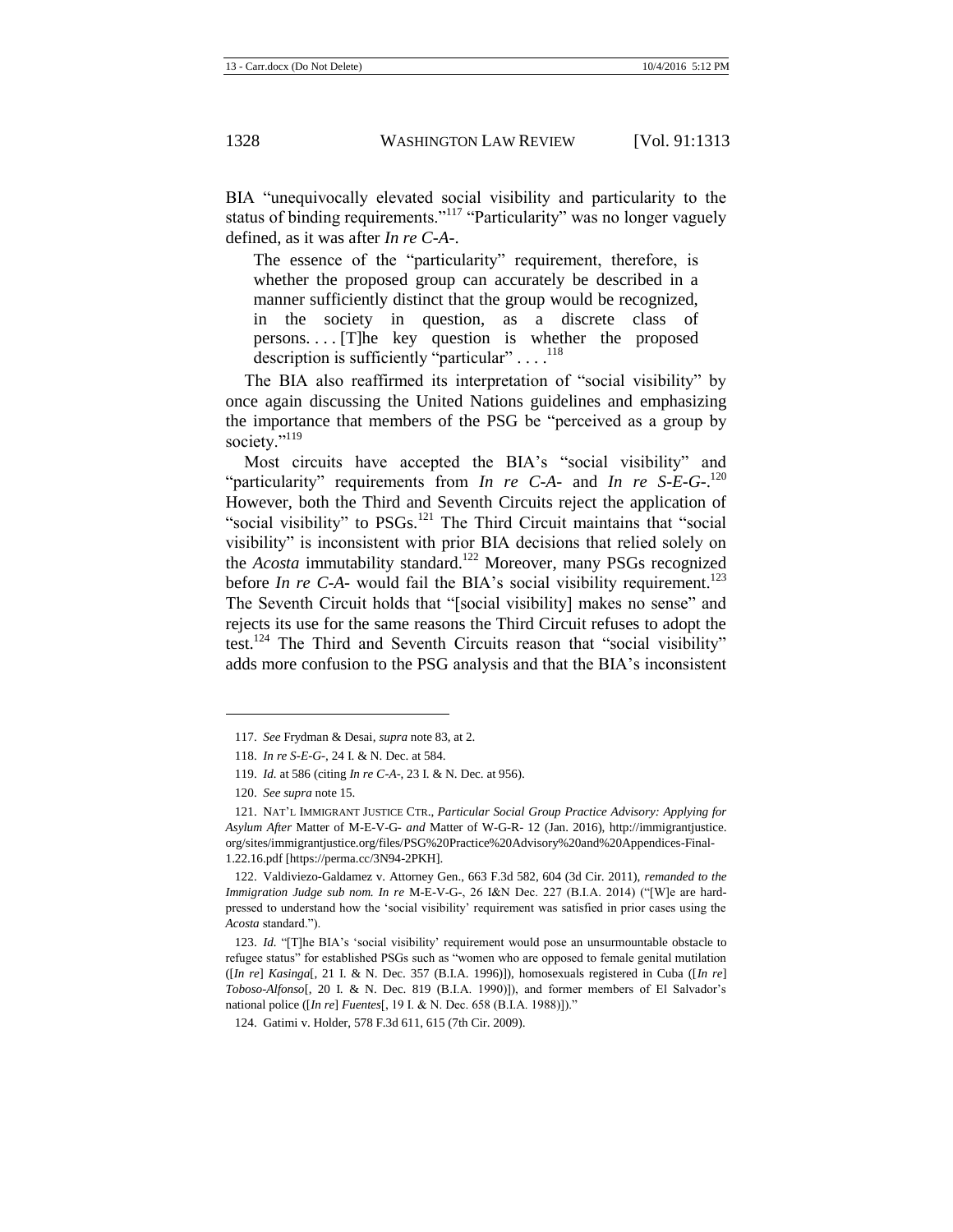BIA "unequivocally elevated social visibility and particularity to the status of binding requirements."[117] "Particularity" was no longer vaguely defined, as it was after *In re C-A-*.

> The essence of the "particularity" requirement, therefore, is whether the proposed group can accurately be described in a manner sufficiently distinct that the group would be recognized, in the society in question, as a discrete class of persons. . . . [T]he key question is whether the proposed description is sufficiently "particular" . . . .[118]

The BIA also reaffirmed its interpretation of "social visibility" by once again discussing the United Nations guidelines and emphasizing the importance that members of the PSG be "perceived as a group by society."[119]

Most circuits have accepted the BIA's "social visibility" and "particularity" requirements from *In re C-A-* and *In re S-E-G-*.[120] However, both the Third and Seventh Circuits reject the application of "social visibility" to PSGs.[121] The Third Circuit maintains that "social visibility" is inconsistent with prior BIA decisions that relied solely on the *Acosta* immutability standard.[122] Moreover, many PSGs recognized before *In re C-A-* would fail the BIA's social visibility requirement.[123] The Seventh Circuit holds that "[social visibility] makes no sense" and rejects its use for the same reasons the Third Circuit refuses to adopt the test.[124] The Third and Seventh Circuits reason that "social visibility" adds more confusion to the PSG analysis and that the BIA's inconsistent

---

117. *See* Frydman & Desai, *supra* note 83, at 2.

118. *In re S-E-G-*, 24 I. & N. Dec. at 584.

119. *Id.* at 586 (citing *In re C-A-*, 23 I. & N. Dec. at 956).

120. *See supra* note 15.

121. NAT'L IMMIGRANT JUSTICE CTR., *Particular Social Group Practice Advisory: Applying for Asylum After* Matter of M-E-V-G- *and* Matter of W-G-R- 12 (Jan. 2016), http://immigrantjustice.org/sites/immigrantjustice.org/files/PSG%20Practice%20Advisory%20and%20Appendices-Final-1.22.16.pdf [https://perma.cc/3N94-2PKH].

122. Valdiviezo-Galdamez v. Attorney Gen., 663 F.3d 582, 604 (3d Cir. 2011), *remanded to the Immigration Judge sub nom. In re* M-E-V-G-, 26 I&N Dec. 227 (B.I.A. 2014) ("[W]e are hard-pressed to understand how the 'social visibility' requirement was satisfied in prior cases using the *Acosta* standard.").

123. *Id.* "[T]he BIA's 'social visibility' requirement would pose an unsurmountable obstacle to refugee status" for established PSGs such as "women who are opposed to female genital mutilation ([*In re*] *Kasinga*[, 21 I. & N. Dec. 357 (B.I.A. 1996)]), homosexuals registered in Cuba ([*In re*] *Toboso-Alfonso*[, 20 I. & N. Dec. 819 (B.I.A. 1990)]), and former members of El Salvador's national police ([*In re*] *Fuentes*[, 19 I. & N. Dec. 658 (B.I.A. 1988)])."

124. Gatimi v. Holder, 578 F.3d 611, 615 (7th Cir. 2009).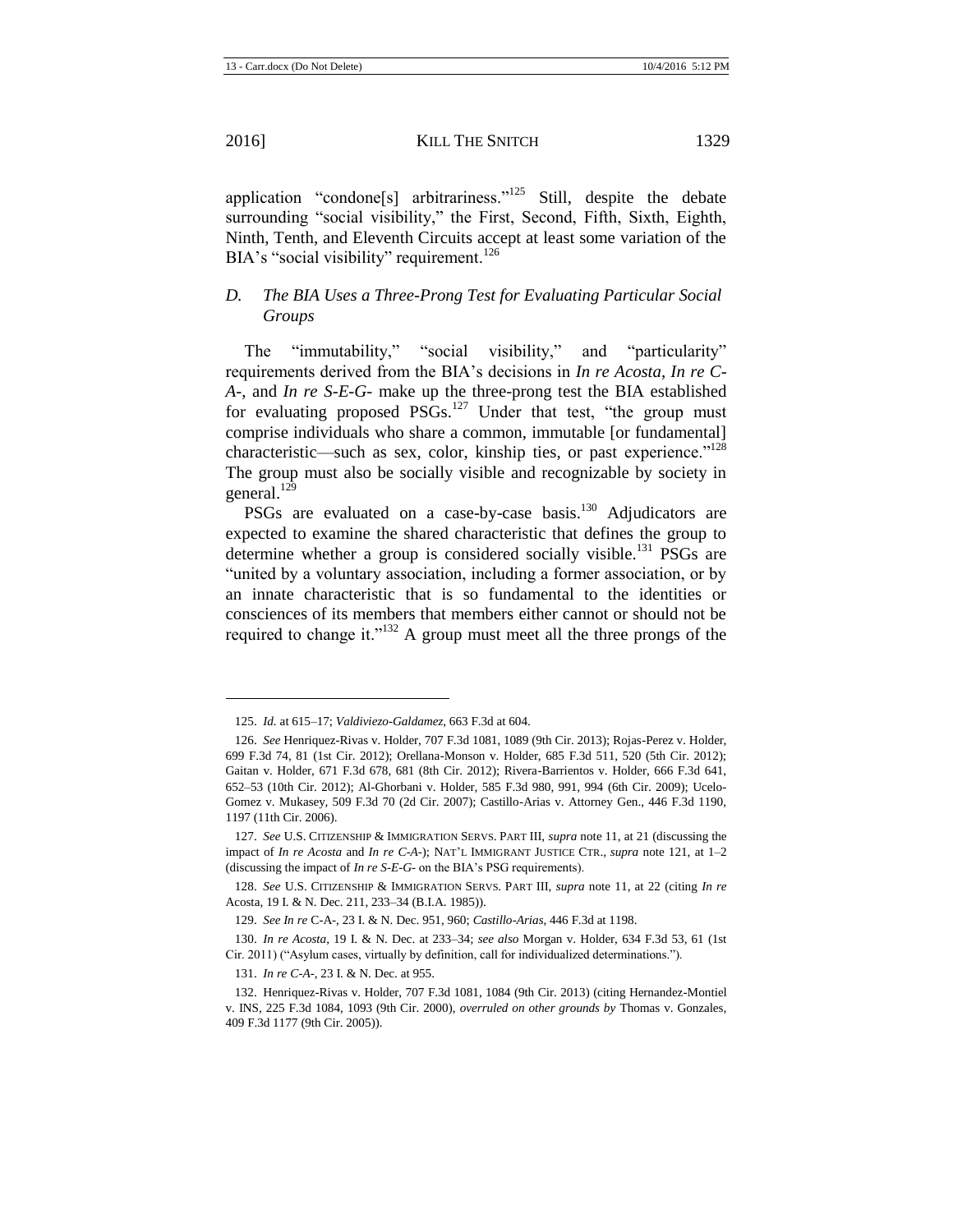application "condone[s] arbitrariness."[125] Still, despite the debate surrounding "social visibility," the First, Second, Fifth, Sixth, Eighth, Ninth, Tenth, and Eleventh Circuits accept at least some variation of the BIA's "social visibility" requirement.[126]

### *D. The BIA Uses a Three-Prong Test for Evaluating Particular Social Groups*

The "immutability," "social visibility," and "particularity" requirements derived from the BIA's decisions in *In re Acosta*, *In re C-A-*, and *In re S-E-G-* make up the three-prong test the BIA established for evaluating proposed PSGs.[127] Under that test, "the group must comprise individuals who share a common, immutable [or fundamental] characteristic—such as sex, color, kinship ties, or past experience."[128] The group must also be socially visible and recognizable by society in general.[129]

PSGs are evaluated on a case-by-case basis.[130] Adjudicators are expected to examine the shared characteristic that defines the group to determine whether a group is considered socially visible.[131] PSGs are "united by a voluntary association, including a former association, or by an innate characteristic that is so fundamental to the identities or consciences of its members that members either cannot or should not be required to change it."[132] A group must meet all the three prongs of the

---

125. *Id.* at 615–17; *Valdiviezo-Galdamez*, 663 F.3d at 604.

126. *See* Henriquez-Rivas v. Holder, 707 F.3d 1081, 1089 (9th Cir. 2013); Rojas-Perez v. Holder, 699 F.3d 74, 81 (1st Cir. 2012); Orellana-Monson v. Holder, 685 F.3d 511, 520 (5th Cir. 2012); Gaitan v. Holder, 671 F.3d 678, 681 (8th Cir. 2012); Rivera-Barrientos v. Holder, 666 F.3d 641, 652–53 (10th Cir. 2012); Al-Ghorbani v. Holder, 585 F.3d 980, 991, 994 (6th Cir. 2009); Ucelo-Gomez v. Mukasey, 509 F.3d 70 (2d Cir. 2007); Castillo-Arias v. Attorney Gen., 446 F.3d 1190, 1197 (11th Cir. 2006).

127. *See* U.S. CITIZENSHIP & IMMIGRATION SERVS. PART III, *supra* note 11, at 21 (discussing the impact of *In re Acosta* and *In re C-A-*); NAT'L IMMIGRANT JUSTICE CTR., *supra* note 121, at 1–2 (discussing the impact of *In re S-E-G-* on the BIA's PSG requirements).

128. *See* U.S. CITIZENSHIP & IMMIGRATION SERVS. PART III, *supra* note 11, at 22 (citing *In re* Acosta, 19 I. & N. Dec. 211, 233–34 (B.I.A. 1985)).

129. *See In re* C-A-, 23 I. & N. Dec. 951, 960; *Castillo-Arias*, 446 F.3d at 1198.

130. *In re Acosta*, 19 I. & N. Dec. at 233–34; *see also* Morgan v. Holder, 634 F.3d 53, 61 (1st Cir. 2011) ("Asylum cases, virtually by definition, call for individualized determinations.").

131. *In re C-A-*, 23 I. & N. Dec. at 955.

132. Henriquez-Rivas v. Holder, 707 F.3d 1081, 1084 (9th Cir. 2013) (citing Hernandez-Montiel v. INS, 225 F.3d 1084, 1093 (9th Cir. 2000), *overruled on other grounds by* Thomas v. Gonzales, 409 F.3d 1177 (9th Cir. 2005)).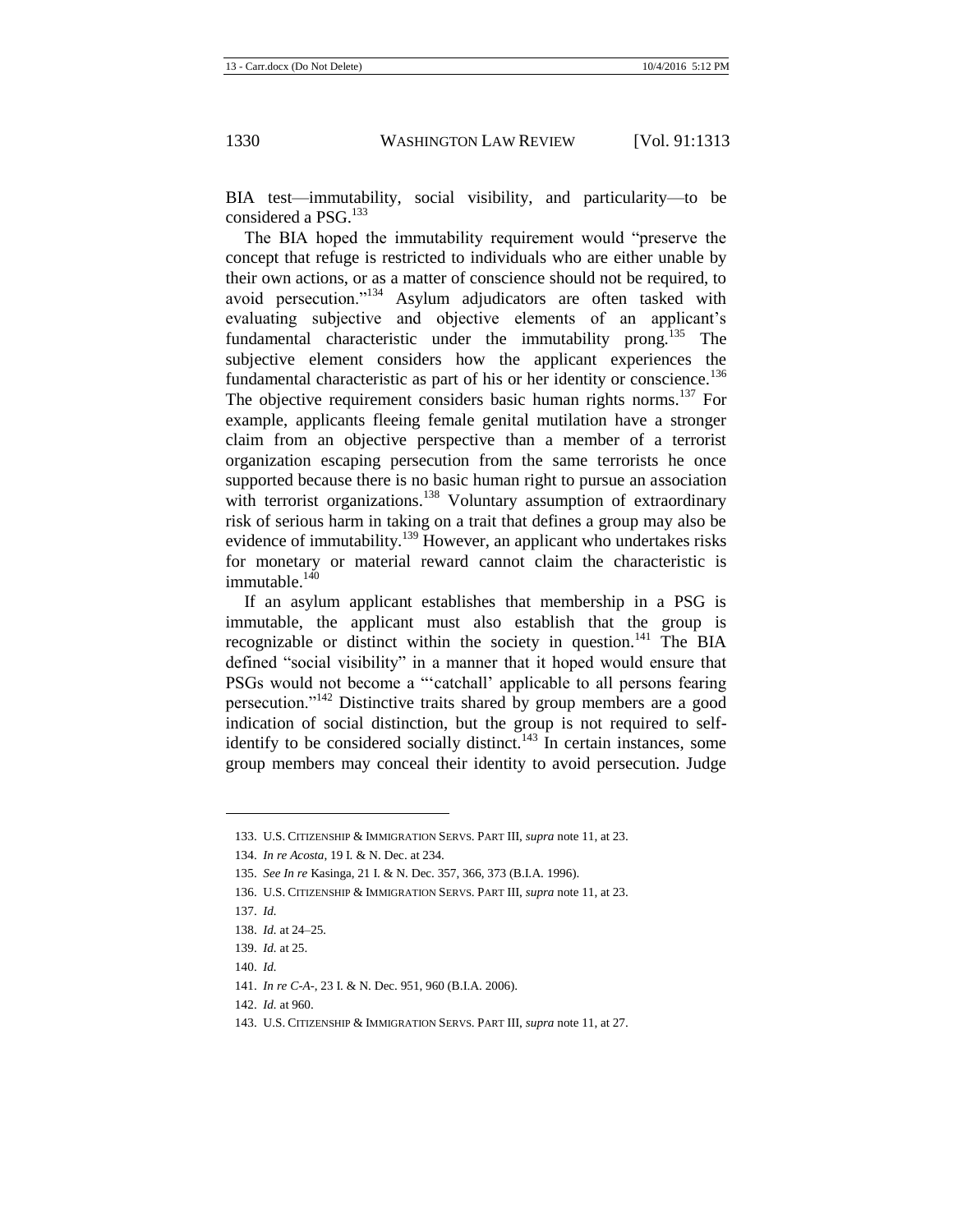BIA test—immutability, social visibility, and particularity—to be considered a PSG.[133]

The BIA hoped the immutability requirement would "preserve the concept that refuge is restricted to individuals who are either unable by their own actions, or as a matter of conscience should not be required, to avoid persecution."[134] Asylum adjudicators are often tasked with evaluating subjective and objective elements of an applicant's fundamental characteristic under the immutability prong.[135] The subjective element considers how the applicant experiences the fundamental characteristic as part of his or her identity or conscience.[136] The objective requirement considers basic human rights norms.[137] For example, applicants fleeing female genital mutilation have a stronger claim from an objective perspective than a member of a terrorist organization escaping persecution from the same terrorists he once supported because there is no basic human right to pursue an association with terrorist organizations.[138] Voluntary assumption of extraordinary risk of serious harm in taking on a trait that defines a group may also be evidence of immutability.[139] However, an applicant who undertakes risks for monetary or material reward cannot claim the characteristic is immutable.[140]

If an asylum applicant establishes that membership in a PSG is immutable, the applicant must also establish that the group is recognizable or distinct within the society in question.[141] The BIA defined "social visibility" in a manner that it hoped would ensure that PSGs would not become a "'catchall' applicable to all persons fearing persecution."[142] Distinctive traits shared by group members are a good indication of social distinction, but the group is not required to self-identify to be considered socially distinct.[143] In certain instances, some group members may conceal their identity to avoid persecution. Judge

---

133. U.S. CITIZENSHIP & IMMIGRATION SERVS. PART III, *supra* note 11, at 23.

134. *In re Acosta*, 19 I. & N. Dec. at 234.

135. *See In re* Kasinga, 21 I. & N. Dec. 357, 366, 373 (B.I.A. 1996).

136. U.S. CITIZENSHIP & IMMIGRATION SERVS. PART III, *supra* note 11, at 23.

137. *Id.*

138. *Id.* at 24–25.

139. *Id.* at 25.

140. *Id.*

141. *In re C-A-*, 23 I. & N. Dec. 951, 960 (B.I.A. 2006).

142. *Id.* at 960.

143. U.S. CITIZENSHIP & IMMIGRATION SERVS. PART III, *supra* note 11, at 27.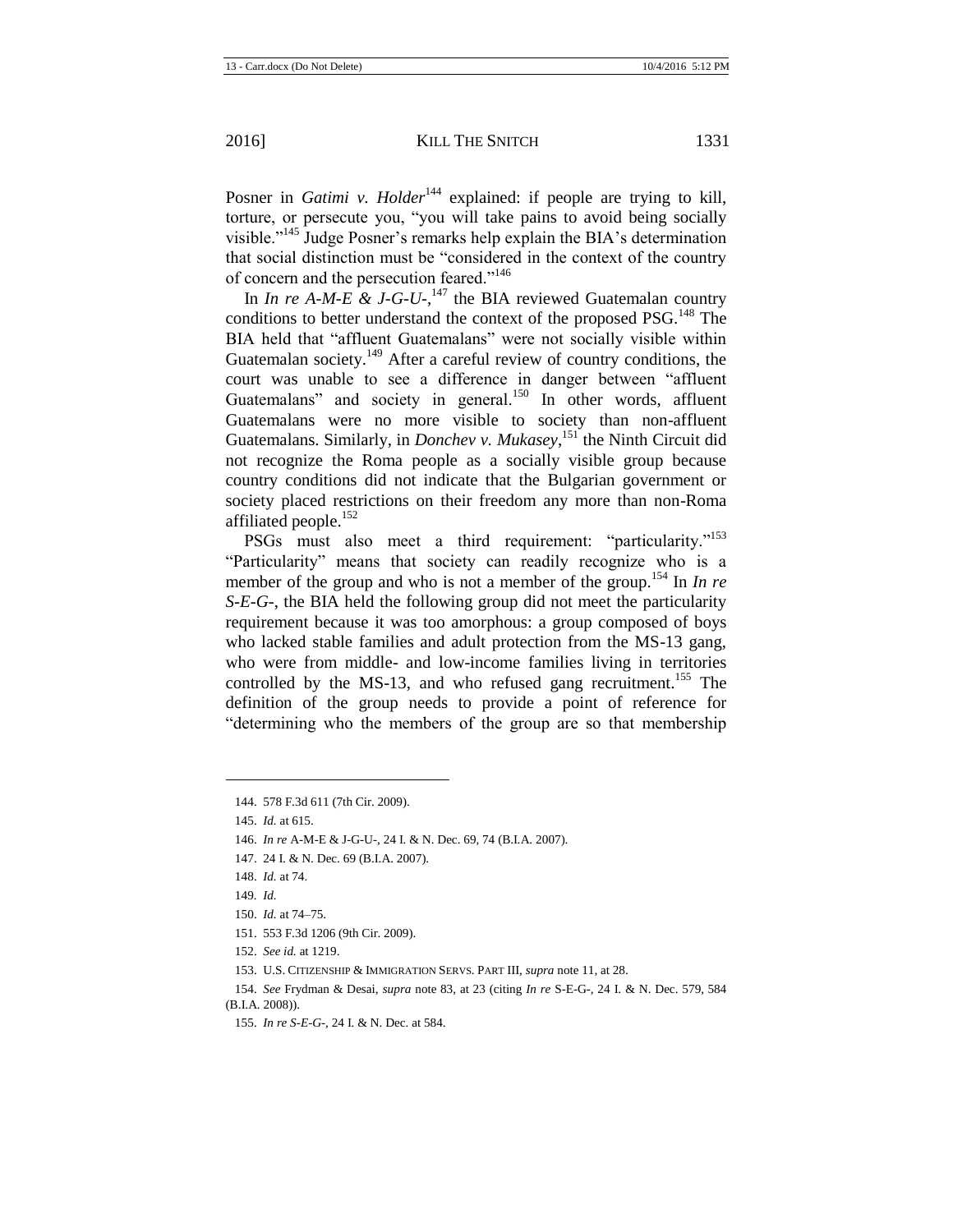Posner in *Gatimi v. Holder*[144] explained: if people are trying to kill, torture, or persecute you, "you will take pains to avoid being socially visible."[145] Judge Posner's remarks help explain the BIA's determination that social distinction must be "considered in the context of the country of concern and the persecution feared."[146]

In *In re A-M-E & J-G-U-*,[147] the BIA reviewed Guatemalan country conditions to better understand the context of the proposed PSG.[148] The BIA held that "affluent Guatemalans" were not socially visible within Guatemalan society.[149] After a careful review of country conditions, the court was unable to see a difference in danger between "affluent Guatemalans" and society in general.[150] In other words, affluent Guatemalans were no more visible to society than non-affluent Guatemalans. Similarly, in *Donchev v. Mukasey*,[151] the Ninth Circuit did not recognize the Roma people as a socially visible group because country conditions did not indicate that the Bulgarian government or society placed restrictions on their freedom any more than non-Roma affiliated people.[152]

PSGs must also meet a third requirement: "particularity."[153] "Particularity" means that society can readily recognize who is a member of the group and who is not a member of the group.[154] In *In re S-E-G-*, the BIA held the following group did not meet the particularity requirement because it was too amorphous: a group composed of boys who lacked stable families and adult protection from the MS-13 gang, who were from middle- and low-income families living in territories controlled by the MS-13, and who refused gang recruitment.[155] The definition of the group needs to provide a point of reference for "determining who the members of the group are so that membership

---

144. 578 F.3d 611 (7th Cir. 2009).

145. *Id.* at 615.

146. *In re* A-M-E & J-G-U-, 24 I. & N. Dec. 69, 74 (B.I.A. 2007).

147. 24 I. & N. Dec. 69 (B.I.A. 2007).

148. *Id.* at 74.

149. *Id.*

150. *Id.* at 74–75.

151. 553 F.3d 1206 (9th Cir. 2009).

152. *See id.* at 1219.

153. U.S. CITIZENSHIP & IMMIGRATION SERVS. PART III, *supra* note 11, at 28.

154. *See* Frydman & Desai, *supra* note 83, at 23 (citing *In re* S-E-G-, 24 I. & N. Dec. 579, 584 (B.I.A. 2008)).

155. *In re S-E-G-*, 24 I. & N. Dec. at 584.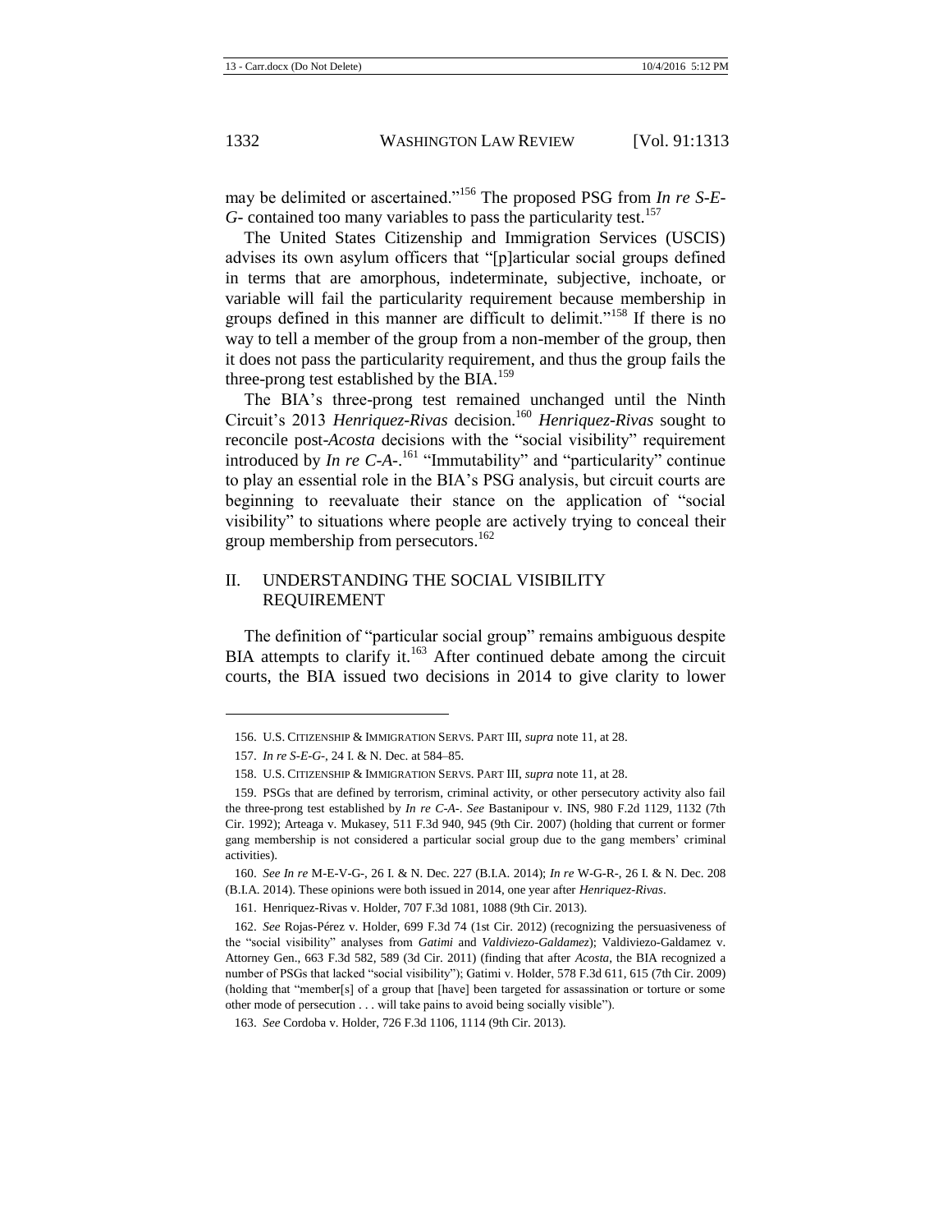may be delimited or ascertained."[156] The proposed PSG from *In re S-E-G-* contained too many variables to pass the particularity test.[157]

The United States Citizenship and Immigration Services (USCIS) advises its own asylum officers that "[p]articular social groups defined in terms that are amorphous, indeterminate, subjective, inchoate, or variable will fail the particularity requirement because membership in groups defined in this manner are difficult to delimit."[158] If there is no way to tell a member of the group from a non-member of the group, then it does not pass the particularity requirement, and thus the group fails the three-prong test established by the BIA.[159]

The BIA's three-prong test remained unchanged until the Ninth Circuit's 2013 *Henriquez-Rivas* decision.[160] *Henriquez-Rivas* sought to reconcile post-*Acosta* decisions with the "social visibility" requirement introduced by *In re C-A-*.[161] "Immutability" and "particularity" continue to play an essential role in the BIA's PSG analysis, but circuit courts are beginning to reevaluate their stance on the application of "social visibility" to situations where people are actively trying to conceal their group membership from persecutors.[162]

## II. UNDERSTANDING THE SOCIAL VISIBILITY REQUIREMENT

The definition of "particular social group" remains ambiguous despite BIA attempts to clarify it.[163] After continued debate among the circuit courts, the BIA issued two decisions in 2014 to give clarity to lower

---

156. U.S. CITIZENSHIP & IMMIGRATION SERVS. PART III, *supra* note 11, at 28.

157. *In re S-E-G-*, 24 I. & N. Dec. at 584–85.

158. U.S. CITIZENSHIP & IMMIGRATION SERVS. PART III, *supra* note 11, at 28.

159. PSGs that are defined by terrorism, criminal activity, or other persecutory activity also fail the three-prong test established by *In re C-A-*. *See* Bastanipour v. INS, 980 F.2d 1129, 1132 (7th Cir. 1992); Arteaga v. Mukasey, 511 F.3d 940, 945 (9th Cir. 2007) (holding that current or former gang membership is not considered a particular social group due to the gang members' criminal activities).

160. *See In re* M-E-V-G-, 26 I. & N. Dec. 227 (B.I.A. 2014); *In re* W-G-R-, 26 I. & N. Dec. 208 (B.I.A. 2014). These opinions were both issued in 2014, one year after *Henriquez-Rivas*.

161. Henriquez-Rivas v. Holder, 707 F.3d 1081, 1088 (9th Cir. 2013).

162. *See* Rojas-Pérez v. Holder, 699 F.3d 74 (1st Cir. 2012) (recognizing the persuasiveness of the "social visibility" analyses from *Gatimi* and *Valdiviezo-Galdamez*); Valdiviezo-Galdamez v. Attorney Gen., 663 F.3d 582, 589 (3d Cir. 2011) (finding that after *Acosta*, the BIA recognized a number of PSGs that lacked "social visibility"); Gatimi v. Holder, 578 F.3d 611, 615 (7th Cir. 2009) (holding that "member[s] of a group that [have] been targeted for assassination or torture or some other mode of persecution . . . will take pains to avoid being socially visible").

163. *See* Cordoba v. Holder, 726 F.3d 1106, 1114 (9th Cir. 2013).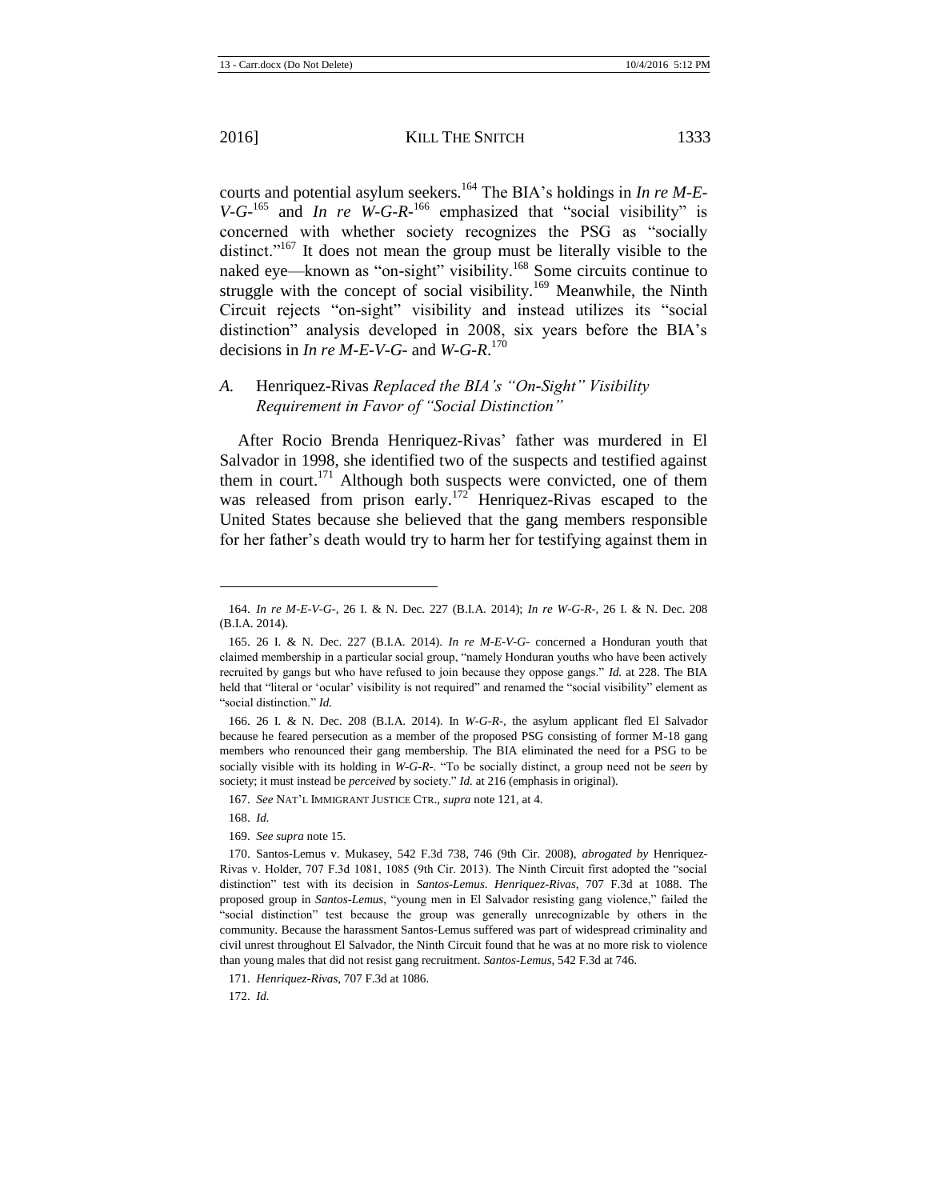courts and potential asylum seekers.[164] The BIA's holdings in *In re M-E-V-G-*[165] and *In re W-G-R-*[166] emphasized that "social visibility" is concerned with whether society recognizes the PSG as "socially distinct."[167] It does not mean the group must be literally visible to the naked eye—known as "on-sight" visibility.[168] Some circuits continue to struggle with the concept of social visibility.[169] Meanwhile, the Ninth Circuit rejects "on-sight" visibility and instead utilizes its "social distinction" analysis developed in 2008, six years before the BIA's decisions in *In re M-E-V-G-* and *W-G-R*.[170]

## *A.* Henriquez-Rivas *Replaced the BIA's "On-Sight" Visibility Requirement in Favor of "Social Distinction"*

After Rocio Brenda Henriquez-Rivas' father was murdered in El Salvador in 1998, she identified two of the suspects and testified against them in court.[171] Although both suspects were convicted, one of them was released from prison early.[172] Henriquez-Rivas escaped to the United States because she believed that the gang members responsible for her father's death would try to harm her for testifying against them in

---

164. *In re M-E-V-G-*, 26 I. & N. Dec. 227 (B.I.A. 2014); *In re W-G-R-*, 26 I. & N. Dec. 208 (B.I.A. 2014).

165. 26 I. & N. Dec. 227 (B.I.A. 2014). *In re M-E-V-G-* concerned a Honduran youth that claimed membership in a particular social group, "namely Honduran youths who have been actively recruited by gangs but who have refused to join because they oppose gangs." *Id.* at 228. The BIA held that "literal or 'ocular' visibility is not required" and renamed the "social visibility" element as "social distinction." *Id.*

166. 26 I. & N. Dec. 208 (B.I.A. 2014). In *W-G-R-*, the asylum applicant fled El Salvador because he feared persecution as a member of the proposed PSG consisting of former M-18 gang members who renounced their gang membership. The BIA eliminated the need for a PSG to be socially visible with its holding in *W-G-R-*. "To be socially distinct, a group need not be *seen* by society; it must instead be *perceived* by society." *Id.* at 216 (emphasis in original).

167. *See* NAT'L IMMIGRANT JUSTICE CTR., *supra* note 121, at 4.

168. *Id.*

169. *See supra* note 15.

170. Santos-Lemus v. Mukasey, 542 F.3d 738, 746 (9th Cir. 2008), *abrogated by* Henriquez-Rivas v. Holder, 707 F.3d 1081, 1085 (9th Cir. 2013). The Ninth Circuit first adopted the "social distinction" test with its decision in *Santos-Lemus*. *Henriquez-Rivas*, 707 F.3d at 1088. The proposed group in *Santos-Lemus*, "young men in El Salvador resisting gang violence," failed the "social distinction" test because the group was generally unrecognizable by others in the community. Because the harassment Santos-Lemus suffered was part of widespread criminality and civil unrest throughout El Salvador, the Ninth Circuit found that he was at no more risk to violence than young males that did not resist gang recruitment. *Santos-Lemus*, 542 F.3d at 746.

171. *Henriquez-Rivas*, 707 F.3d at 1086.

172. *Id.*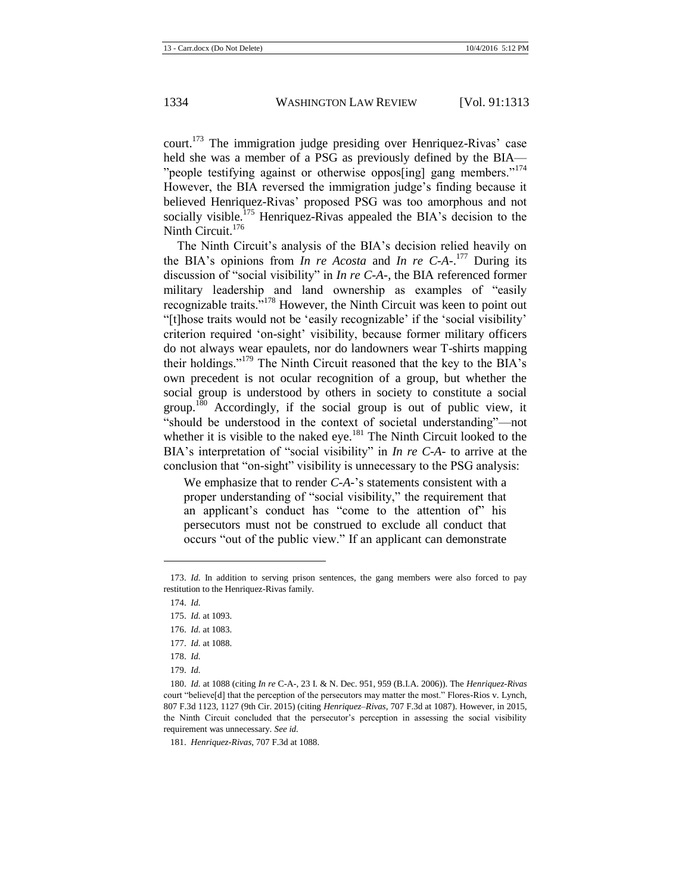court.[173] The immigration judge presiding over Henriquez-Rivas' case held she was a member of a PSG as previously defined by the BIA—"people testifying against or otherwise oppos[ing] gang members."[174] However, the BIA reversed the immigration judge's finding because it believed Henriquez-Rivas' proposed PSG was too amorphous and not socially visible.[175] Henriquez-Rivas appealed the BIA's decision to the Ninth Circuit.[176]

The Ninth Circuit's analysis of the BIA's decision relied heavily on the BIA's opinions from *In re Acosta* and *In re C-A-*.[177] During its discussion of "social visibility" in *In re C-A-*, the BIA referenced former military leadership and land ownership as examples of "easily recognizable traits."[178] However, the Ninth Circuit was keen to point out "[t]hose traits would not be 'easily recognizable' if the 'social visibility' criterion required 'on-sight' visibility, because former military officers do not always wear epaulets, nor do landowners wear T-shirts mapping their holdings."[179] The Ninth Circuit reasoned that the key to the BIA's own precedent is not ocular recognition of a group, but whether the social group is understood by others in society to constitute a social group.[180] Accordingly, if the social group is out of public view, it "should be understood in the context of societal understanding"—not whether it is visible to the naked eye.[181] The Ninth Circuit looked to the BIA's interpretation of "social visibility" in *In re C-A-* to arrive at the conclusion that "on-sight" visibility is unnecessary to the PSG analysis:

> We emphasize that to render *C-A-*'s statements consistent with a proper understanding of "social visibility," the requirement that an applicant's conduct has "come to the attention of" his persecutors must not be construed to exclude all conduct that occurs "out of the public view." If an applicant can demonstrate

---

173. *Id.* In addition to serving prison sentences, the gang members were also forced to pay restitution to the Henriquez-Rivas family.

174. *Id.*

175. *Id.* at 1093.

176. *Id.* at 1083.

177. *Id.* at 1088.

178. *Id.*

179. *Id.*

180. *Id.* at 1088 (citing *In re* C-A-, 23 I. & N. Dec. 951, 959 (B.I.A. 2006)). The *Henriquez-Rivas* court "believe[d] that the perception of the persecutors may matter the most." Flores-Rios v. Lynch, 807 F.3d 1123, 1127 (9th Cir. 2015) (citing *Henriquez–Rivas*, 707 F.3d at 1087). However, in 2015, the Ninth Circuit concluded that the persecutor's perception in assessing the social visibility requirement was unnecessary. *See id.*

181. *Henriquez-Rivas*, 707 F.3d at 1088.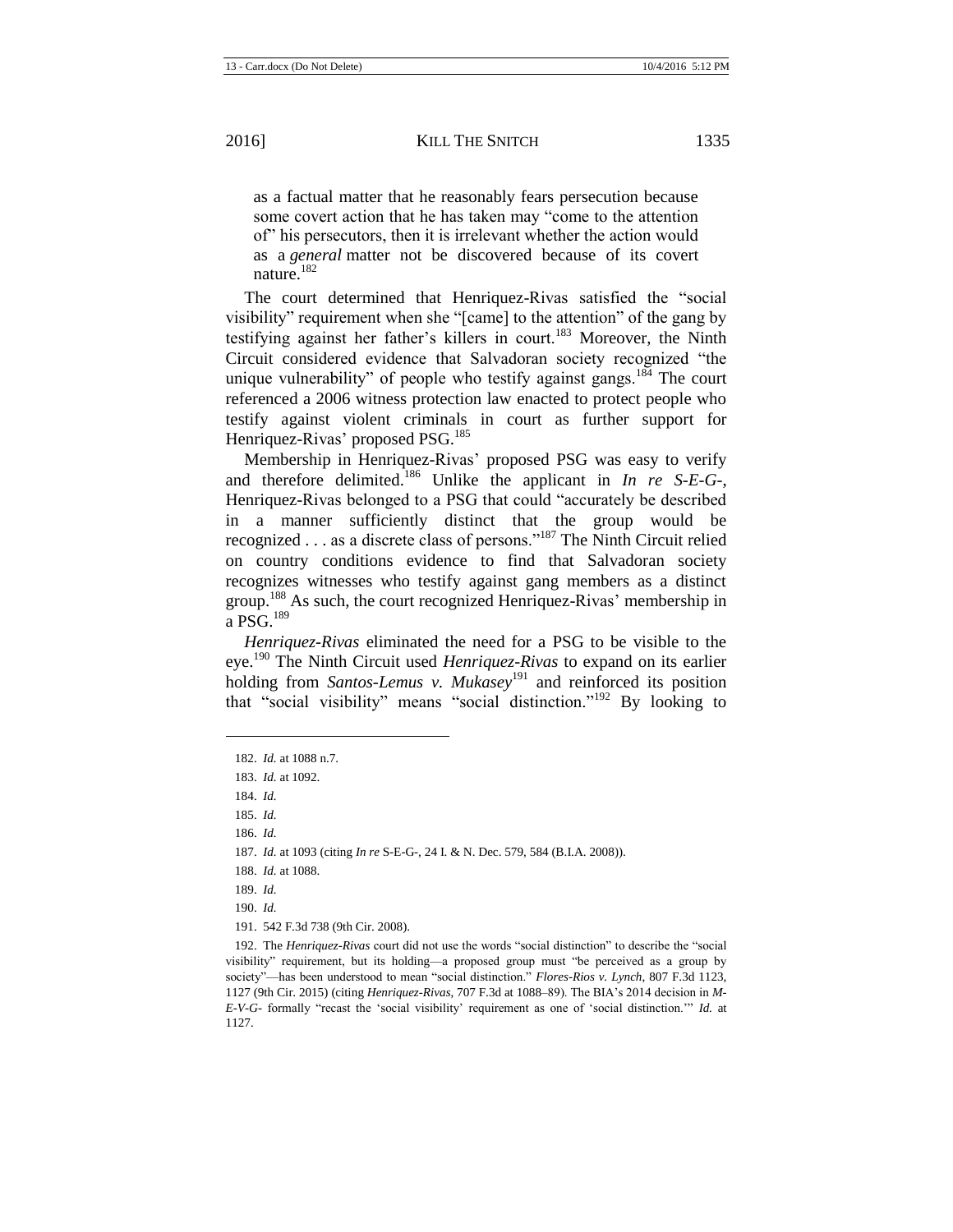as a factual matter that he reasonably fears persecution because some covert action that he has taken may "come to the attention of" his persecutors, then it is irrelevant whether the action would as a *general* matter not be discovered because of its covert nature.[182]

The court determined that Henriquez-Rivas satisfied the "social visibility" requirement when she "[came] to the attention" of the gang by testifying against her father's killers in court.[183] Moreover, the Ninth Circuit considered evidence that Salvadoran society recognized "the unique vulnerability" of people who testify against gangs.[184] The court referenced a 2006 witness protection law enacted to protect people who testify against violent criminals in court as further support for Henriquez-Rivas' proposed PSG.[185]

Membership in Henriquez-Rivas' proposed PSG was easy to verify and therefore delimited.[186] Unlike the applicant in *In re S-E-G-*, Henriquez-Rivas belonged to a PSG that could "accurately be described in a manner sufficiently distinct that the group would be recognized . . . as a discrete class of persons."[187] The Ninth Circuit relied on country conditions evidence to find that Salvadoran society recognizes witnesses who testify against gang members as a distinct group.[188] As such, the court recognized Henriquez-Rivas' membership in a PSG.[189]

*Henriquez-Rivas* eliminated the need for a PSG to be visible to the eye.[190] The Ninth Circuit used *Henriquez-Rivas* to expand on its earlier holding from *Santos-Lemus v. Mukasey*[191] and reinforced its position that "social visibility" means "social distinction."[192] By looking to

---

182. *Id.* at 1088 n.7.

183. *Id.* at 1092.

184. *Id.*

185. *Id.*

186. *Id.*

187. *Id.* at 1093 (citing *In re* S-E-G-, 24 I. & N. Dec. 579, 584 (B.I.A. 2008)).

188. *Id.* at 1088.

189. *Id.*

190. *Id.*

191. 542 F.3d 738 (9th Cir. 2008).

192. The *Henriquez-Rivas* court did not use the words "social distinction" to describe the "social visibility" requirement, but its holding—a proposed group must "be perceived as a group by society"—has been understood to mean "social distinction." *Flores-Rios v. Lynch*, 807 F.3d 1123, 1127 (9th Cir. 2015) (citing *Henriquez-Rivas*, 707 F.3d at 1088–89). The BIA's 2014 decision in *M-E-V-G-* formally "recast the 'social visibility' requirement as one of 'social distinction.'" *Id.* at 1127.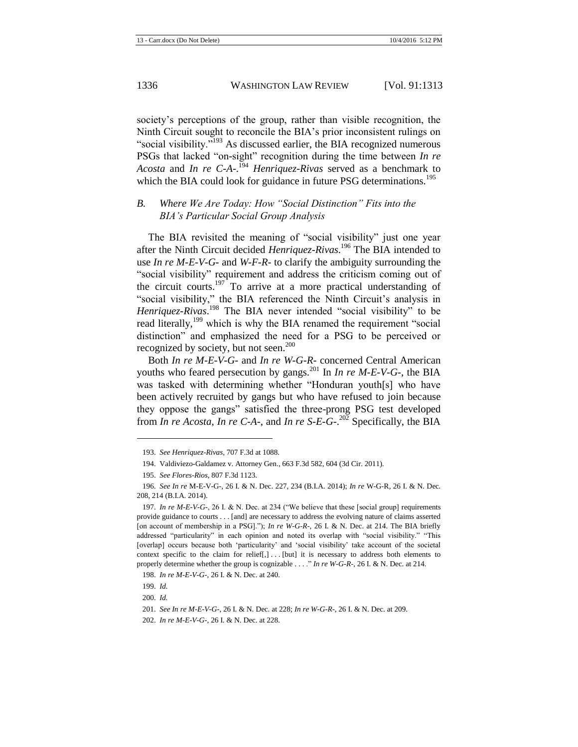society's perceptions of the group, rather than visible recognition, the Ninth Circuit sought to reconcile the BIA's prior inconsistent rulings on "social visibility."[193] As discussed earlier, the BIA recognized numerous PSGs that lacked "on-sight" recognition during the time between *In re Acosta* and *In re C-A-*.[194] *Henriquez-Rivas* served as a benchmark to which the BIA could look for guidance in future PSG determinations.[195]

### *B. Where We Are Today: How "Social Distinction" Fits into the BIA's Particular Social Group Analysis*

The BIA revisited the meaning of "social visibility" just one year after the Ninth Circuit decided *Henriquez-Rivas*.[196] The BIA intended to use *In re M-E-V-G-* and *W-F-R-* to clarify the ambiguity surrounding the "social visibility" requirement and address the criticism coming out of the circuit courts.[197] To arrive at a more practical understanding of "social visibility," the BIA referenced the Ninth Circuit's analysis in *Henriquez-Rivas*.[198] The BIA never intended "social visibility" to be read literally,[199] which is why the BIA renamed the requirement "social distinction" and emphasized the need for a PSG to be perceived or recognized by society, but not seen.[200]

Both *In re M-E-V-G-* and *In re W-G-R-* concerned Central American youths who feared persecution by gangs.[201] In *In re M-E-V-G-*, the BIA was tasked with determining whether "Honduran youth[s] who have been actively recruited by gangs but who have refused to join because they oppose the gangs" satisfied the three-prong PSG test developed from *In re Acosta*, *In re C-A-*, and *In re S-E-G-*.[202] Specifically, the BIA

---

193. *See Henriquez-Rivas*, 707 F.3d at 1088.

194. Valdiviezo-Galdamez v. Attorney Gen., 663 F.3d 582, 604 (3d Cir. 2011).

195. *See Flores-Rios*, 807 F.3d 1123.

196. *See In re* M-E-V-G-, 26 I. & N. Dec. 227, 234 (B.I.A. 2014); *In re* W-G-R, 26 I. & N. Dec. 208, 214 (B.I.A. 2014).

197. *In re M-E-V-G-*, 26 I. & N. Dec. at 234 ("We believe that these [social group] requirements provide guidance to courts . . . [and] are necessary to address the evolving nature of claims asserted [on account of membership in a PSG]."); *In re W-G-R-*, 26 I. & N. Dec. at 214. The BIA briefly addressed "particularity" in each opinion and noted its overlap with "social visibility." "This [overlap] occurs because both 'particularity' and 'social visibility' take account of the societal context specific to the claim for relief[,] . . . [but] it is necessary to address both elements to properly determine whether the group is cognizable . . . ." *In re W-G-R-*, 26 I. & N. Dec. at 214.

198. *In re M-E-V-G-*, 26 I. & N. Dec. at 240.

199. *Id.*

200. *Id.*

201. *See In re M-E-V-G-*, 26 I. & N. Dec. at 228; *In re W-G-R-*, 26 I. & N. Dec. at 209.

202. *In re M-E-V-G-*, 26 I. & N. Dec. at 228.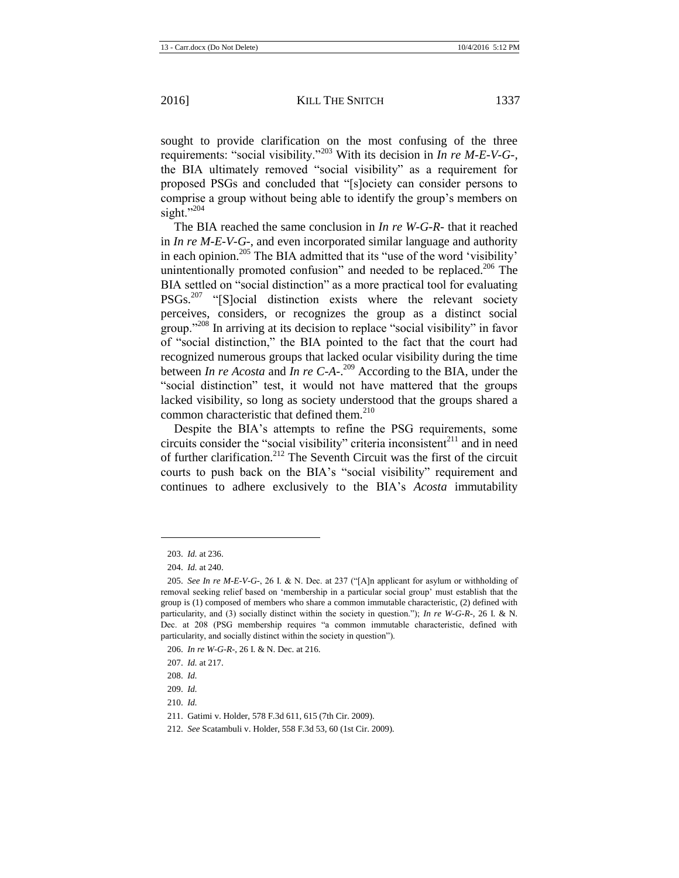sought to provide clarification on the most confusing of the three requirements: "social visibility."[203] With its decision in *In re M-E-V-G-*, the BIA ultimately removed "social visibility" as a requirement for proposed PSGs and concluded that "[s]ociety can consider persons to comprise a group without being able to identify the group's members on sight."[204]

The BIA reached the same conclusion in *In re W-G-R-* that it reached in *In re M-E-V-G-*, and even incorporated similar language and authority in each opinion.[205] The BIA admitted that its "use of the word 'visibility' unintentionally promoted confusion" and needed to be replaced.[206] The BIA settled on "social distinction" as a more practical tool for evaluating PSGs.[207] "[S]ocial distinction exists where the relevant society perceives, considers, or recognizes the group as a distinct social group."[208] In arriving at its decision to replace "social visibility" in favor of "social distinction," the BIA pointed to the fact that the court had recognized numerous groups that lacked ocular visibility during the time between *In re Acosta* and *In re C-A-*.[209] According to the BIA, under the "social distinction" test, it would not have mattered that the groups lacked visibility, so long as society understood that the groups shared a common characteristic that defined them.[210]

Despite the BIA's attempts to refine the PSG requirements, some circuits consider the "social visibility" criteria inconsistent[211] and in need of further clarification.[212] The Seventh Circuit was the first of the circuit courts to push back on the BIA's "social visibility" requirement and continues to adhere exclusively to the BIA's *Acosta* immutability

---

203. *Id.* at 236.

204. *Id.* at 240.

205. *See In re M-E-V-G-*, 26 I. & N. Dec. at 237 ("[A]n applicant for asylum or withholding of removal seeking relief based on 'membership in a particular social group' must establish that the group is (1) composed of members who share a common immutable characteristic, (2) defined with particularity, and (3) socially distinct within the society in question."); *In re W-G-R-*, 26 I. & N. Dec. at 208 (PSG membership requires "a common immutable characteristic, defined with particularity, and socially distinct within the society in question").

206. *In re W-G-R-*, 26 I. & N. Dec. at 216.

207. *Id.* at 217.

208. *Id.*

209. *Id.*

210. *Id.*

211. Gatimi v. Holder, 578 F.3d 611, 615 (7th Cir. 2009).

212. *See* Scatambuli v. Holder, 558 F.3d 53, 60 (1st Cir. 2009).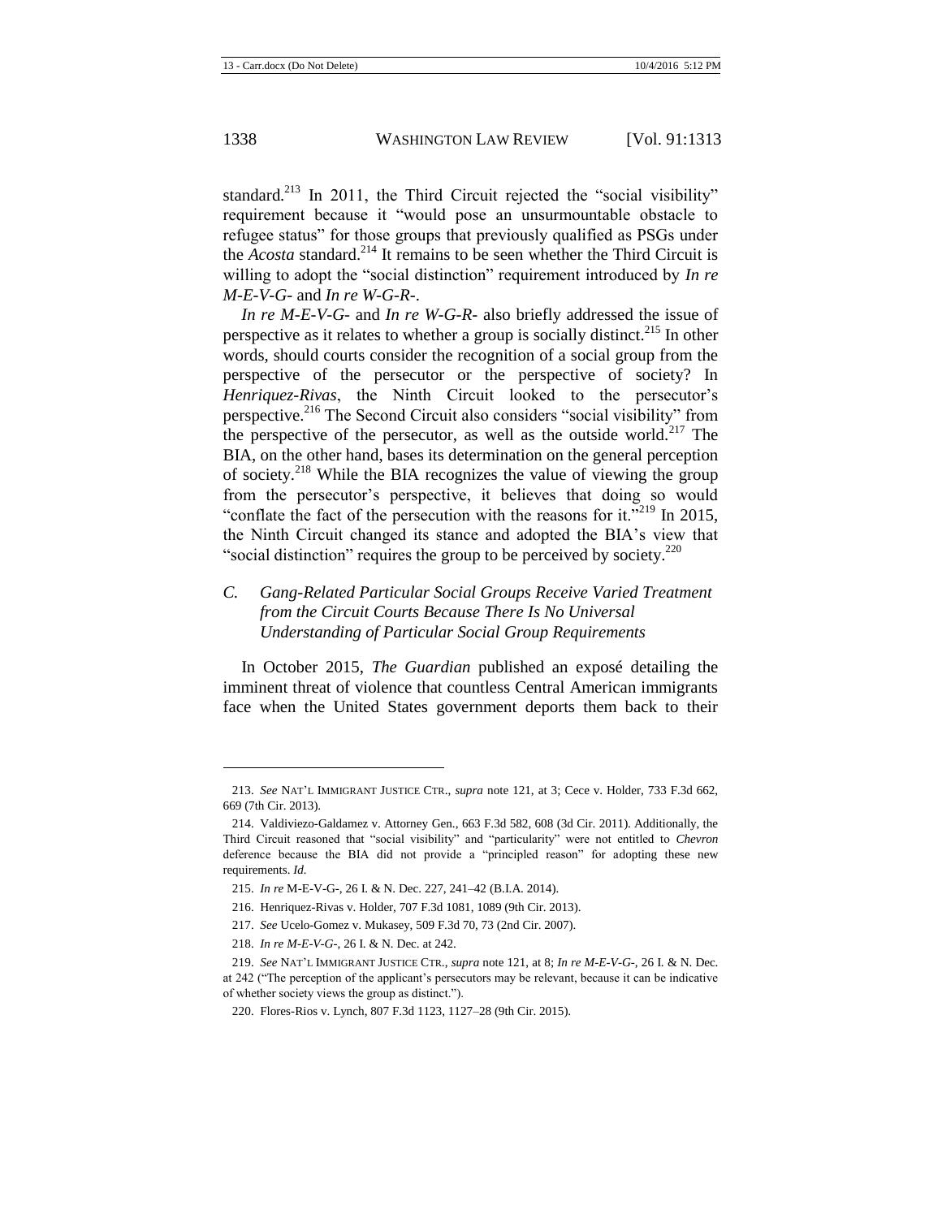standard.[213] In 2011, the Third Circuit rejected the "social visibility" requirement because it "would pose an unsurmountable obstacle to refugee status" for those groups that previously qualified as PSGs under the *Acosta* standard.[214] It remains to be seen whether the Third Circuit is willing to adopt the "social distinction" requirement introduced by *In re M-E-V-G-* and *In re W-G-R-*.

*In re M-E-V-G-* and *In re W-G-R-* also briefly addressed the issue of perspective as it relates to whether a group is socially distinct.[215] In other words, should courts consider the recognition of a social group from the perspective of the persecutor or the perspective of society? In *Henriquez-Rivas*, the Ninth Circuit looked to the persecutor's perspective.[216] The Second Circuit also considers "social visibility" from the perspective of the persecutor, as well as the outside world.[217] The BIA, on the other hand, bases its determination on the general perception of society.[218] While the BIA recognizes the value of viewing the group from the persecutor's perspective, it believes that doing so would "conflate the fact of the persecution with the reasons for it."[219] In 2015, the Ninth Circuit changed its stance and adopted the BIA's view that "social distinction" requires the group to be perceived by society.[220]

### *C. Gang-Related Particular Social Groups Receive Varied Treatment from the Circuit Courts Because There Is No Universal Understanding of Particular Social Group Requirements*

In October 2015, *The Guardian* published an exposé detailing the imminent threat of violence that countless Central American immigrants face when the United States government deports them back to their

---

213. *See* NAT'L IMMIGRANT JUSTICE CTR., *supra* note 121, at 3; Cece v. Holder, 733 F.3d 662, 669 (7th Cir. 2013).

214. Valdiviezo-Galdamez v. Attorney Gen., 663 F.3d 582, 608 (3d Cir. 2011). Additionally, the Third Circuit reasoned that "social visibility" and "particularity" were not entitled to *Chevron* deference because the BIA did not provide a "principled reason" for adopting these new requirements. *Id.*

215. *In re* M-E-V-G-, 26 I. & N. Dec. 227, 241–42 (B.I.A. 2014).

216. Henriquez-Rivas v. Holder, 707 F.3d 1081, 1089 (9th Cir. 2013).

217. *See* Ucelo-Gomez v. Mukasey, 509 F.3d 70, 73 (2nd Cir. 2007).

218. *In re M-E-V-G-*, 26 I. & N. Dec. at 242.

219. *See* NAT'L IMMIGRANT JUSTICE CTR., *supra* note 121, at 8; *In re M-E-V-G-*, 26 I. & N. Dec. at 242 ("The perception of the applicant's persecutors may be relevant, because it can be indicative of whether society views the group as distinct.").

220. Flores-Rios v. Lynch, 807 F.3d 1123, 1127–28 (9th Cir. 2015).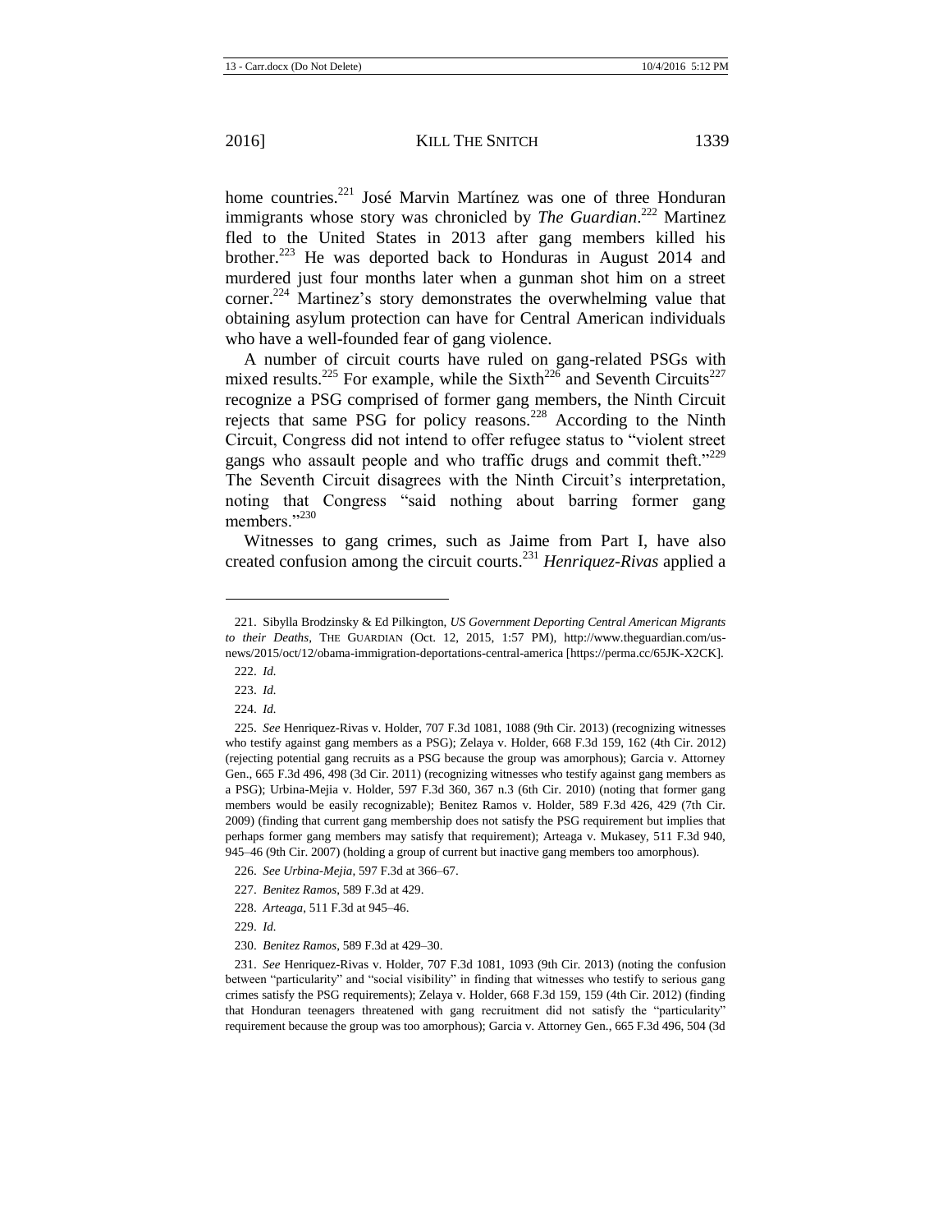home countries.[221] José Marvin Martínez was one of three Honduran immigrants whose story was chronicled by *The Guardian*.[222] Martinez fled to the United States in 2013 after gang members killed his brother.[223] He was deported back to Honduras in August 2014 and murdered just four months later when a gunman shot him on a street corner.[224] Martinez's story demonstrates the overwhelming value that obtaining asylum protection can have for Central American individuals who have a well-founded fear of gang violence.

A number of circuit courts have ruled on gang-related PSGs with mixed results.[225] For example, while the Sixth[226] and Seventh Circuits[227] recognize a PSG comprised of former gang members, the Ninth Circuit rejects that same PSG for policy reasons.[228] According to the Ninth Circuit, Congress did not intend to offer refugee status to "violent street gangs who assault people and who traffic drugs and commit theft."[229] The Seventh Circuit disagrees with the Ninth Circuit's interpretation, noting that Congress "said nothing about barring former gang members."[230]

Witnesses to gang crimes, such as Jaime from Part I, have also created confusion among the circuit courts.[231] *Henriquez-Rivas* applied a

---

221. Sibylla Brodzinsky & Ed Pilkington, *US Government Deporting Central American Migrants to their Deaths*, THE GUARDIAN (Oct. 12, 2015, 1:57 PM), http://www.theguardian.com/us-news/2015/oct/12/obama-immigration-deportations-central-america [https://perma.cc/65JK-X2CK].

222. *Id.*

223. *Id.*

224. *Id.*

225. *See* Henriquez-Rivas v. Holder, 707 F.3d 1081, 1088 (9th Cir. 2013) (recognizing witnesses who testify against gang members as a PSG); Zelaya v. Holder, 668 F.3d 159, 162 (4th Cir. 2012) (rejecting potential gang recruits as a PSG because the group was amorphous); Garcia v. Attorney Gen., 665 F.3d 496, 498 (3d Cir. 2011) (recognizing witnesses who testify against gang members as a PSG); Urbina-Mejia v. Holder, 597 F.3d 360, 367 n.3 (6th Cir. 2010) (noting that former gang members would be easily recognizable); Benitez Ramos v. Holder, 589 F.3d 426, 429 (7th Cir. 2009) (finding that current gang membership does not satisfy the PSG requirement but implies that perhaps former gang members may satisfy that requirement); Arteaga v. Mukasey, 511 F.3d 940, 945–46 (9th Cir. 2007) (holding a group of current but inactive gang members too amorphous).

226. *See Urbina-Mejia*, 597 F.3d at 366–67.

227. *Benitez Ramos*, 589 F.3d at 429.

228. *Arteaga*, 511 F.3d at 945–46.

229. *Id.*

230. *Benitez Ramos*, 589 F.3d at 429–30.

231. *See* Henriquez-Rivas v. Holder, 707 F.3d 1081, 1093 (9th Cir. 2013) (noting the confusion between "particularity" and "social visibility" in finding that witnesses who testify to serious gang crimes satisfy the PSG requirements); Zelaya v. Holder, 668 F.3d 159, 159 (4th Cir. 2012) (finding that Honduran teenagers threatened with gang recruitment did not satisfy the "particularity" requirement because the group was too amorphous); Garcia v. Attorney Gen., 665 F.3d 496, 504 (3d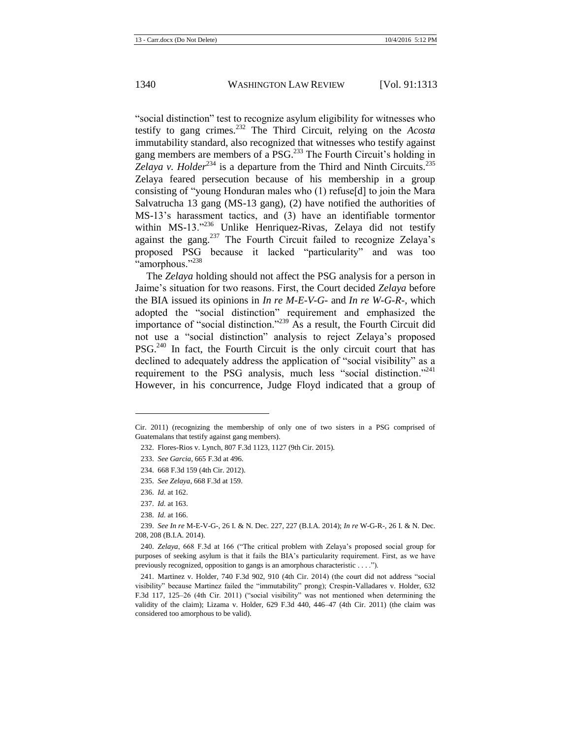"social distinction" test to recognize asylum eligibility for witnesses who testify to gang crimes.[232] The Third Circuit, relying on the *Acosta* immutability standard, also recognized that witnesses who testify against gang members are members of a PSG.[233] The Fourth Circuit's holding in *Zelaya v. Holder*[234] is a departure from the Third and Ninth Circuits.[235] Zelaya feared persecution because of his membership in a group consisting of "young Honduran males who (1) refuse[d] to join the Mara Salvatrucha 13 gang (MS-13 gang), (2) have notified the authorities of MS-13's harassment tactics, and (3) have an identifiable tormentor within MS-13."[236] Unlike Henriquez-Rivas, Zelaya did not testify against the gang.[237] The Fourth Circuit failed to recognize Zelaya's proposed PSG because it lacked "particularity" and was too "amorphous."[238]

The *Zelaya* holding should not affect the PSG analysis for a person in Jaime's situation for two reasons. First, the Court decided *Zelaya* before the BIA issued its opinions in *In re M-E-V-G-* and *In re W-G-R-*, which adopted the "social distinction" requirement and emphasized the importance of "social distinction."[239] As a result, the Fourth Circuit did not use a "social distinction" analysis to reject Zelaya's proposed PSG.[240] In fact, the Fourth Circuit is the only circuit court that has declined to adequately address the application of "social visibility" as a requirement to the PSG analysis, much less "social distinction."[241] However, in his concurrence, Judge Floyd indicated that a group of

---

Cir. 2011) (recognizing the membership of only one of two sisters in a PSG comprised of Guatemalans that testify against gang members).

232. Flores-Rios v. Lynch, 807 F.3d 1123, 1127 (9th Cir. 2015).

233. *See Garcia*, 665 F.3d at 496.

234. 668 F.3d 159 (4th Cir. 2012).

235. *See Zelaya*, 668 F.3d at 159.

236. *Id.* at 162.

237. *Id.* at 163.

238. *Id.* at 166.

239. *See In re* M-E-V-G-, 26 I. & N. Dec. 227, 227 (B.I.A. 2014); *In re* W-G-R-, 26 I. & N. Dec. 208, 208 (B.I.A. 2014).

240. *Zelaya*, 668 F.3d at 166 ("The critical problem with Zelaya's proposed social group for purposes of seeking asylum is that it fails the BIA's particularity requirement. First, as we have previously recognized, opposition to gangs is an amorphous characteristic . . . .").

241. Martinez v. Holder, 740 F.3d 902, 910 (4th Cir. 2014) (the court did not address "social visibility" because Martinez failed the "immutability" prong); Crespin-Valladares v. Holder, 632 F.3d 117, 125–26 (4th Cir. 2011) ("social visibility" was not mentioned when determining the validity of the claim); Lizama v. Holder, 629 F.3d 440, 446–47 (4th Cir. 2011) (the claim was considered too amorphous to be valid).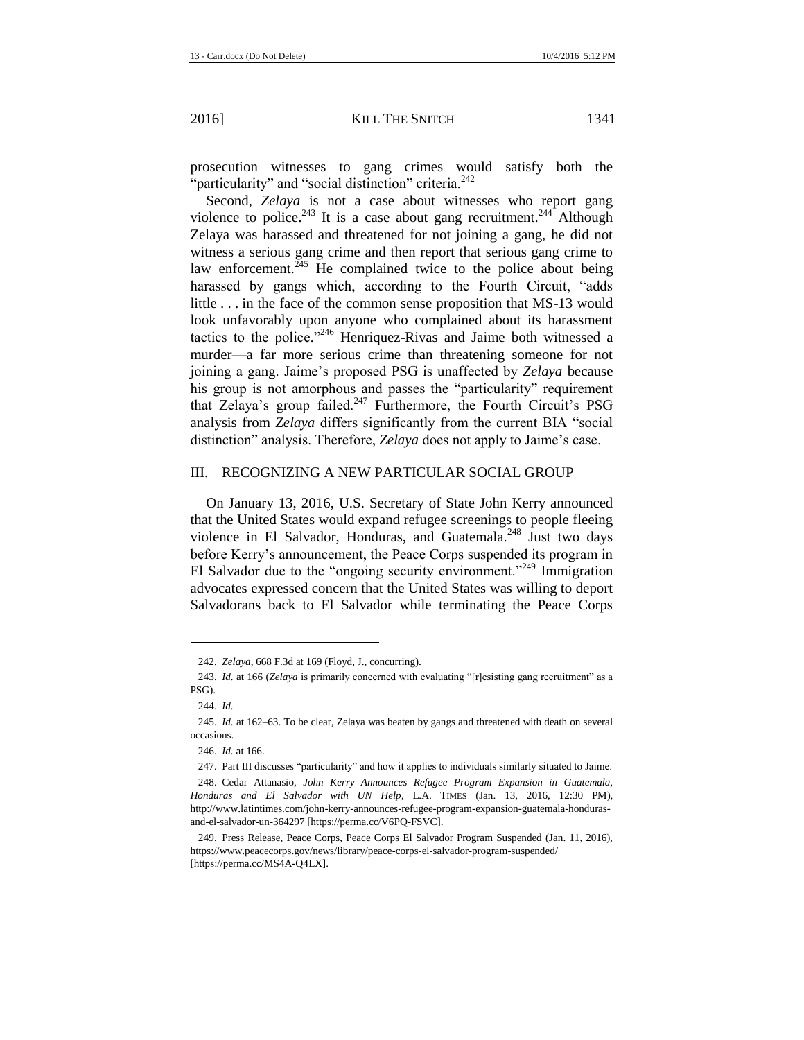prosecution witnesses to gang crimes would satisfy both the "particularity" and "social distinction" criteria.[242]

Second, *Zelaya* is not a case about witnesses who report gang violence to police.[243] It is a case about gang recruitment.[244] Although Zelaya was harassed and threatened for not joining a gang, he did not witness a serious gang crime and then report that serious gang crime to law enforcement.[245] He complained twice to the police about being harassed by gangs which, according to the Fourth Circuit, "adds little . . . in the face of the common sense proposition that MS-13 would look unfavorably upon anyone who complained about its harassment tactics to the police."[246] Henriquez-Rivas and Jaime both witnessed a murder—a far more serious crime than threatening someone for not joining a gang. Jaime's proposed PSG is unaffected by *Zelaya* because his group is not amorphous and passes the "particularity" requirement that Zelaya's group failed.[247] Furthermore, the Fourth Circuit's PSG analysis from *Zelaya* differs significantly from the current BIA "social distinction" analysis. Therefore, *Zelaya* does not apply to Jaime's case.

## III. RECOGNIZING A NEW PARTICULAR SOCIAL GROUP

On January 13, 2016, U.S. Secretary of State John Kerry announced that the United States would expand refugee screenings to people fleeing violence in El Salvador, Honduras, and Guatemala.[248] Just two days before Kerry's announcement, the Peace Corps suspended its program in El Salvador due to the "ongoing security environment."[249] Immigration advocates expressed concern that the United States was willing to deport Salvadorans back to El Salvador while terminating the Peace Corps

---

242. *Zelaya*, 668 F.3d at 169 (Floyd, J., concurring).

243. *Id.* at 166 (*Zelaya* is primarily concerned with evaluating "[r]esisting gang recruitment" as a PSG).

244. *Id.*

245. *Id.* at 162–63. To be clear, Zelaya was beaten by gangs and threatened with death on several occasions.

246. *Id.* at 166.

247. Part III discusses "particularity" and how it applies to individuals similarly situated to Jaime.

248. Cedar Attanasio, *John Kerry Announces Refugee Program Expansion in Guatemala, Honduras and El Salvador with UN Help*, L.A. TIMES (Jan. 13, 2016, 12:30 PM), http://www.latintimes.com/john-kerry-announces-refugee-program-expansion-guatemala-honduras-and-el-salvador-un-364297 [https://perma.cc/V6PQ-FSVC].

249. Press Release, Peace Corps, Peace Corps El Salvador Program Suspended (Jan. 11, 2016), https://www.peacecorps.gov/news/library/peace-corps-el-salvador-program-suspended/ [https://perma.cc/MS4A-Q4LX].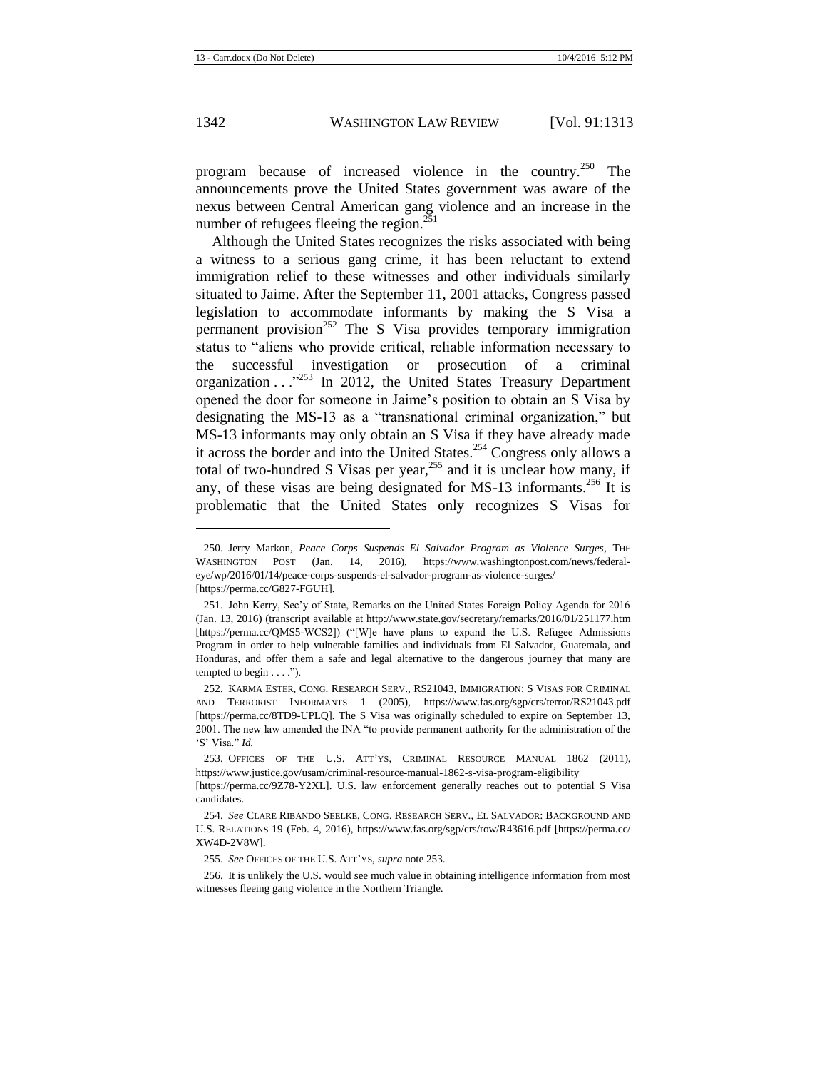program because of increased violence in the country.[250] The announcements prove the United States government was aware of the nexus between Central American gang violence and an increase in the number of refugees fleeing the region.[251]

Although the United States recognizes the risks associated with being a witness to a serious gang crime, it has been reluctant to extend immigration relief to these witnesses and other individuals similarly situated to Jaime. After the September 11, 2001 attacks, Congress passed legislation to accommodate informants by making the S Visa a permanent provision[252] The S Visa provides temporary immigration status to "aliens who provide critical, reliable information necessary to the successful investigation or prosecution of a criminal organization . . ."[253] In 2012, the United States Treasury Department opened the door for someone in Jaime's position to obtain an S Visa by designating the MS-13 as a "transnational criminal organization," but MS-13 informants may only obtain an S Visa if they have already made it across the border and into the United States.[254] Congress only allows a total of two-hundred S Visas per year,[255] and it is unclear how many, if any, of these visas are being designated for MS-13 informants.[256] It is problematic that the United States only recognizes S Visas for

---

250. Jerry Markon, *Peace Corps Suspends El Salvador Program as Violence Surges*, THE WASHINGTON POST (Jan. 14, 2016), https://www.washingtonpost.com/news/federal-eye/wp/2016/01/14/peace-corps-suspends-el-salvador-program-as-violence-surges/ [https://perma.cc/G827-FGUH].

251. John Kerry, Sec'y of State, Remarks on the United States Foreign Policy Agenda for 2016 (Jan. 13, 2016) (transcript available at http://www.state.gov/secretary/remarks/2016/01/251177.htm [https://perma.cc/QMS5-WCS2]) ("[W]e have plans to expand the U.S. Refugee Admissions Program in order to help vulnerable families and individuals from El Salvador, Guatemala, and Honduras, and offer them a safe and legal alternative to the dangerous journey that many are tempted to begin . . . .").

252. KARMA ESTER, CONG. RESEARCH SERV., RS21043, IMMIGRATION: S VISAS FOR CRIMINAL AND TERRORIST INFORMANTS 1 (2005), https://www.fas.org/sgp/crs/terror/RS21043.pdf [https://perma.cc/8TD9-UPLQ]. The S Visa was originally scheduled to expire on September 13, 2001. The new law amended the INA "to provide permanent authority for the administration of the 'S' Visa." *Id.*

253. OFFICES OF THE U.S. ATT'YS, CRIMINAL RESOURCE MANUAL 1862 (2011), https://www.justice.gov/usam/criminal-resource-manual-1862-s-visa-program-eligibility [https://perma.cc/9Z78-Y2XL]. U.S. law enforcement generally reaches out to potential S Visa candidates.

254. *See* CLARE RIBANDO SEELKE, CONG. RESEARCH SERV., EL SALVADOR: BACKGROUND AND U.S. RELATIONS 19 (Feb. 4, 2016), https://www.fas.org/sgp/crs/row/R43616.pdf [https://perma.cc/XW4D-2V8W].

255. *See* OFFICES OF THE U.S. ATT'YS, *supra* note 253.

256. It is unlikely the U.S. would see much value in obtaining intelligence information from most witnesses fleeing gang violence in the Northern Triangle.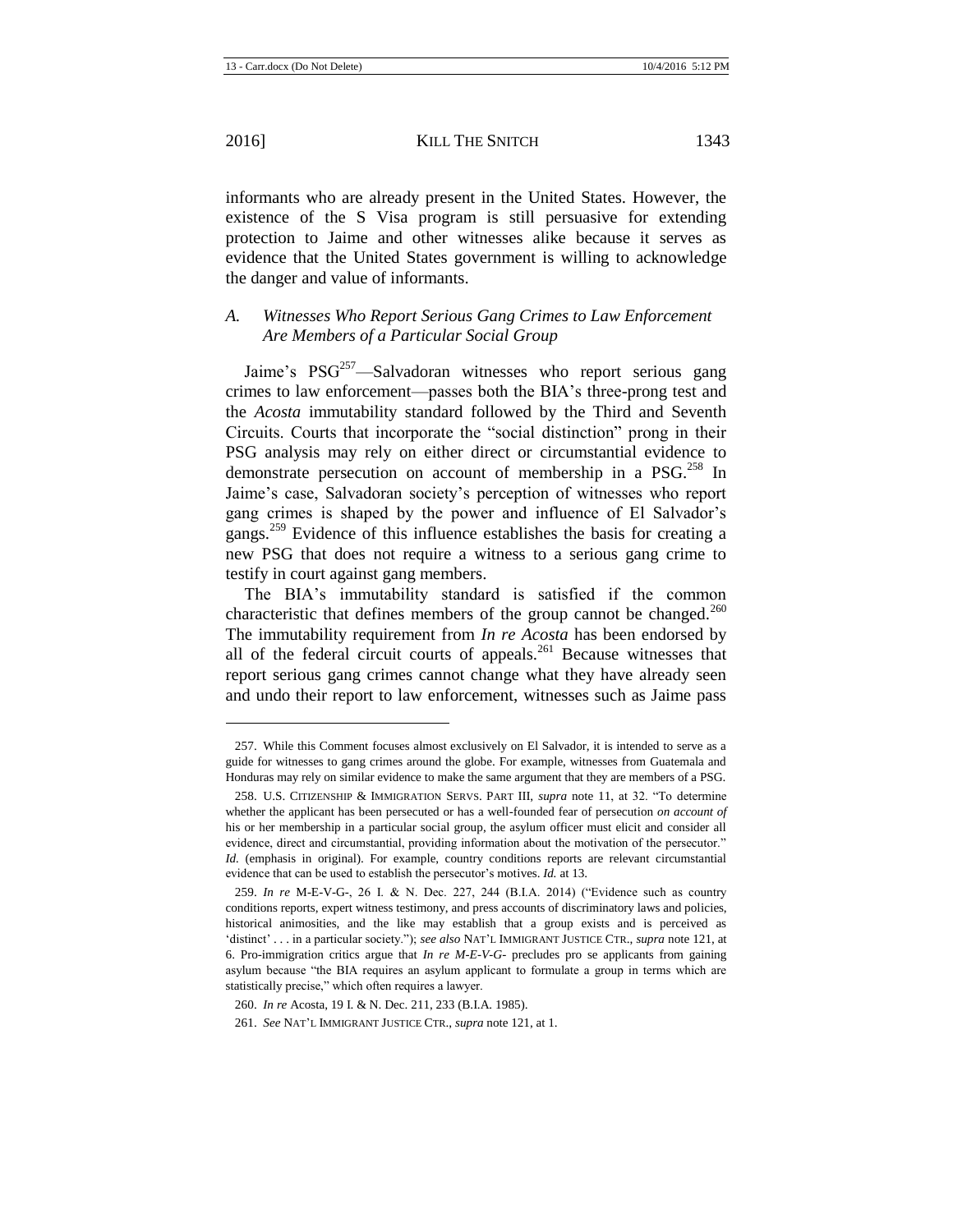informants who are already present in the United States. However, the existence of the S Visa program is still persuasive for extending protection to Jaime and other witnesses alike because it serves as evidence that the United States government is willing to acknowledge the danger and value of informants.

### *A. Witnesses Who Report Serious Gang Crimes to Law Enforcement Are Members of a Particular Social Group*

Jaime's PSG[257]—Salvadoran witnesses who report serious gang crimes to law enforcement—passes both the BIA's three-prong test and the *Acosta* immutability standard followed by the Third and Seventh Circuits. Courts that incorporate the "social distinction" prong in their PSG analysis may rely on either direct or circumstantial evidence to demonstrate persecution on account of membership in a PSG.[258] In Jaime's case, Salvadoran society's perception of witnesses who report gang crimes is shaped by the power and influence of El Salvador's gangs.[259] Evidence of this influence establishes the basis for creating a new PSG that does not require a witness to a serious gang crime to testify in court against gang members.

The BIA's immutability standard is satisfied if the common characteristic that defines members of the group cannot be changed.[260] The immutability requirement from *In re Acosta* has been endorsed by all of the federal circuit courts of appeals.[261] Because witnesses that report serious gang crimes cannot change what they have already seen and undo their report to law enforcement, witnesses such as Jaime pass

---

257. While this Comment focuses almost exclusively on El Salvador, it is intended to serve as a guide for witnesses to gang crimes around the globe. For example, witnesses from Guatemala and Honduras may rely on similar evidence to make the same argument that they are members of a PSG.

258. U.S. CITIZENSHIP & IMMIGRATION SERVS. PART III, *supra* note 11, at 32. "To determine whether the applicant has been persecuted or has a well-founded fear of persecution *on account of* his or her membership in a particular social group, the asylum officer must elicit and consider all evidence, direct and circumstantial, providing information about the motivation of the persecutor." *Id.* (emphasis in original). For example, country conditions reports are relevant circumstantial evidence that can be used to establish the persecutor's motives. *Id.* at 13.

259. *In re* M-E-V-G-, 26 I. & N. Dec. 227, 244 (B.I.A. 2014) ("Evidence such as country conditions reports, expert witness testimony, and press accounts of discriminatory laws and policies, historical animosities, and the like may establish that a group exists and is perceived as 'distinct' . . . in a particular society."); *see also* NAT'L IMMIGRANT JUSTICE CTR., *supra* note 121, at 6. Pro-immigration critics argue that *In re M-E-V-G-* precludes pro se applicants from gaining asylum because "the BIA requires an asylum applicant to formulate a group in terms which are statistically precise," which often requires a lawyer.

260. *In re* Acosta, 19 I. & N. Dec. 211, 233 (B.I.A. 1985).

261. *See* NAT'L IMMIGRANT JUSTICE CTR., *supra* note 121, at 1.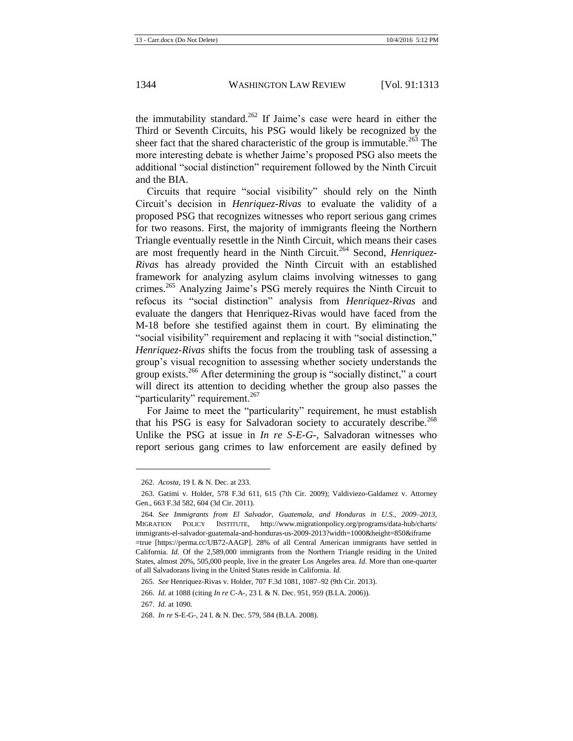the immutability standard.[262] If Jaime's case were heard in either the Third or Seventh Circuits, his PSG would likely be recognized by the sheer fact that the shared characteristic of the group is immutable.[263] The more interesting debate is whether Jaime's proposed PSG also meets the additional "social distinction" requirement followed by the Ninth Circuit and the BIA.

Circuits that require "social visibility" should rely on the Ninth Circuit's decision in *Henriquez-Rivas* to evaluate the validity of a proposed PSG that recognizes witnesses who report serious gang crimes for two reasons. First, the majority of immigrants fleeing the Northern Triangle eventually resettle in the Ninth Circuit, which means their cases are most frequently heard in the Ninth Circuit.[264] Second, *Henriquez-Rivas* has already provided the Ninth Circuit with an established framework for analyzing asylum claims involving witnesses to gang crimes.[265] Analyzing Jaime's PSG merely requires the Ninth Circuit to refocus its "social distinction" analysis from *Henriquez-Rivas* and evaluate the dangers that Henriquez-Rivas would have faced from the M-18 before she testified against them in court. By eliminating the "social visibility" requirement and replacing it with "social distinction," *Henriquez-Rivas* shifts the focus from the troubling task of assessing a group's visual recognition to assessing whether society understands the group exists.[266] After determining the group is "socially distinct," a court will direct its attention to deciding whether the group also passes the "particularity" requirement.[267]

For Jaime to meet the "particularity" requirement, he must establish that his PSG is easy for Salvadoran society to accurately describe.[268] Unlike the PSG at issue in *In re S-E-G-*, Salvadoran witnesses who report serious gang crimes to law enforcement are easily defined by

---

262. *Acosta*, 19 I. & N. Dec. at 233.

263. Gatimi v. Holder, 578 F.3d 611, 615 (7th Cir. 2009); Valdiviezo-Galdamez v. Attorney Gen., 663 F.3d 582, 604 (3d Cir. 2011).

264. *See Immigrants from El Salvador, Guatemala, and Honduras in U.S., 2009–2013*, MIGRATION POLICY INSTITUTE, http://www.migrationpolicy.org/programs/data-hub/charts/immigrants-el-salvador-guatemala-and-honduras-us-2009-2013?width=1000&height=850&iframe=true [https://perma.cc/UB72-AAGP]. 28% of all Central American immigrants have settled in California. *Id.* Of the 2,589,000 immigrants from the Northern Triangle residing in the United States, almost 20%, 505,000 people, live in the greater Los Angeles area. *Id.* More than one-quarter of all Salvadorans living in the United States reside in California. *Id.*

265. *See* Henriquez-Rivas v. Holder, 707 F.3d 1081, 1087–92 (9th Cir. 2013).

266. *Id.* at 1088 (citing *In re* C-A-, 23 I. & N. Dec. 951, 959 (B.I.A. 2006)).

267. *Id.* at 1090.

268. *In re* S-E-G-, 24 I. & N. Dec. 579, 584 (B.I.A. 2008).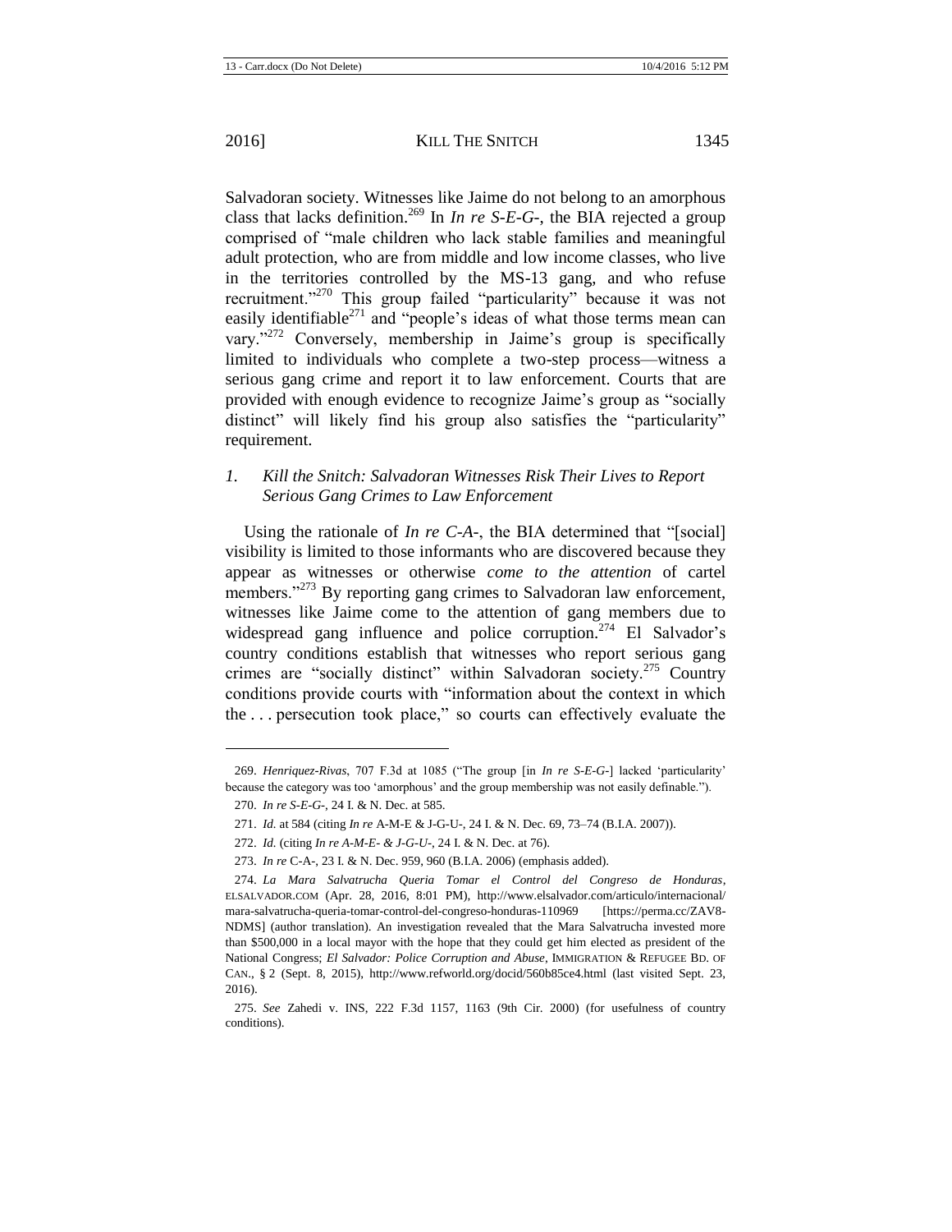Salvadoran society. Witnesses like Jaime do not belong to an amorphous class that lacks definition.[269] In *In re S-E-G-*, the BIA rejected a group comprised of "male children who lack stable families and meaningful adult protection, who are from middle and low income classes, who live in the territories controlled by the MS-13 gang, and who refuse recruitment."[270] This group failed "particularity" because it was not easily identifiable[271] and "people's ideas of what those terms mean can vary."[272] Conversely, membership in Jaime's group is specifically limited to individuals who complete a two-step process—witness a serious gang crime and report it to law enforcement. Courts that are provided with enough evidence to recognize Jaime's group as "socially distinct" will likely find his group also satisfies the "particularity" requirement.

### *1. Kill the Snitch: Salvadoran Witnesses Risk Their Lives to Report Serious Gang Crimes to Law Enforcement*

Using the rationale of *In re C-A-*, the BIA determined that "[social] visibility is limited to those informants who are discovered because they appear as witnesses or otherwise *come to the attention* of cartel members."[273] By reporting gang crimes to Salvadoran law enforcement, witnesses like Jaime come to the attention of gang members due to widespread gang influence and police corruption.[274] El Salvador's country conditions establish that witnesses who report serious gang crimes are "socially distinct" within Salvadoran society.[275] Country conditions provide courts with "information about the context in which the . . . persecution took place," so courts can effectively evaluate the

---

269. *Henriquez-Rivas*, 707 F.3d at 1085 ("The group [in *In re S-E-G-*] lacked 'particularity' because the category was too 'amorphous' and the group membership was not easily definable.").

270. *In re S-E-G-*, 24 I. & N. Dec. at 585.

271. *Id.* at 584 (citing *In re* A-M-E & J-G-U-, 24 I. & N. Dec. 69, 73–74 (B.I.A. 2007)).

272. *Id.* (citing *In re A-M-E- & J-G-U-*, 24 I. & N. Dec. at 76).

273. *In re* C-A-, 23 I. & N. Dec. 959, 960 (B.I.A. 2006) (emphasis added).

274. *La Mara Salvatrucha Queria Tomar el Control del Congreso de Honduras*, ELSALVADOR.COM (Apr. 28, 2016, 8:01 PM), http://www.elsalvador.com/articulo/internacional/mara-salvatrucha-queria-tomar-control-del-congreso-honduras-110969 [https://perma.cc/ZAV8-NDMS] (author translation). An investigation revealed that the Mara Salvatrucha invested more than $500,000 in a local mayor with the hope that they could get him elected as president of the National Congress; *El Salvador: Police Corruption and Abuse*, IMMIGRATION & REFUGEE BD. OF CAN., § 2 (Sept. 8, 2015), http://www.refworld.org/docid/560b85ce4.html (last visited Sept. 23, 2016).

275. *See* Zahedi v. INS, 222 F.3d 1157, 1163 (9th Cir. 2000) (for usefulness of country conditions).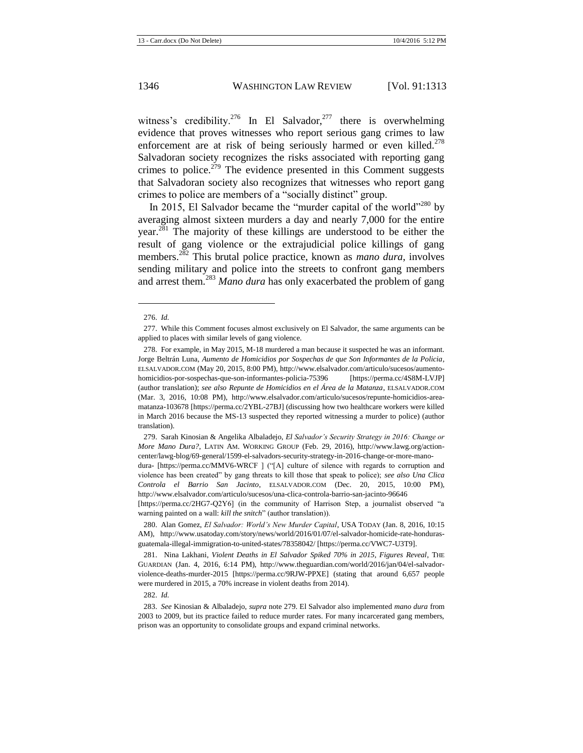witness's credibility.[276] In El Salvador,[277] there is overwhelming evidence that proves witnesses who report serious gang crimes to law enforcement are at risk of being seriously harmed or even killed.[278] Salvadoran society recognizes the risks associated with reporting gang crimes to police.[279] The evidence presented in this Comment suggests that Salvadoran society also recognizes that witnesses who report gang crimes to police are members of a "socially distinct" group.

In 2015, El Salvador became the "murder capital of the world"[280] by averaging almost sixteen murders a day and nearly 7,000 for the entire year.[281] The majority of these killings are understood to be either the result of gang violence or the extrajudicial police killings of gang members.[282] This brutal police practice, known as *mano dura*, involves sending military and police into the streets to confront gang members and arrest them.[283] *Mano dura* has only exacerbated the problem of gang

---

276. *Id.*

277. While this Comment focuses almost exclusively on El Salvador, the same arguments can be applied to places with similar levels of gang violence.

278. For example, in May 2015, M-18 murdered a man because it suspected he was an informant. Jorge Beltrán Luna, *Aumento de Homicidios por Sospechas de que Son Informantes de la Policia*, ELSALVADOR.COM (May 20, 2015, 8:00 PM), http://www.elsalvador.com/articulo/sucesos/aumento-homicidios-por-sospechas-que-son-informantes-policia-75396 [https://perma.cc/4S8M-LVJP] (author translation); *see also Repunte de Homicidios en el Área de la Matanza*, ELSALVADOR.COM (Mar. 3, 2016, 10:08 PM), http://www.elsalvador.com/articulo/sucesos/repunte-homicidios-area-matanza-103678 [https://perma.cc/2YBL-27BJ] (discussing how two healthcare workers were killed in March 2016 because the MS-13 suspected they reported witnessing a murder to police) (author translation).

279. Sarah Kinosian & Angelika Albaladejo, *El Salvador's Security Strategy in 2016: Change or More Mano Dura?*, LATIN AM. WORKING GROUP (Feb. 29, 2016), http://www.lawg.org/action-center/lawg-blog/69-general/1599-el-salvadors-security-strategy-in-2016-change-or-more-mano-dura- [https://perma.cc/MMV6-WRCF ] ("[A] culture of silence with regards to corruption and violence has been created" by gang threats to kill those that speak to police); *see also Una Clica Controla el Barrio San Jacinto*, ELSALVADOR.COM (Dec. 20, 2015, 10:00 PM), http://www.elsalvador.com/articulo/sucesos/una-clica-controla-barrio-san-jacinto-96646 [https://perma.cc/2HG7-Q2Y6] (in the community of Harrison Step, a journalist observed "a warning painted on a wall: *kill the snitch*" (author translation)).

280. Alan Gomez, *El Salvador: World's New Murder Capital*, USA TODAY (Jan. 8, 2016, 10:15 AM), http://www.usatoday.com/story/news/world/2016/01/07/el-salvador-homicide-rate-honduras-guatemala-illegal-immigration-to-united-states/78358042/ [https://perma.cc/VWC7-U3T9].

281. Nina Lakhani, *Violent Deaths in El Salvador Spiked 70% in 2015, Figures Reveal*, THE GUARDIAN (Jan. 4, 2016, 6:14 PM), http://www.theguardian.com/world/2016/jan/04/el-salvador-violence-deaths-murder-2015 [https://perma.cc/9RJW-PPXE] (stating that around 6,657 people were murdered in 2015, a 70% increase in violent deaths from 2014).

282. *Id.*

283. *See* Kinosian & Albaladejo, *supra* note 279. El Salvador also implemented *mano dura* from 2003 to 2009, but its practice failed to reduce murder rates. For many incarcerated gang members, prison was an opportunity to consolidate groups and expand criminal networks.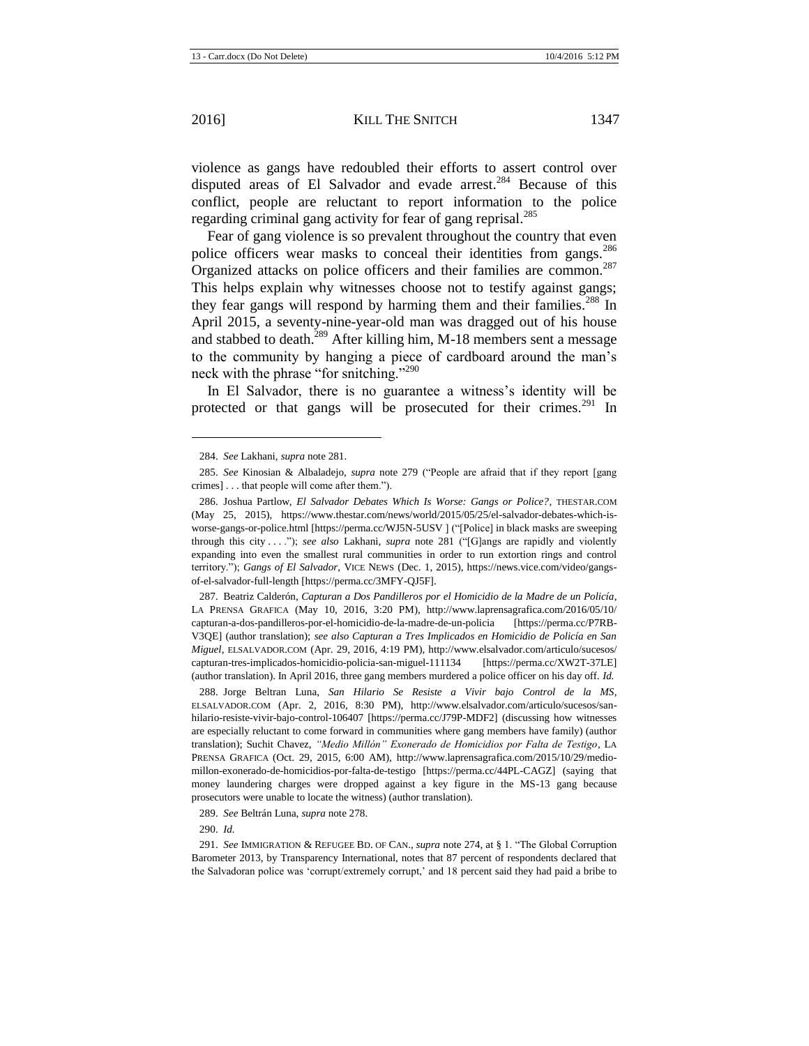violence as gangs have redoubled their efforts to assert control over disputed areas of El Salvador and evade arrest.[284] Because of this conflict, people are reluctant to report information to the police regarding criminal gang activity for fear of gang reprisal.[285]

Fear of gang violence is so prevalent throughout the country that even police officers wear masks to conceal their identities from gangs.[286] Organized attacks on police officers and their families are common.[287] This helps explain why witnesses choose not to testify against gangs; they fear gangs will respond by harming them and their families.[288] In April 2015, a seventy-nine-year-old man was dragged out of his house and stabbed to death.[289] After killing him, M-18 members sent a message to the community by hanging a piece of cardboard around the man's neck with the phrase "for snitching."[290]

In El Salvador, there is no guarantee a witness's identity will be protected or that gangs will be prosecuted for their crimes.[291] In

---

284. *See* Lakhani, *supra* note 281.

285. *See* Kinosian & Albaladejo, *supra* note 279 ("People are afraid that if they report [gang crimes] . . . that people will come after them.").

286. Joshua Partlow, *El Salvador Debates Which Is Worse: Gangs or Police?*, THESTAR.COM (May 25, 2015), https://www.thestar.com/news/world/2015/05/25/el-salvador-debates-which-is-worse-gangs-or-police.html [https://perma.cc/WJ5N-5USV ] ("[Police] in black masks are sweeping through this city . . . ."); *see also* Lakhani, *supra* note 281 ("[G]angs are rapidly and violently expanding into even the smallest rural communities in order to run extortion rings and control territory."); *Gangs of El Salvador*, VICE NEWS (Dec. 1, 2015), https://news.vice.com/video/gangs-of-el-salvador-full-length [https://perma.cc/3MFY-QJ5F].

287. Beatriz Calderón, *Capturan a Dos Pandilleros por el Homicidio de la Madre de un Policía*, LA PRENSA GRAFICA (May 10, 2016, 3:20 PM), http://www.laprensagrafica.com/2016/05/10/capturan-a-dos-pandilleros-por-el-homicidio-de-la-madre-de-un-policia [https://perma.cc/P7RB-V3QE] (author translation); *see also Capturan a Tres Implicados en Homicidio de Policía en San Miguel*, ELSALVADOR.COM (Apr. 29, 2016, 4:19 PM), http://www.elsalvador.com/articulo/sucesos/capturan-tres-implicados-homicidio-policia-san-miguel-111134 [https://perma.cc/XW2T-37LE] (author translation). In April 2016, three gang members murdered a police officer on his day off. *Id.*

288. Jorge Beltran Luna, *San Hilario Se Resiste a Vivir bajo Control de la MS*, ELSALVADOR.COM (Apr. 2, 2016, 8:30 PM), http://www.elsalvador.com/articulo/sucesos/san-hilario-resiste-vivir-bajo-control-106407 [https://perma.cc/J79P-MDF2] (discussing how witnesses are especially reluctant to come forward in communities where gang members have family) (author translation); Suchit Chavez, *"Medio Millón" Exonerado de Homicidios por Falta de Testigo*, LA PRENSA GRAFICA (Oct. 29, 2015, 6:00 AM), http://www.laprensagrafica.com/2015/10/29/medio-millon-exonerado-de-homicidios-por-falta-de-testigo [https://perma.cc/44PL-CAGZ] (saying that money laundering charges were dropped against a key figure in the MS-13 gang because prosecutors were unable to locate the witness) (author translation).

289. *See* Beltrán Luna, *supra* note 278.

290. *Id.*

291. *See* IMMIGRATION & REFUGEE BD. OF CAN., *supra* note 274, at § 1. "The Global Corruption Barometer 2013, by Transparency International, notes that 87 percent of respondents declared that the Salvadoran police was 'corrupt/extremely corrupt,' and 18 percent said they had paid a bribe to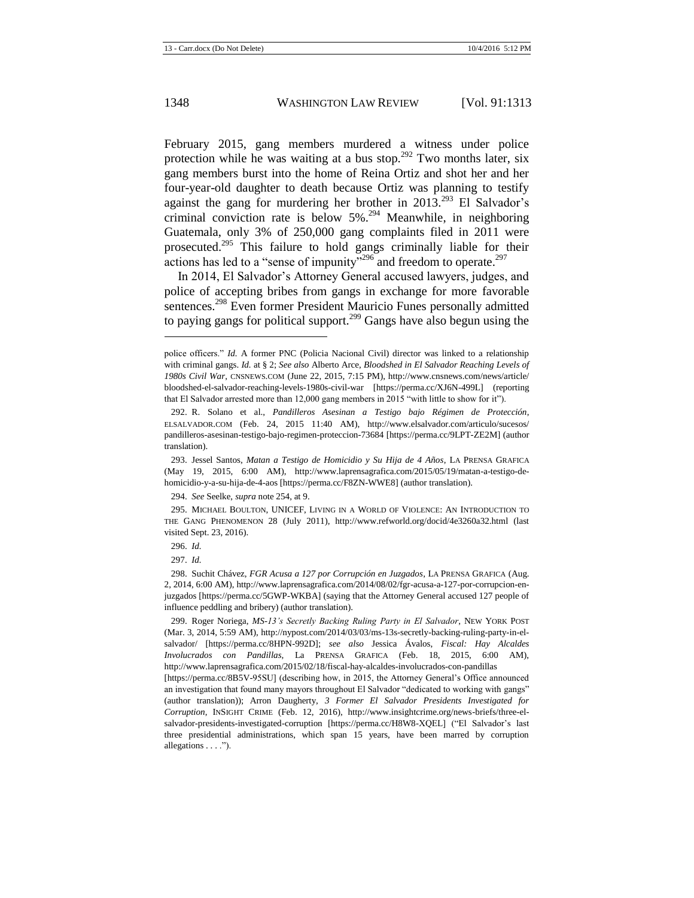February 2015, gang members murdered a witness under police protection while he was waiting at a bus stop.[292] Two months later, six gang members burst into the home of Reina Ortiz and shot her and her four-year-old daughter to death because Ortiz was planning to testify against the gang for murdering her brother in 2013.[293] El Salvador's criminal conviction rate is below 5%.[294] Meanwhile, in neighboring Guatemala, only 3% of 250,000 gang complaints filed in 2011 were prosecuted.[295] This failure to hold gangs criminally liable for their actions has led to a "sense of impunity"[296] and freedom to operate.[297]

In 2014, El Salvador's Attorney General accused lawyers, judges, and police of accepting bribes from gangs in exchange for more favorable sentences.[298] Even former President Mauricio Funes personally admitted to paying gangs for political support.[299] Gangs have also begun using the

---

police officers." *Id.* A former PNC (Policia Nacional Civil) director was linked to a relationship with criminal gangs. *Id.* at § 2; *See also* Alberto Arce, *Bloodshed in El Salvador Reaching Levels of 1980s Civil War*, CNSNEWS.COM (June 22, 2015, 7:15 PM), http://www.cnsnews.com/news/article/bloodshed-el-salvador-reaching-levels-1980s-civil-war [https://perma.cc/XJ6N-499L] (reporting that El Salvador arrested more than 12,000 gang members in 2015 "with little to show for it").

292. R. Solano et al., *Pandilleros Asesinan a Testigo bajo Régimen de Protección*, ELSALVADOR.COM (Feb. 24, 2015 11:40 AM), http://www.elsalvador.com/articulo/sucesos/pandilleros-asesinan-testigo-bajo-regimen-proteccion-73684 [https://perma.cc/9LPT-ZE2M] (author translation).

293. Jessel Santos, *Matan a Testigo de Homicidio y Su Hija de 4 Años*, LA PRENSA GRAFICA (May 19, 2015, 6:00 AM), http://www.laprensagrafica.com/2015/05/19/matan-a-testigo-de-homicidio-y-a-su-hija-de-4-aos [https://perma.cc/F8ZN-WWE8] (author translation).

294. *See* Seelke, *supra* note 254, at 9.

295. MICHAEL BOULTON, UNICEF, LIVING IN A WORLD OF VIOLENCE: AN INTRODUCTION TO THE GANG PHENOMENON 28 (July 2011), http://www.refworld.org/docid/4e3260a32.html (last visited Sept. 23, 2016).

296. *Id.*

297. *Id.*

298. Suchit Chávez, *FGR Acusa a 127 por Corrupción en Juzgados*, LA PRENSA GRAFICA (Aug. 2, 2014, 6:00 AM), http://www.laprensagrafica.com/2014/08/02/fgr-acusa-a-127-por-corrupcion-en-juzgados [https://perma.cc/5GWP-WKBA] (saying that the Attorney General accused 127 people of influence peddling and bribery) (author translation).

299. Roger Noriega, *MS-13's Secretly Backing Ruling Party in El Salvador*, NEW YORK POST (Mar. 3, 2014, 5:59 AM), http://nypost.com/2014/03/03/ms-13s-secretly-backing-ruling-party-in-el-salvador/ [https://perma.cc/8HPN-992D]; *see also* Jessica Ávalos, *Fiscal: Hay Alcaldes Involucrados con Pandillas*, La PRENSA GRAFICA (Feb. 18, 2015, 6:00 AM), http://www.laprensagrafica.com/2015/02/18/fiscal-hay-alcaldes-involucrados-con-pandillas [https://perma.cc/8B5V-95SU] (describing how, in 2015, the Attorney General's Office announced an investigation that found many mayors throughout El Salvador "dedicated to working with gangs" (author translation)); Arron Daugherty, *3 Former El Salvador Presidents Investigated for Corruption*, INSIGHT CRIME (Feb. 12, 2016), http://www.insightcrime.org/news-briefs/three-el-salvador-presidents-investigated-corruption [https://perma.cc/H8W8-XQEL] ("El Salvador's last three presidential administrations, which span 15 years, have been marred by corruption allegations . . . .").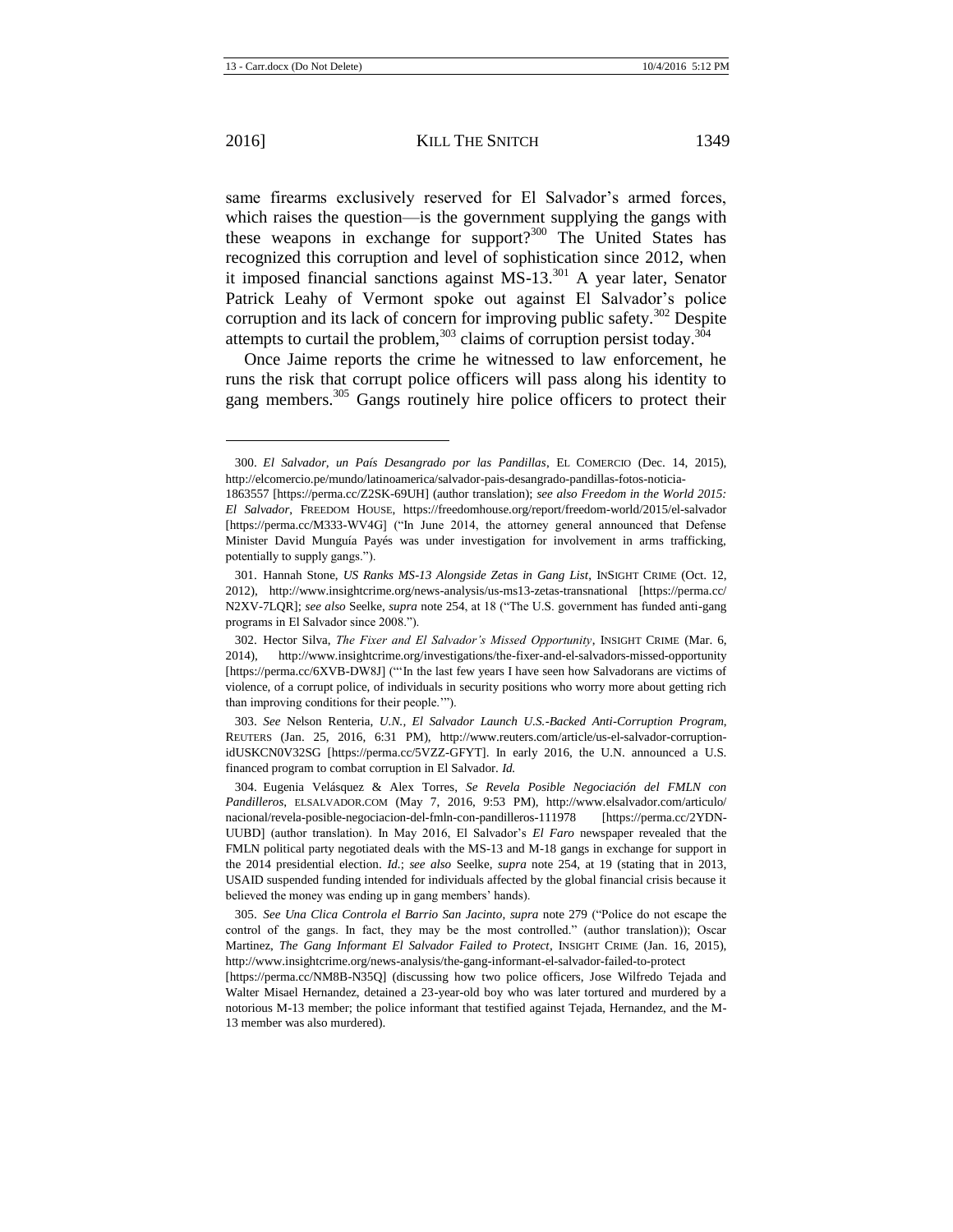same firearms exclusively reserved for El Salvador's armed forces, which raises the question—is the government supplying the gangs with these weapons in exchange for support?[300] The United States has recognized this corruption and level of sophistication since 2012, when it imposed financial sanctions against MS-13.[301] A year later, Senator Patrick Leahy of Vermont spoke out against El Salvador's police corruption and its lack of concern for improving public safety.[302] Despite attempts to curtail the problem,[303] claims of corruption persist today.[304]

Once Jaime reports the crime he witnessed to law enforcement, he runs the risk that corrupt police officers will pass along his identity to gang members.[305] Gangs routinely hire police officers to protect their

---

300. *El Salvador, un País Desangrado por las Pandillas*, EL COMERCIO (Dec. 14, 2015), http://elcomercio.pe/mundo/latinoamerica/salvador-pais-desangrado-pandillas-fotos-noticia-1863557 [https://perma.cc/Z2SK-69UH] (author translation); *see also Freedom in the World 2015: El Salvador*, FREEDOM HOUSE, https://freedomhouse.org/report/freedom-world/2015/el-salvador [https://perma.cc/M333-WV4G] ("In June 2014, the attorney general announced that Defense Minister David Munguía Payés was under investigation for involvement in arms trafficking, potentially to supply gangs.").

301. Hannah Stone, *US Ranks MS-13 Alongside Zetas in Gang List*, INSIGHT CRIME (Oct. 12, 2012), http://www.insightcrime.org/news-analysis/us-ms13-zetas-transnational [https://perma.cc/N2XV-7LQR]; *see also* Seelke, *supra* note 254, at 18 ("The U.S. government has funded anti-gang programs in El Salvador since 2008.").

302. Hector Silva, *The Fixer and El Salvador's Missed Opportunity*, INSIGHT CRIME (Mar. 6, 2014), http://www.insightcrime.org/investigations/the-fixer-and-el-salvadors-missed-opportunity [https://perma.cc/6XVB-DW8J] ("'In the last few years I have seen how Salvadorans are victims of violence, of a corrupt police, of individuals in security positions who worry more about getting rich than improving conditions for their people.'").

303. *See* Nelson Renteria, *U.N., El Salvador Launch U.S.-Backed Anti-Corruption Program*, REUTERS (Jan. 25, 2016, 6:31 PM), http://www.reuters.com/article/us-el-salvador-corruption-idUSKCN0V32SG [https://perma.cc/5VZZ-GFYT]. In early 2016, the U.N. announced a U.S. financed program to combat corruption in El Salvador. *Id.*

304. Eugenia Velásquez & Alex Torres, *Se Revela Posible Negociación del FMLN con Pandilleros*, ELSALVADOR.COM (May 7, 2016, 9:53 PM), http://www.elsalvador.com/articulo/nacional/revela-posible-negociacion-del-fmln-con-pandilleros-111978 [https://perma.cc/2YDN-UUBD] (author translation). In May 2016, El Salvador's *El Faro* newspaper revealed that the FMLN political party negotiated deals with the MS-13 and M-18 gangs in exchange for support in the 2014 presidential election. *Id.*; *see also* Seelke, *supra* note 254, at 19 (stating that in 2013, USAID suspended funding intended for individuals affected by the global financial crisis because it believed the money was ending up in gang members' hands).

305. *See Una Clica Controla el Barrio San Jacinto*, *supra* note 279 ("Police do not escape the control of the gangs. In fact, they may be the most controlled." (author translation)); Oscar Martinez, *The Gang Informant El Salvador Failed to Protect*, INSIGHT CRIME (Jan. 16, 2015), http://www.insightcrime.org/news-analysis/the-gang-informant-el-salvador-failed-to-protect [https://perma.cc/NM8B-N35Q] (discussing how two police officers, Jose Wilfredo Tejada and Walter Misael Hernandez, detained a 23-year-old boy who was later tortured and murdered by a notorious M-13 member; the police informant that testified against Tejada, Hernandez, and the M-13 member was also murdered).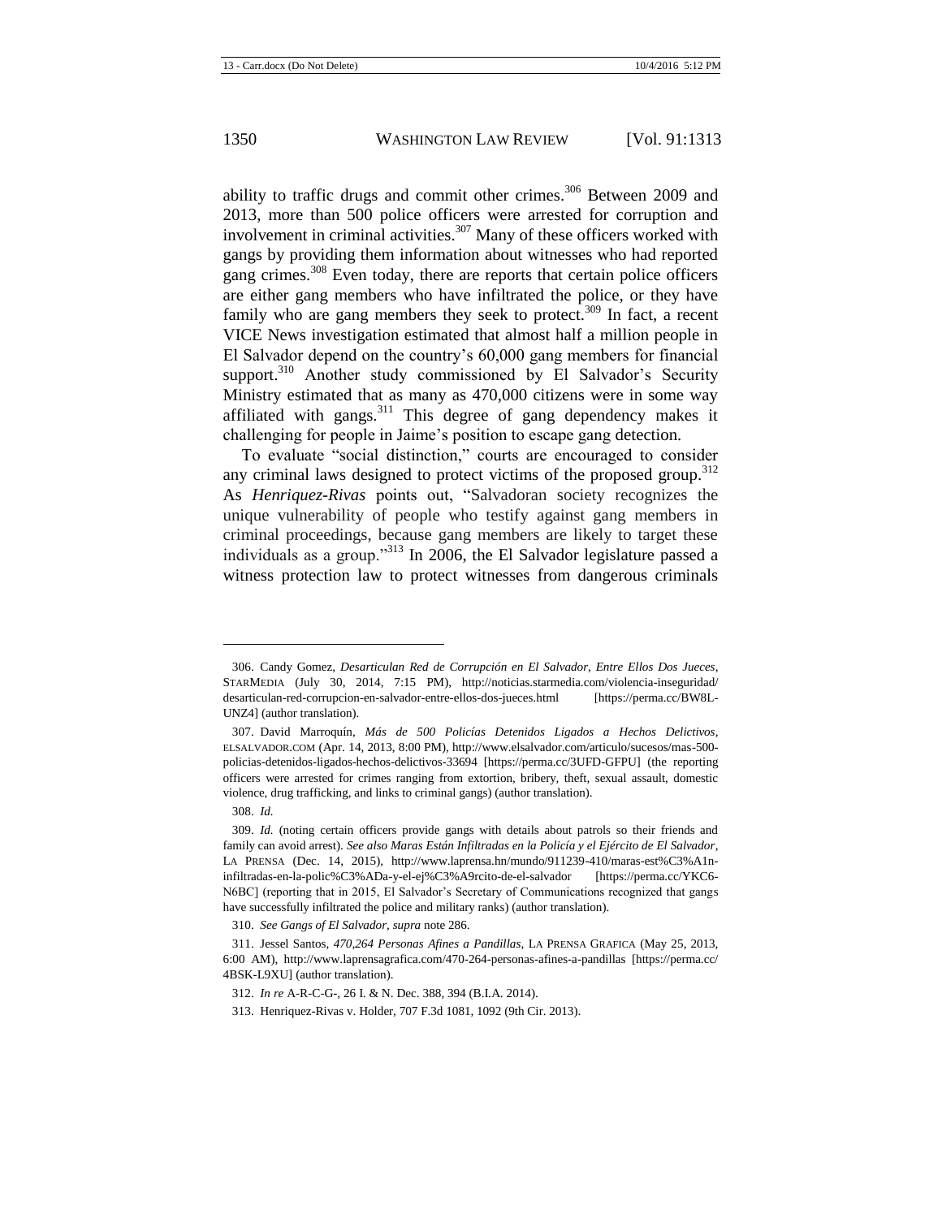ability to traffic drugs and commit other crimes.[306] Between 2009 and 2013, more than 500 police officers were arrested for corruption and involvement in criminal activities.[307] Many of these officers worked with gangs by providing them information about witnesses who had reported gang crimes.[308] Even today, there are reports that certain police officers are either gang members who have infiltrated the police, or they have family who are gang members they seek to protect.[309] In fact, a recent VICE News investigation estimated that almost half a million people in El Salvador depend on the country's 60,000 gang members for financial support.[310] Another study commissioned by El Salvador's Security Ministry estimated that as many as 470,000 citizens were in some way affiliated with gangs.[311] This degree of gang dependency makes it challenging for people in Jaime's position to escape gang detection.

To evaluate "social distinction," courts are encouraged to consider any criminal laws designed to protect victims of the proposed group.[312] As *Henriquez-Rivas* points out, "Salvadoran society recognizes the unique vulnerability of people who testify against gang members in criminal proceedings, because gang members are likely to target these individuals as a group."[313] In 2006, the El Salvador legislature passed a witness protection law to protect witnesses from dangerous criminals

---

306. Candy Gomez, *Desarticulan Red de Corrupción en El Salvador, Entre Ellos Dos Jueces*, STARMEDIA (July 30, 2014, 7:15 PM), http://noticias.starmedia.com/violencia-inseguridad/desarticulan-red-corrupcion-en-salvador-entre-ellos-dos-jueces.html [https://perma.cc/BW8L-UNZ4] (author translation).

307. David Marroquín, *Más de 500 Policías Detenidos Ligados a Hechos Delictivos*, ELSALVADOR.COM (Apr. 14, 2013, 8:00 PM), http://www.elsalvador.com/articulo/sucesos/mas-500-policias-detenidos-ligados-hechos-delictivos-33694 [https://perma.cc/3UFD-GFPU] (the reporting officers were arrested for crimes ranging from extortion, bribery, theft, sexual assault, domestic violence, drug trafficking, and links to criminal gangs) (author translation).

308. *Id.*

309. *Id.* (noting certain officers provide gangs with details about patrols so their friends and family can avoid arrest). *See also Maras Están Infiltradas en la Policía y el Ejército de El Salvador*, LA PRENSA (Dec. 14, 2015), http://www.laprensa.hn/mundo/911239-410/maras-est%C3%A1n-infiltradas-en-la-polic%C3%ADa-y-el-ej%C3%A9rcito-de-el-salvador [https://perma.cc/YKC6-N6BC] (reporting that in 2015, El Salvador's Secretary of Communications recognized that gangs have successfully infiltrated the police and military ranks) (author translation).

310. *See Gangs of El Salvador*, *supra* note 286.

311. Jessel Santos, *470,264 Personas Afines a Pandillas*, LA PRENSA GRAFICA (May 25, 2013, 6:00 AM), http://www.laprensagrafica.com/470-264-personas-afines-a-pandillas [https://perma.cc/4BSK-L9XU] (author translation).

312. *In re* A-R-C-G-, 26 I. & N. Dec. 388, 394 (B.I.A. 2014).

313. Henriquez-Rivas v. Holder, 707 F.3d 1081, 1092 (9th Cir. 2013).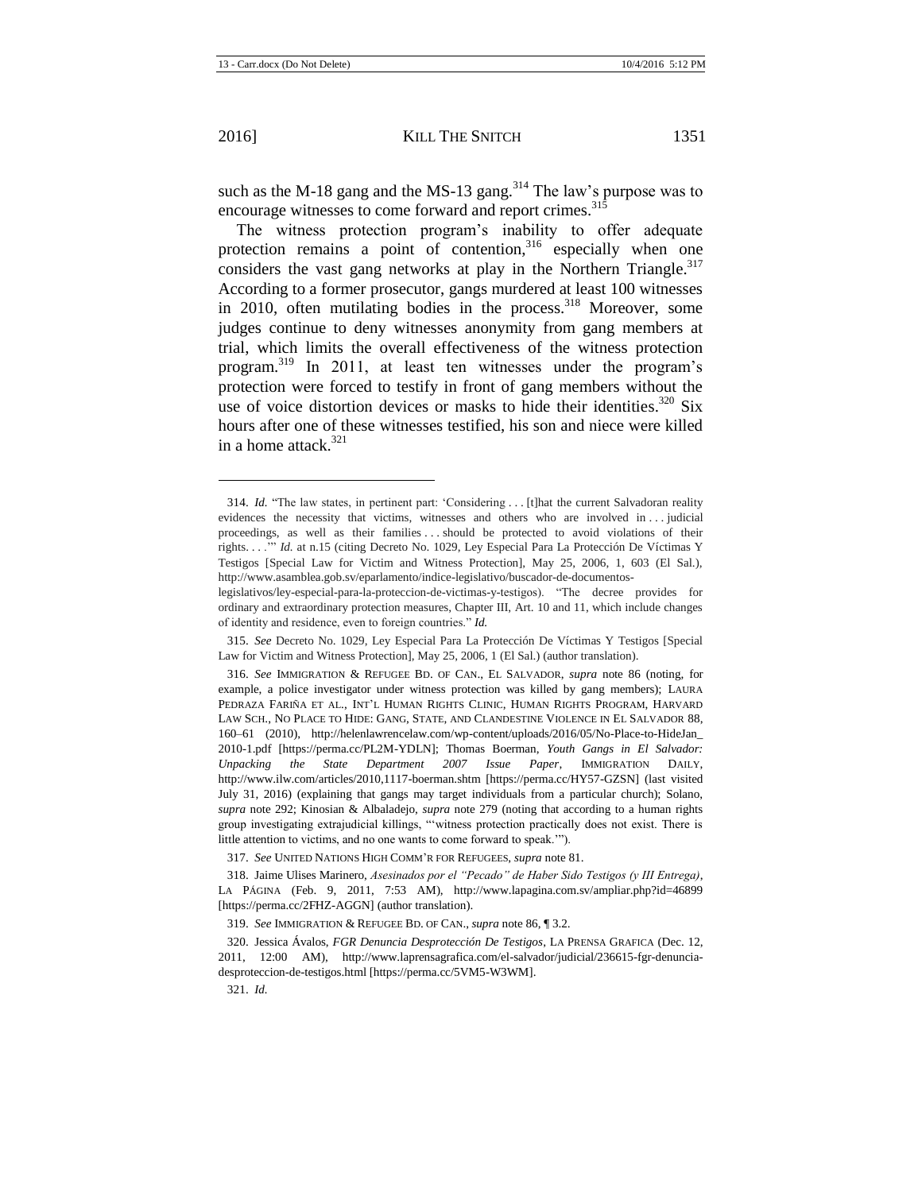such as the M-18 gang and the MS-13 gang.[314] The law's purpose was to encourage witnesses to come forward and report crimes.[315]

The witness protection program's inability to offer adequate protection remains a point of contention,[316] especially when one considers the vast gang networks at play in the Northern Triangle.[317] According to a former prosecutor, gangs murdered at least 100 witnesses in 2010, often mutilating bodies in the process.[318] Moreover, some judges continue to deny witnesses anonymity from gang members at trial, which limits the overall effectiveness of the witness protection program.[319] In 2011, at least ten witnesses under the program's protection were forced to testify in front of gang members without the use of voice distortion devices or masks to hide their identities.[320] Six hours after one of these witnesses testified, his son and niece were killed in a home attack.[321]

---

314. *Id.* "The law states, in pertinent part: 'Considering . . . [t]hat the current Salvadoran reality evidences the necessity that victims, witnesses and others who are involved in . . . judicial proceedings, as well as their families . . . should be protected to avoid violations of their rights. . . .'" *Id.* at n.15 (citing Decreto No. 1029, Ley Especial Para La Protección De Víctimas Y Testigos [Special Law for Victim and Witness Protection], May 25, 2006, 1, 603 (El Sal.), http://www.asamblea.gob.sv/eparlamento/indice-legislativo/buscador-de-documentos-legislativos/ley-especial-para-la-proteccion-de-victimas-y-testigos). "The decree provides for ordinary and extraordinary protection measures, Chapter III, Art. 10 and 11, which include changes of identity and residence, even to foreign countries." *Id.*

315. *See* Decreto No. 1029, Ley Especial Para La Protección De Víctimas Y Testigos [Special Law for Victim and Witness Protection], May 25, 2006, 1 (El Sal.) (author translation).

316. *See* IMMIGRATION & REFUGEE BD. OF CAN., EL SALVADOR, *supra* note 86 (noting, for example, a police investigator under witness protection was killed by gang members); LAURA PEDRAZA FARIÑA ET AL., INT'L HUMAN RIGHTS CLINIC, HUMAN RIGHTS PROGRAM, HARVARD LAW SCH., NO PLACE TO HIDE: GANG, STATE, AND CLANDESTINE VIOLENCE IN EL SALVADOR 88, 160–61 (2010), http://helenlawrencelaw.com/wp-content/uploads/2016/05/No-Place-to-HideJan_2010-1.pdf [https://perma.cc/PL2M-YDLN]; Thomas Boerman, *Youth Gangs in El Salvador: Unpacking the State Department 2007 Issue Paper*, IMMIGRATION DAILY, http://www.ilw.com/articles/2010,1117-boerman.shtm [https://perma.cc/HY57-GZSN] (last visited July 31, 2016) (explaining that gangs may target individuals from a particular church); Solano, *supra* note 292; Kinosian & Albaladejo, *supra* note 279 (noting that according to a human rights group investigating extrajudicial killings, "'witness protection practically does not exist. There is little attention to victims, and no one wants to come forward to speak.'").

317. *See* UNITED NATIONS HIGH COMM'R FOR REFUGEES, *supra* note 81.

318. Jaime Ulises Marinero, *Asesinados por el "Pecado" de Haber Sido Testigos (y III Entrega)*, LA PÁGINA (Feb. 9, 2011, 7:53 AM), http://www.lapagina.com.sv/ampliar.php?id=46899 [https://perma.cc/2FHZ-AGGN] (author translation).

319. *See* IMMIGRATION & REFUGEE BD. OF CAN., *supra* note 86, ¶ 3.2.

320. Jessica Ávalos, *FGR Denuncia Desprotección De Testigos*, LA PRENSA GRAFICA (Dec. 12, 2011, 12:00 AM), http://www.laprensagrafica.com/el-salvador/judicial/236615-fgr-denuncia-desproteccion-de-testigos.html [https://perma.cc/5VM5-W3WM].

321. *Id.*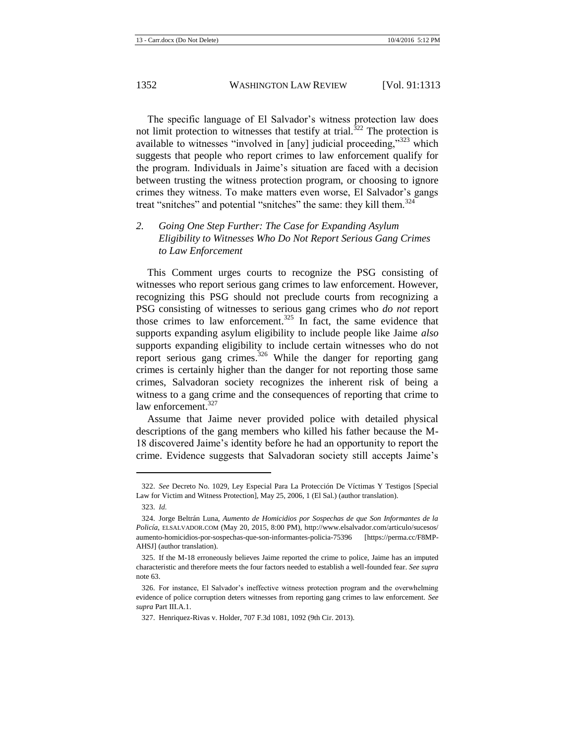The specific language of El Salvador's witness protection law does not limit protection to witnesses that testify at trial.[322] The protection is available to witnesses "involved in [any] judicial proceeding,"[323] which suggests that people who report crimes to law enforcement qualify for the program. Individuals in Jaime's situation are faced with a decision between trusting the witness protection program, or choosing to ignore crimes they witness. To make matters even worse, El Salvador's gangs treat "snitches" and potential "snitches" the same: they kill them.[324]

### *2. Going One Step Further: The Case for Expanding Asylum Eligibility to Witnesses Who Do Not Report Serious Gang Crimes to Law Enforcement*

This Comment urges courts to recognize the PSG consisting of witnesses who report serious gang crimes to law enforcement. However, recognizing this PSG should not preclude courts from recognizing a PSG consisting of witnesses to serious gang crimes who *do not* report those crimes to law enforcement.[325] In fact, the same evidence that supports expanding asylum eligibility to include people like Jaime *also* supports expanding eligibility to include certain witnesses who do not report serious gang crimes.[326] While the danger for reporting gang crimes is certainly higher than the danger for not reporting those same crimes, Salvadoran society recognizes the inherent risk of being a witness to a gang crime and the consequences of reporting that crime to law enforcement.[327]

Assume that Jaime never provided police with detailed physical descriptions of the gang members who killed his father because the M-18 discovered Jaime's identity before he had an opportunity to report the crime. Evidence suggests that Salvadoran society still accepts Jaime's

---

322. *See* Decreto No. 1029, Ley Especial Para La Protección De Víctimas Y Testigos [Special Law for Victim and Witness Protection], May 25, 2006, 1 (El Sal.) (author translation).

323. *Id.*

324. Jorge Beltrán Luna, *Aumento de Homicidios por Sospechas de que Son Informantes de la Policía*, ELSALVADOR.COM (May 20, 2015, 8:00 PM), http://www.elsalvador.com/articulo/sucesos/aumento-homicidios-por-sospechas-que-son-informantes-policia-75396 [https://perma.cc/F8MP-AHSJ] (author translation).

325. If the M-18 erroneously believes Jaime reported the crime to police, Jaime has an imputed characteristic and therefore meets the four factors needed to establish a well-founded fear. *See supra* note 63.

326. For instance, El Salvador's ineffective witness protection program and the overwhelming evidence of police corruption deters witnesses from reporting gang crimes to law enforcement. *See supra* Part III.A.1.

327. Henriquez-Rivas v. Holder, 707 F.3d 1081, 1092 (9th Cir. 2013).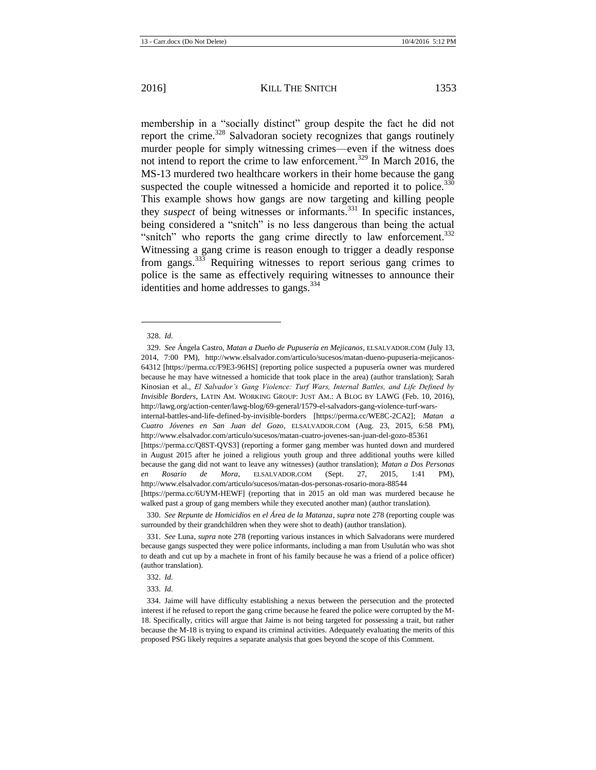membership in a "socially distinct" group despite the fact he did not report the crime.[328] Salvadoran society recognizes that gangs routinely murder people for simply witnessing crimes—even if the witness does not intend to report the crime to law enforcement.[329] In March 2016, the MS-13 murdered two healthcare workers in their home because the gang suspected the couple witnessed a homicide and reported it to police.[330] This example shows how gangs are now targeting and killing people they *suspect* of being witnesses or informants.[331] In specific instances, being considered a "snitch" is no less dangerous than being the actual "snitch" who reports the gang crime directly to law enforcement.[332] Witnessing a gang crime is reason enough to trigger a deadly response from gangs.[333] Requiring witnesses to report serious gang crimes to police is the same as effectively requiring witnesses to announce their identities and home addresses to gangs.[334]

---

328. *Id.*

329. *See* Ángela Castro, *Matan a Dueño de Pupusería en Mejicanos*, ELSALVADOR.COM (July 13, 2014, 7:00 PM), http://www.elsalvador.com/articulo/sucesos/matan-dueno-pupuseria-mejicanos-64312 [https://perma.cc/F9E3-96HS] (reporting police suspected a pupusería owner was murdered because he may have witnessed a homicide that took place in the area) (author translation); Sarah Kinosian et al., *El Salvador's Gang Violence: Turf Wars, Internal Battles, and Life Defined by Invisible Borders*, LATIN AM. WORKING GROUP: JUST AM.: A BLOG BY LAWG (Feb. 10, 2016), http://lawg.org/action-center/lawg-blog/69-general/1579-el-salvadors-gang-violence-turf-wars-internal-battles-and-life-defined-by-invisible-borders [https://perma.cc/WE8C-2CA2]; *Matan a Cuatro Jóvenes en San Juan del Gozo*, ELSALVADOR.COM (Aug. 23, 2015, 6:58 PM), http://www.elsalvador.com/articulo/sucesos/matan-cuatro-jovenes-san-juan-del-gozo-85361 [https://perma.cc/Q8ST-QVS3] (reporting a former gang member was hunted down and murdered in August 2015 after he joined a religious youth group and three additional youths were killed because the gang did not want to leave any witnesses) (author translation); *Matan a Dos Personas en Rosario de Mora*, ELSALVADOR.COM (Sept. 27, 2015, 1:41 PM), http://www.elsalvador.com/articulo/sucesos/matan-dos-personas-rosario-mora-88544 [https://perma.cc/6UYM-HEWF] (reporting that in 2015 an old man was murdered because he walked past a group of gang members while they executed another man) (author translation).

330. *See Repunte de Homicidios en el Área de la Matanza*, *supra* note 278 (reporting couple was surrounded by their grandchildren when they were shot to death) (author translation).

331. *See* Luna, *supra* note 278 (reporting various instances in which Salvadorans were murdered because gangs suspected they were police informants, including a man from Usulután who was shot to death and cut up by a machete in front of his family because he was a friend of a police officer) (author translation).

332. *Id.*

333. *Id.*

334. Jaime will have difficulty establishing a nexus between the persecution and the protected interest if he refused to report the gang crime because he feared the police were corrupted by the M-18. Specifically, critics will argue that Jaime is not being targeted for possessing a trait, but rather because the M-18 is trying to expand its criminal activities. Adequately evaluating the merits of this proposed PSG likely requires a separate analysis that goes beyond the scope of this Comment.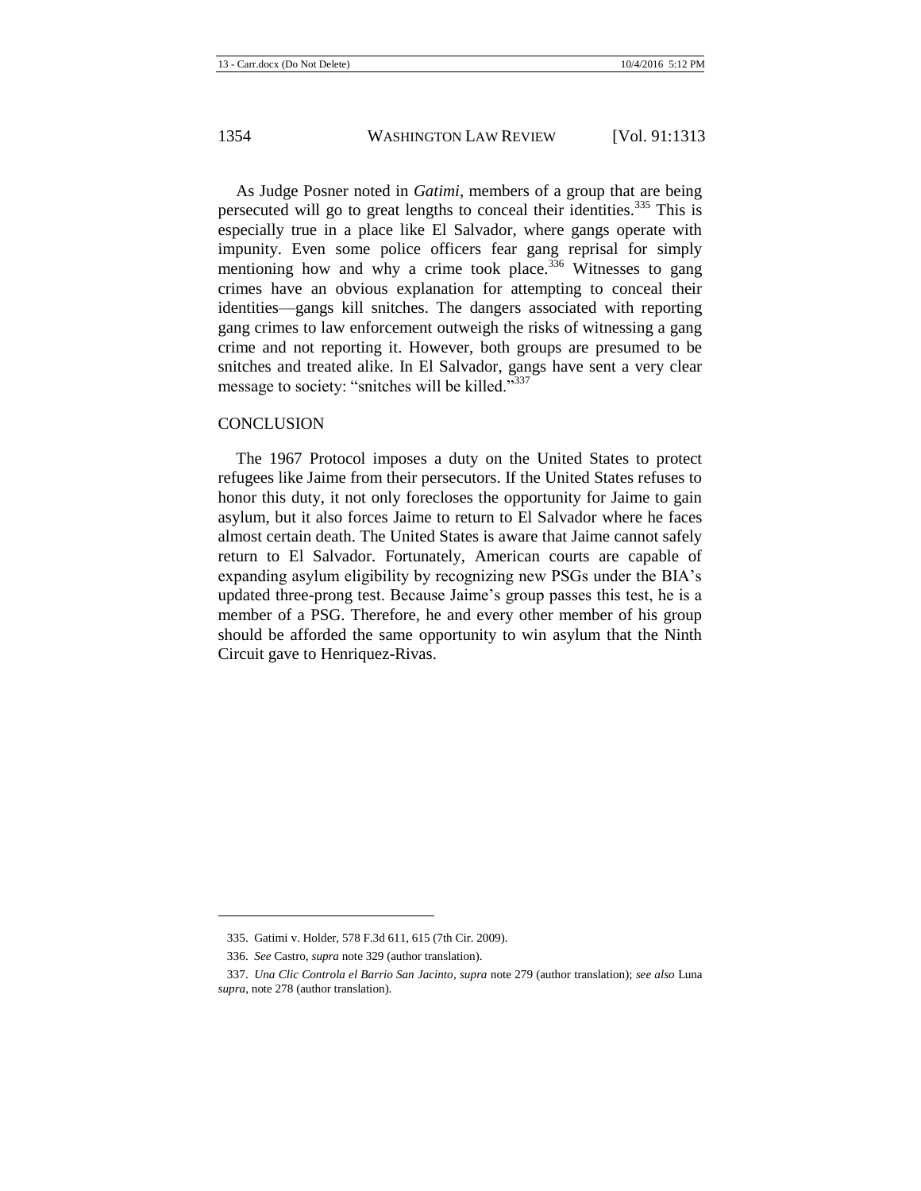As Judge Posner noted in *Gatimi*, members of a group that are being persecuted will go to great lengths to conceal their identities.[335] This is especially true in a place like El Salvador, where gangs operate with impunity. Even some police officers fear gang reprisal for simply mentioning how and why a crime took place.[336] Witnesses to gang crimes have an obvious explanation for attempting to conceal their identities—gangs kill snitches. The dangers associated with reporting gang crimes to law enforcement outweigh the risks of witnessing a gang crime and not reporting it. However, both groups are presumed to be snitches and treated alike. In El Salvador, gangs have sent a very clear message to society: "snitches will be killed."[337]

## CONCLUSION

The 1967 Protocol imposes a duty on the United States to protect refugees like Jaime from their persecutors. If the United States refuses to honor this duty, it not only forecloses the opportunity for Jaime to gain asylum, but it also forces Jaime to return to El Salvador where he faces almost certain death. The United States is aware that Jaime cannot safely return to El Salvador. Fortunately, American courts are capable of expanding asylum eligibility by recognizing new PSGs under the BIA's updated three-prong test. Because Jaime's group passes this test, he is a member of a PSG. Therefore, he and every other member of his group should be afforded the same opportunity to win asylum that the Ninth Circuit gave to Henriquez-Rivas.

---

335. Gatimi v. Holder, 578 F.3d 611, 615 (7th Cir. 2009).

336. *See* Castro, *supra* note 329 (author translation).

337. *Una Clic Controla el Barrio San Jacinto*, *supra* note 279 (author translation); *see also* Luna *supra*, note 278 (author translation).